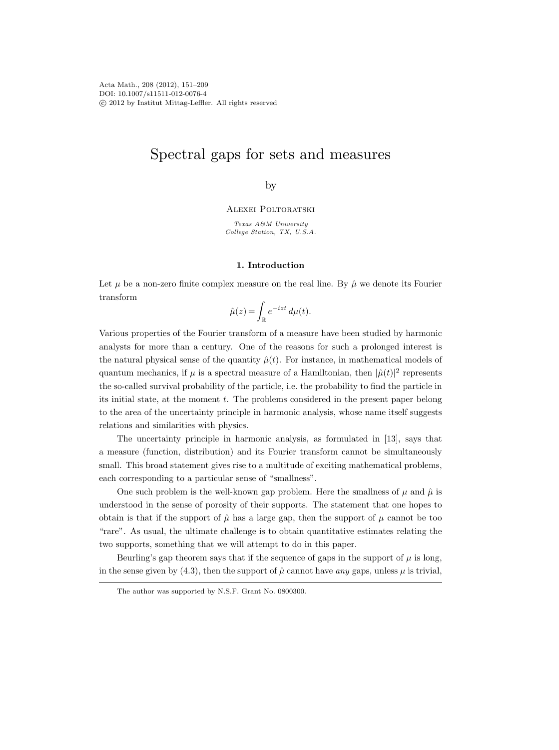# Spectral gaps for sets and measures

by

Alexei Poltoratski

*Texas A&M University*
*College Station, TX, U.S.A.*

## 1. Introduction

Let $\mu$ be a non-zero finite complex measure on the real line. By $\hat{\mu}$ we denote its Fourier transform

$$\hat{\mu}(z) = \int_{\mathbb{R}} e^{-izt}\, d\mu(t).$$

Various properties of the Fourier transform of a measure have been studied by harmonic analysts for more than a century. One of the reasons for such a prolonged interest is the natural physical sense of the quantity $\hat{\mu}(t)$. For instance, in mathematical models of quantum mechanics, if $\mu$ is a spectral measure of a Hamiltonian, then $|\hat{\mu}(t)|^2$ represents the so-called survival probability of the particle, i.e. the probability to find the particle in its initial state, at the moment $t$. The problems considered in the present paper belong to the area of the uncertainty principle in harmonic analysis, whose name itself suggests relations and similarities with physics.

The uncertainty principle in harmonic analysis, as formulated in [13], says that a measure (function, distribution) and its Fourier transform cannot be simultaneously small. This broad statement gives rise to a multitude of exciting mathematical problems, each corresponding to a particular sense of "smallness".

One such problem is the well-known gap problem. Here the smallness of $\mu$ and $\hat{\mu}$ is understood in the sense of porosity of their supports. The statement that one hopes to obtain is that if the support of $\hat{\mu}$ has a large gap, then the support of $\mu$ cannot be too "rare". As usual, the ultimate challenge is to obtain quantitative estimates relating the two supports, something that we will attempt to do in this paper.

Beurling's gap theorem says that if the sequence of gaps in the support of $\mu$ is long, in the sense given by (4.3), then the support of $\hat{\mu}$ cannot have *any* gaps, unless $\mu$ is trivial,

The author was supported by N.S.F. Grant No. 0800300.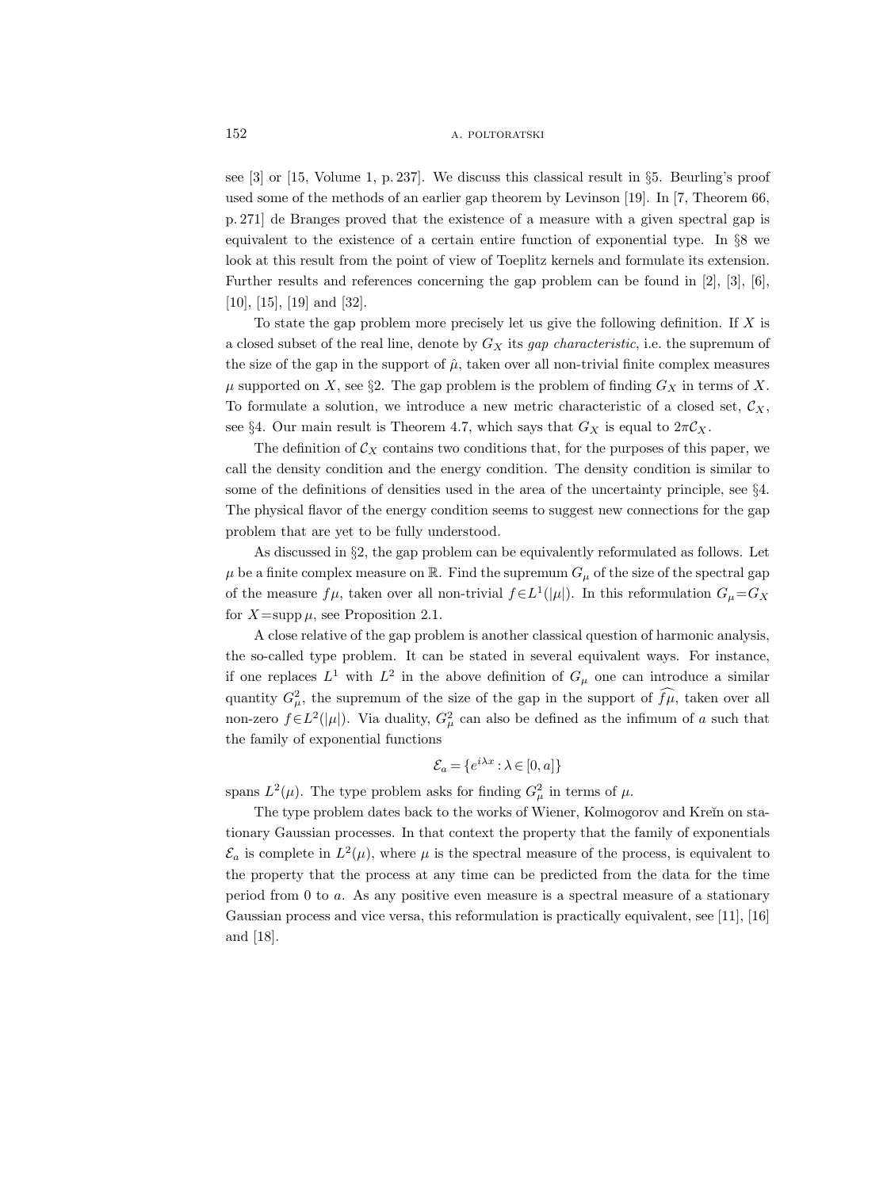see [3] or [15, Volume 1, p. 237]. We discuss this classical result in §5. Beurling's proof used some of the methods of an earlier gap theorem by Levinson [19]. In [7, Theorem 66, p. 271] de Branges proved that the existence of a measure with a given spectral gap is equivalent to the existence of a certain entire function of exponential type. In §8 we look at this result from the point of view of Toeplitz kernels and formulate its extension. Further results and references concerning the gap problem can be found in [2], [3], [6], [10], [15], [19] and [32].

To state the gap problem more precisely let us give the following definition. If $X$ is a closed subset of the real line, denote by $G_X$ its *gap characteristic*, i.e. the supremum of the size of the gap in the support of $\hat{\mu}$, taken over all non-trivial finite complex measures $\mu$ supported on $X$, see §2. The gap problem is the problem of finding $G_X$ in terms of $X$. To formulate a solution, we introduce a new metric characteristic of a closed set, $\mathcal{C}_X$, see §4. Our main result is Theorem 4.7, which says that $G_X$ is equal to $2\pi\mathcal{C}_X$.

The definition of $\mathcal{C}_X$ contains two conditions that, for the purposes of this paper, we call the density condition and the energy condition. The density condition is similar to some of the definitions of densities used in the area of the uncertainty principle, see §4. The physical flavor of the energy condition seems to suggest new connections for the gap problem that are yet to be fully understood.

As discussed in §2, the gap problem can be equivalently reformulated as follows. Let $\mu$ be a finite complex measure on $\mathbb{R}$. Find the supremum $G_\mu$ of the size of the spectral gap of the measure $f\mu$, taken over all non-trivial $f\in L^1(|\mu|)$. In this reformulation $G_\mu = G_X$ for $X=\operatorname{supp}\mu$, see Proposition 2.1.

A close relative of the gap problem is another classical question of harmonic analysis, the so-called type problem. It can be stated in several equivalent ways. For instance, if one replaces $L^1$ with $L^2$ in the above definition of $G_\mu$ one can introduce a similar quantity $G^2_\mu$, the supremum of the size of the gap in the support of $\widehat{f\mu}$, taken over all non-zero $f\in L^2(|\mu|)$. Via duality, $G^2_\mu$ can also be defined as the infimum of $a$ such that the family of exponential functions

$$\mathcal{E}_a = \{e^{i\lambda x} : \lambda \in [0,a]\}$$

spans $L^2(\mu)$. The type problem asks for finding $G^2_\mu$ in terms of $\mu$.

The type problem dates back to the works of Wiener, Kolmogorov and Kreĭn on stationary Gaussian processes. In that context the property that the family of exponentials $\mathcal{E}_a$ is complete in $L^2(\mu)$, where $\mu$ is the spectral measure of the process, is equivalent to the property that the process at any time can be predicted from the data for the time period from 0 to $a$. As any positive even measure is a spectral measure of a stationary Gaussian process and vice versa, this reformulation is practically equivalent, see [11], [16] and [18].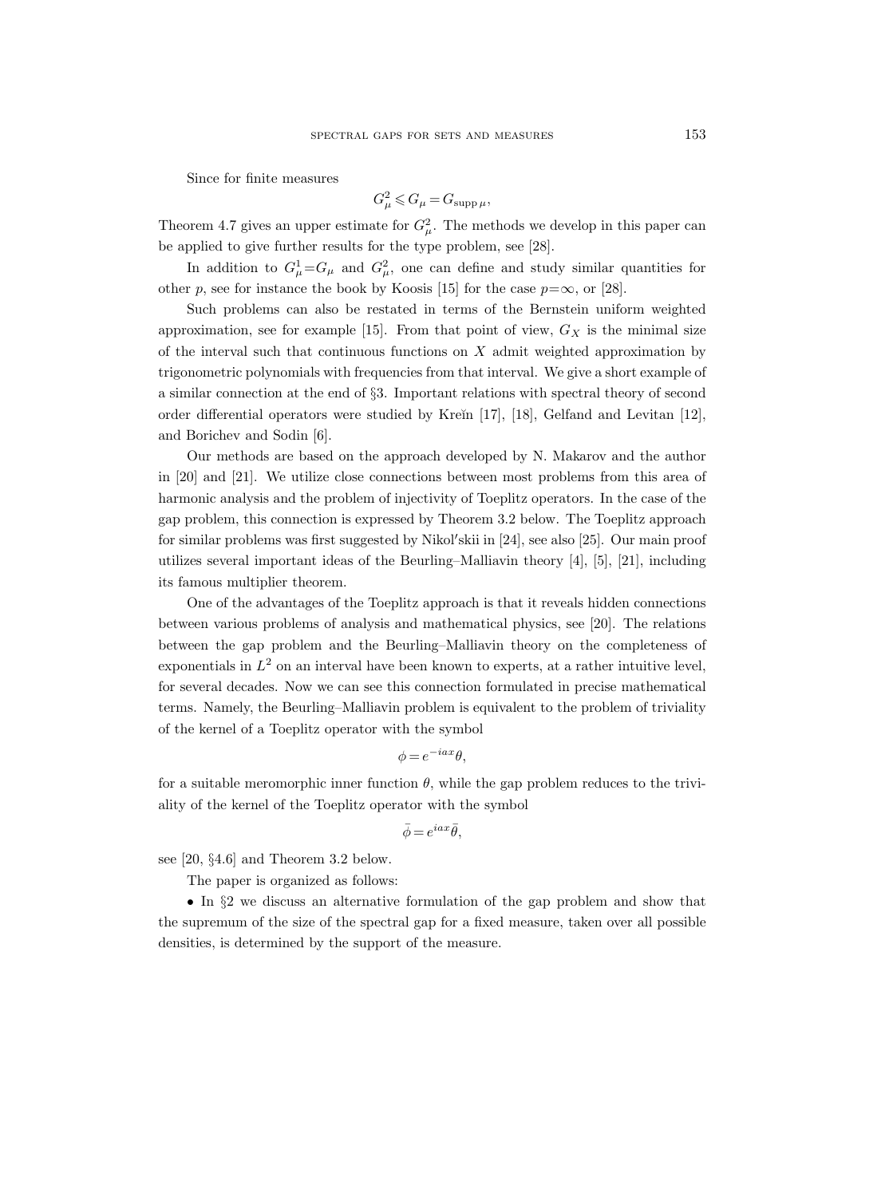Since for finite measures

$$G^2_\mu \leqslant G_\mu = G_{\operatorname{supp} \mu},$$

Theorem 4.7 gives an upper estimate for $G^2_\mu$. The methods we develop in this paper can be applied to give further results for the type problem, see [28].

In addition to $G^1_\mu = G_\mu$ and $G^2_\mu$, one can define and study similar quantities for other $p$, see for instance the book by Koosis [15] for the case $p=\infty$, or [28].

Such problems can also be restated in terms of the Bernstein uniform weighted approximation, see for example [15]. From that point of view, $G_X$ is the minimal size of the interval such that continuous functions on $X$ admit weighted approximation by trigonometric polynomials with frequencies from that interval. We give a short example of a similar connection at the end of §3. Important relations with spectral theory of second order differential operators were studied by Kreĭn [17], [18], Gelfand and Levitan [12], and Borichev and Sodin [6].

Our methods are based on the approach developed by N. Makarov and the author in [20] and [21]. We utilize close connections between most problems from this area of harmonic analysis and the problem of injectivity of Toeplitz operators. In the case of the gap problem, this connection is expressed by Theorem 3.2 below. The Toeplitz approach for similar problems was first suggested by Nikolʹskii in [24], see also [25]. Our main proof utilizes several important ideas of the Beurling–Malliavin theory [4], [5], [21], including its famous multiplier theorem.

One of the advantages of the Toeplitz approach is that it reveals hidden connections between various problems of analysis and mathematical physics, see [20]. The relations between the gap problem and the Beurling–Malliavin theory on the completeness of exponentials in $L^2$ on an interval have been known to experts, at a rather intuitive level, for several decades. Now we can see this connection formulated in precise mathematical terms. Namely, the Beurling–Malliavin problem is equivalent to the problem of triviality of the kernel of a Toeplitz operator with the symbol

$$\phi = e^{-iax}\theta,$$

for a suitable meromorphic inner function $\theta$, while the gap problem reduces to the triviality of the kernel of the Toeplitz operator with the symbol

$$\bar{\phi} = e^{iax}\bar{\theta},$$

see [20, §4.6] and Theorem 3.2 below.

The paper is organized as follows:

- In §2 we discuss an alternative formulation of the gap problem and show that the supremum of the size of the spectral gap for a fixed measure, taken over all possible densities, is determined by the support of the measure.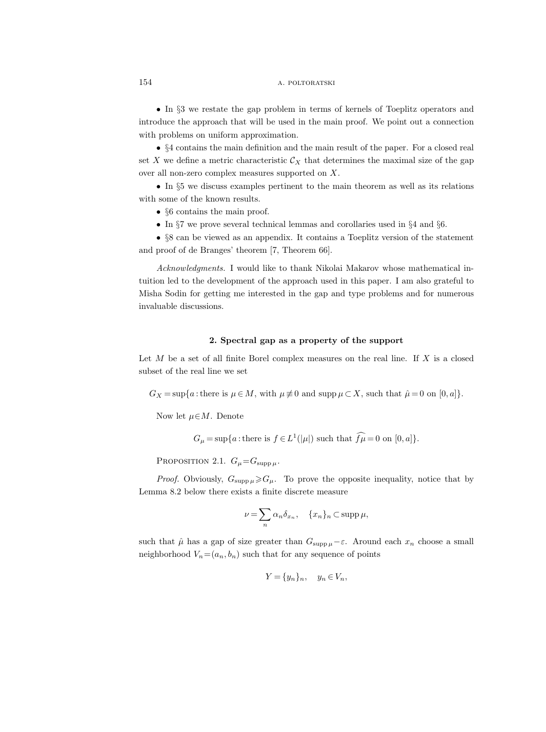- In §3 we restate the gap problem in terms of kernels of Toeplitz operators and introduce the approach that will be used in the main proof. We point out a connection with problems on uniform approximation.
- §4 contains the main definition and the main result of the paper. For a closed real set $X$ we define a metric characteristic $\mathcal{C}_X$ that determines the maximal size of the gap over all non-zero complex measures supported on $X$.
- In §5 we discuss examples pertinent to the main theorem as well as its relations with some of the known results.
- §6 contains the main proof.
- In §7 we prove several technical lemmas and corollaries used in §4 and §6.
- §8 can be viewed as an appendix. It contains a Toeplitz version of the statement and proof of de Branges' theorem [7, Theorem 66].

*Acknowledgments.* I would like to thank Nikolai Makarov whose mathematical intuition led to the development of the approach used in this paper. I am also grateful to Misha Sodin for getting me interested in the gap and type problems and for numerous invaluable discussions.

## 2. Spectral gap as a property of the support

Let $M$ be a set of all finite Borel complex measures on the real line. If $X$ is a closed subset of the real line we set

$$G_X = \sup\{a : \text{there is } \mu \in M, \text{ with } \mu \not\equiv 0 \text{ and } \operatorname{supp} \mu \subset X, \text{ such that } \hat{\mu} = 0 \text{ on } [0, a]\}.$$

Now let $\mu \in M$. Denote

$$G_\mu = \sup\{a : \text{there is } f \in L^1(|\mu|) \text{ such that } \widehat{f\mu} = 0 \text{ on } [0, a]\}.$$

Proposition 2.1. *$G_\mu = G_{\operatorname{supp} \mu}$.*

*Proof.* Obviously, $G_{\operatorname{supp} \mu} \geqslant G_\mu$. To prove the opposite inequality, notice that by Lemma 8.2 below there exists a finite discrete measure

$$\nu = \sum_n \alpha_n \delta_{x_n}, \quad \{x_n\}_n \subset \operatorname{supp} \mu,$$

such that $\hat{\mu}$ has a gap of size greater than $G_{\operatorname{supp} \mu} - \varepsilon$. Around each $x_n$ choose a small neighborhood $V_n = (a_n, b_n)$ such that for any sequence of points

$$Y = \{y_n\}_n, \quad y_n \in V_n,$$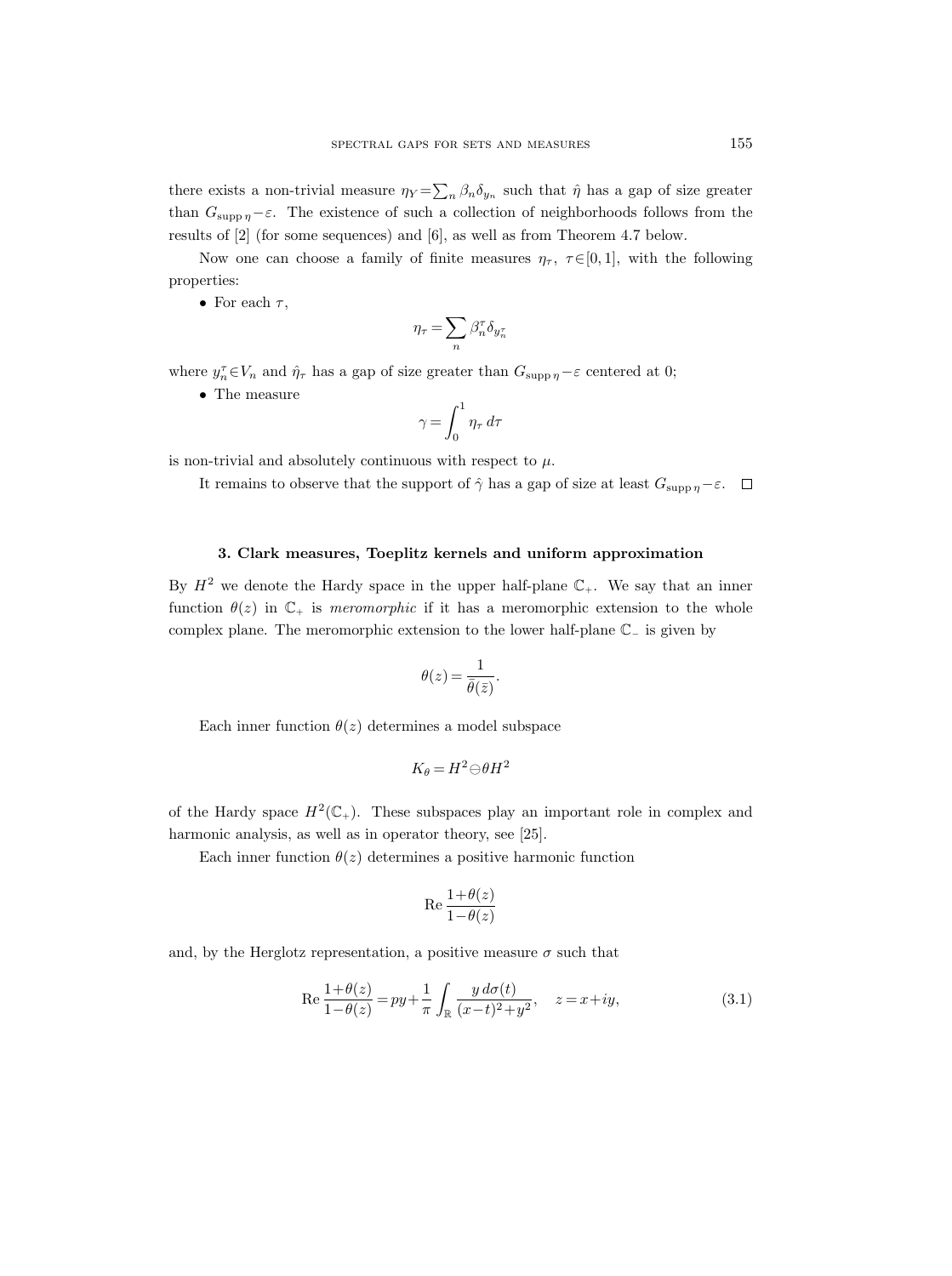there exists a non-trivial measure $\eta_Y = \sum_n \beta_n \delta_{y_n}$ such that $\hat{\eta}$ has a gap of size greater than $G_{\operatorname{supp}\eta} - \varepsilon$. The existence of such a collection of neighborhoods follows from the results of [2] (for some sequences) and [6], as well as from Theorem 4.7 below.

Now one can choose a family of finite measures $\eta_\tau$, $\tau \in [0,1]$, with the following properties:

- For each $\tau$,

$$\eta_\tau = \sum_n \beta_n^\tau \delta_{y_n^\tau}$$

where $y_n^\tau \in V_n$ and $\hat{\eta}_\tau$ has a gap of size greater than $G_{\operatorname{supp}\eta} - \varepsilon$ centered at 0;

- The measure

$$\gamma = \int_0^1 \eta_\tau \, d\tau$$

is non-trivial and absolutely continuous with respect to $\mu$.

It remains to observe that the support of $\hat{\gamma}$ has a gap of size at least $G_{\operatorname{supp}\eta} - \varepsilon$. $\square$

## 3. Clark measures, Toeplitz kernels and uniform approximation

By $H^2$ we denote the Hardy space in the upper half-plane $\mathbb{C}_+$. We say that an inner function $\theta(z)$ in $\mathbb{C}_+$ is *meromorphic* if it has a meromorphic extension to the whole complex plane. The meromorphic extension to the lower half-plane $\mathbb{C}_-$ is given by

$$\theta(z) = \frac{1}{\bar{\theta}(\bar{z})}.$$

Each inner function $\theta(z)$ determines a model subspace

$$K_\theta = H^2 \ominus \theta H^2$$

of the Hardy space $H^2(\mathbb{C}_+)$. These subspaces play an important role in complex and harmonic analysis, as well as in operator theory, see [25].

Each inner function $\theta(z)$ determines a positive harmonic function

$$\operatorname{Re} \frac{1+\theta(z)}{1-\theta(z)}$$

and, by the Herglotz representation, a positive measure $\sigma$ such that

$$\operatorname{Re} \frac{1+\theta(z)}{1-\theta(z)} = py + \frac{1}{\pi} \int_{\mathbb{R}} \frac{y \, d\sigma(t)}{(x-t)^2 + y^2}, \quad z = x + iy, \tag{3.1}$$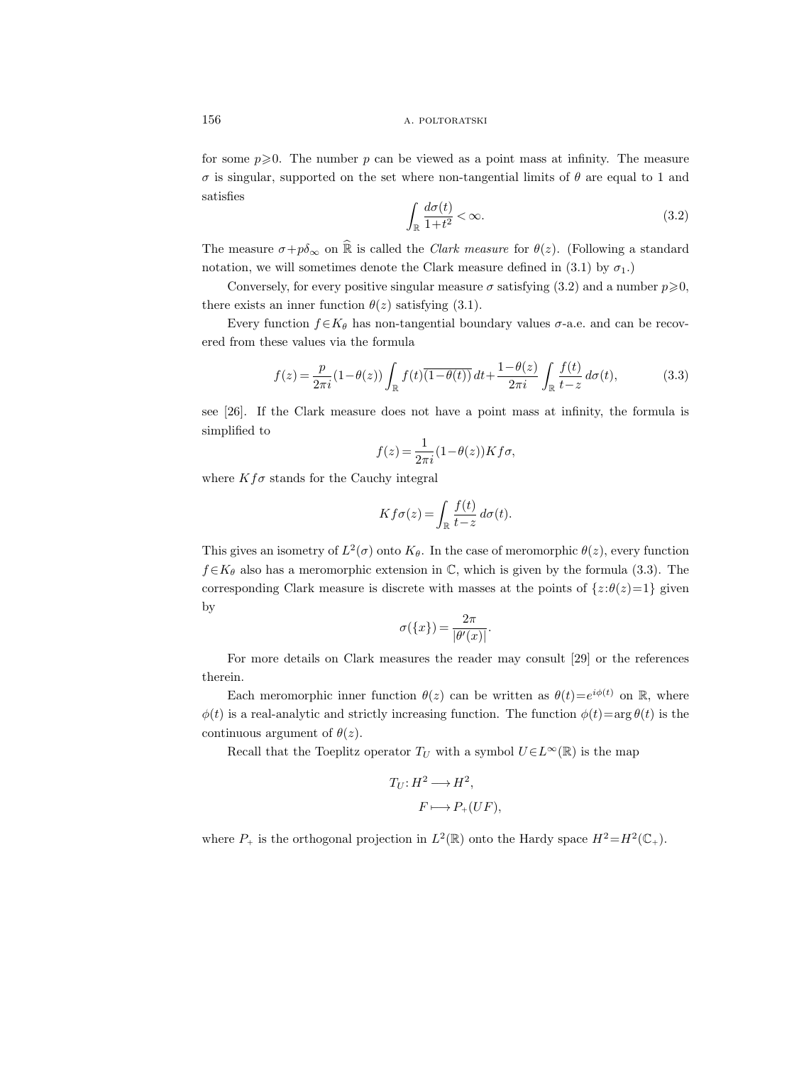for some $p\geqslant 0$. The number $p$ can be viewed as a point mass at infinity. The measure $\sigma$ is singular, supported on the set where non-tangential limits of $\theta$ are equal to 1 and satisfies

$$\int_{\mathbb{R}} \frac{d\sigma(t)}{1+t^2} < \infty. \tag{3.2}$$

The measure $\sigma + p\delta_\infty$ on $\widehat{\mathbb{R}}$ is called the *Clark measure* for $\theta(z)$. (Following a standard notation, we will sometimes denote the Clark measure defined in (3.1) by $\sigma_1$.)

Conversely, for every positive singular measure $\sigma$ satisfying (3.2) and a number $p\geqslant 0$, there exists an inner function $\theta(z)$ satisfying (3.1).

Every function $f\in K_\theta$ has non-tangential boundary values $\sigma$-a.e. and can be recovered from these values via the formula

$$f(z) = \frac{p}{2\pi i}(1-\theta(z)) \int_{\mathbb{R}} f(t)\overline{(1-\theta(t))}\, dt + \frac{1-\theta(z)}{2\pi i} \int_{\mathbb{R}} \frac{f(t)}{t-z}\, d\sigma(t), \tag{3.3}$$

see [26]. If the Clark measure does not have a point mass at infinity, the formula is simplified to

$$f(z) = \frac{1}{2\pi i}(1-\theta(z)) K f\sigma,$$

where $Kf\sigma$ stands for the Cauchy integral

$$Kf\sigma(z) = \int_{\mathbb{R}} \frac{f(t)}{t-z}\, d\sigma(t).$$

This gives an isometry of $L^2(\sigma)$ onto $K_\theta$. In the case of meromorphic $\theta(z)$, every function $f\in K_\theta$ also has a meromorphic extension in $\mathbb{C}$, which is given by the formula (3.3). The corresponding Clark measure is discrete with masses at the points of $\{z:\theta(z)=1\}$ given by

$$\sigma(\{x\}) = \frac{2\pi}{|\theta'(x)|}.$$

For more details on Clark measures the reader may consult [29] or the references therein.

Each meromorphic inner function $\theta(z)$ can be written as $\theta(t)=e^{i\phi(t)}$ on $\mathbb{R}$, where $\phi(t)$ is a real-analytic and strictly increasing function. The function $\phi(t)=\arg\theta(t)$ is the continuous argument of $\theta(z)$.

Recall that the Toeplitz operator $T_U$ with a symbol $U\in L^\infty(\mathbb{R})$ is the map

$$\begin{aligned} T_U\colon H^2 &\longrightarrow H^2, \\ F &\longmapsto P_+(UF), \end{aligned}$$

where $P_+$ is the orthogonal projection in $L^2(\mathbb{R})$ onto the Hardy space $H^2=H^2(\mathbb{C}_+)$.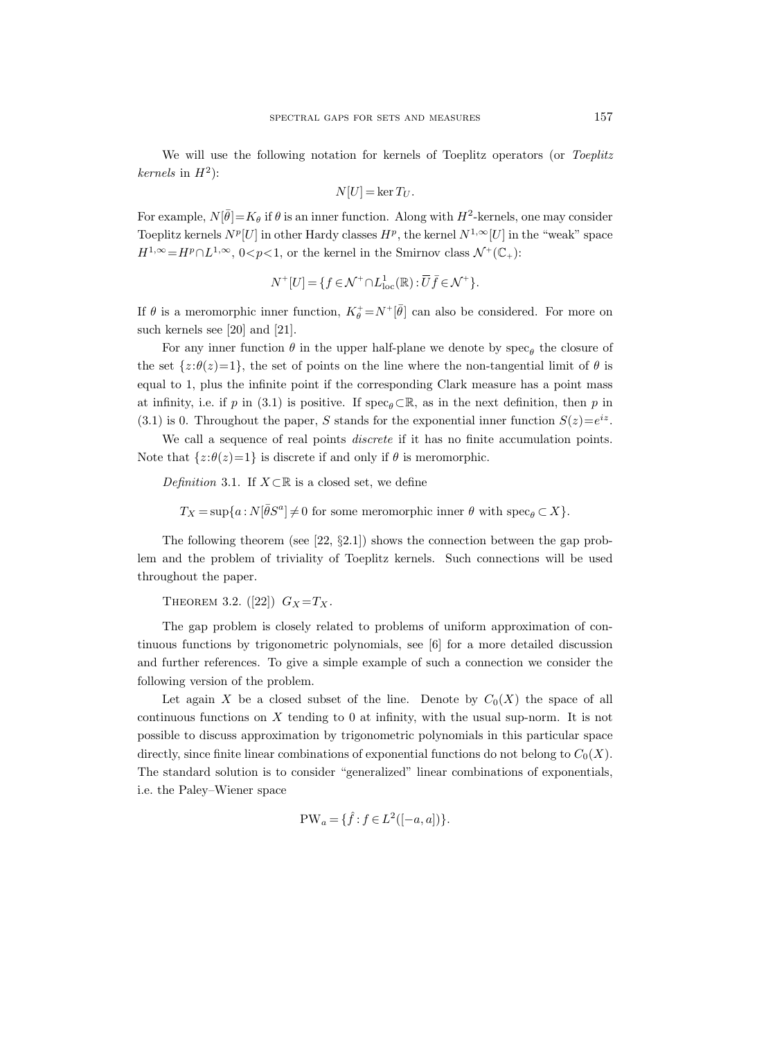We will use the following notation for kernels of Toeplitz operators (or *Toeplitz kernels* in $H^2$):

$$N[U] = \ker T_U.$$

For example, $N[\bar{\theta}] = K_\theta$ if $\theta$ is an inner function. Along with $H^2$-kernels, one may consider Toeplitz kernels $N^p[U]$ in other Hardy classes $H^p$, the kernel $N^{1,\infty}[U]$ in the "weak" space $H^{1,\infty} = H^p \cap L^{1,\infty}$, $0<p<1$, or the kernel in the Smirnov class $\mathcal{N}^+(\mathbb{C}_+)$:

$$N^+[U] = \{f \in \mathcal{N}^+ \cap L^1_{\mathrm{loc}}(\mathbb{R}) : \overline{U} \bar{f} \in \mathcal{N}^+\}.$$

If $\theta$ is a meromorphic inner function, $K^+_\theta = N^+[\bar{\theta}]$ can also be considered. For more on such kernels see [20] and [21].

For any inner function $\theta$ in the upper half-plane we denote by $\mathrm{spec}_\theta$ the closure of the set $\{z : \theta(z) = 1\}$, the set of points on the line where the non-tangential limit of $\theta$ is equal to 1, plus the infinite point if the corresponding Clark measure has a point mass at infinity, i.e. if $p$ in (3.1) is positive. If $\mathrm{spec}_\theta \subset \mathbb{R}$, as in the next definition, then $p$ in (3.1) is 0. Throughout the paper, $S$ stands for the exponential inner function $S(z) = e^{iz}$.

We call a sequence of real points *discrete* if it has no finite accumulation points. Note that $\{z : \theta(z) = 1\}$ is discrete if and only if $\theta$ is meromorphic.

*Definition* 3.1. If $X \subset \mathbb{R}$ is a closed set, we define

$$T_X = \sup\{a : N[\bar{\theta} S^a] \neq 0 \text{ for some meromorphic inner } \theta \text{ with } \mathrm{spec}_\theta \subset X\}.$$

The following theorem (see [22, §2.1]) shows the connection between the gap problem and the problem of triviality of Toeplitz kernels. Such connections will be used throughout the paper.

THEOREM 3.2. ([22]) *$G_X = T_X$.*

The gap problem is closely related to problems of uniform approximation of continuous functions by trigonometric polynomials, see [6] for a more detailed discussion and further references. To give a simple example of such a connection we consider the following version of the problem.

Let again $X$ be a closed subset of the line. Denote by $C_0(X)$ the space of all continuous functions on $X$ tending to 0 at infinity, with the usual sup-norm. It is not possible to discuss approximation by trigonometric polynomials in this particular space directly, since finite linear combinations of exponential functions do not belong to $C_0(X)$. The standard solution is to consider "generalized" linear combinations of exponentials, i.e. the Paley–Wiener space

$$\mathrm{PW}_a = \{\hat{f} : f \in L^2([-a, a])\}.$$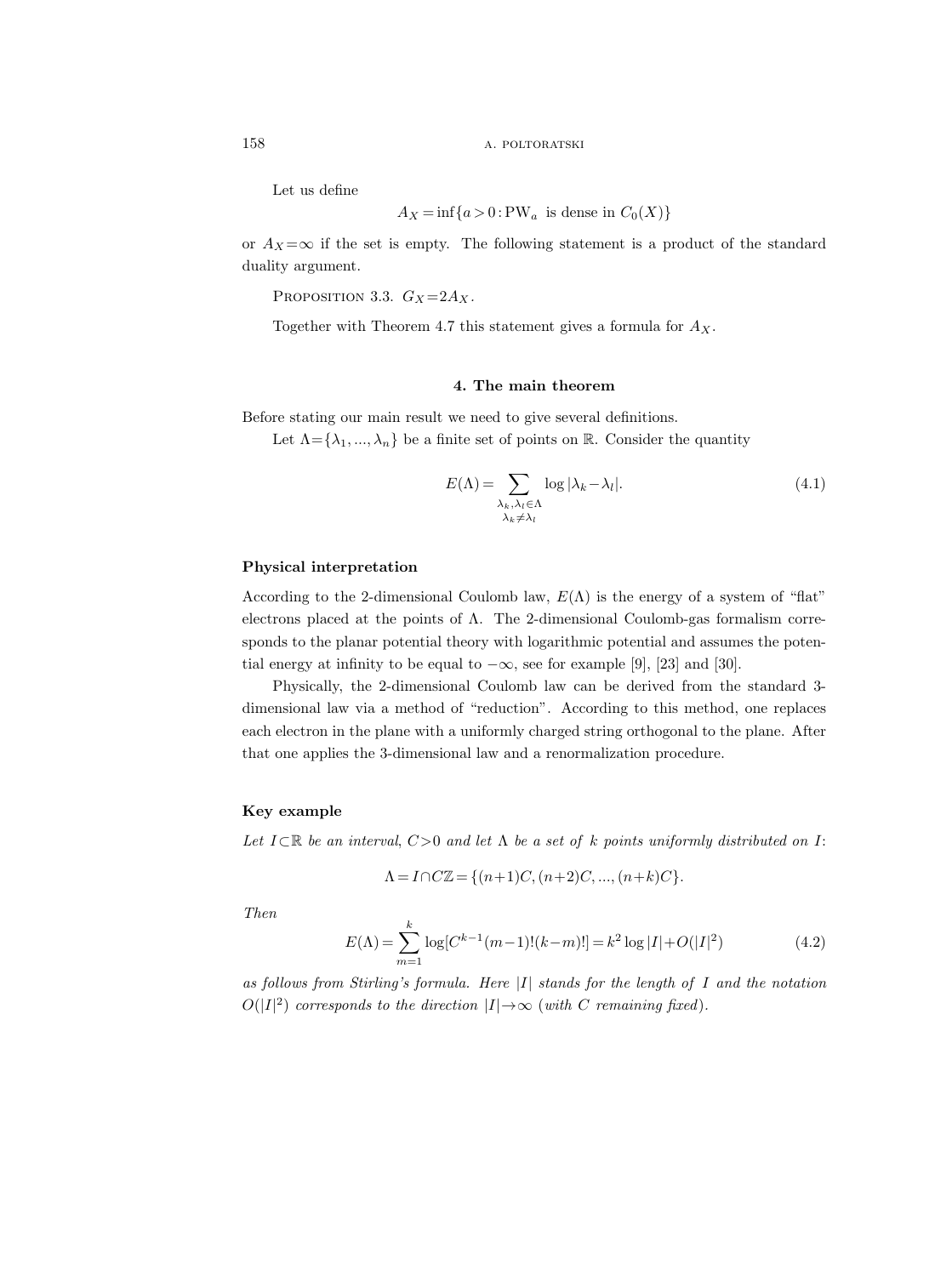Let us define

$$A_X = \inf\{a > 0 : \mathrm{PW}_a \text{ is dense in } C_0(X)\}$$

or $A_X = \infty$ if the set is empty. The following statement is a product of the standard duality argument.

Proposition 3.3. $G_X = 2A_X$.

Together with Theorem 4.7 this statement gives a formula for $A_X$.

## 4. The main theorem

Before stating our main result we need to give several definitions.

Let $\Lambda = \{\lambda_1, ..., \lambda_n\}$ be a finite set of points on $\mathbb{R}$. Consider the quantity

$$E(\Lambda) = \sum_{\substack{\lambda_k, \lambda_l \in \Lambda \\ \lambda_k \neq \lambda_l}} \log|\lambda_k - \lambda_l|. \tag{4.1}$$

### Physical interpretation

According to the 2-dimensional Coulomb law, $E(\Lambda)$ is the energy of a system of "flat" electrons placed at the points of $\Lambda$. The 2-dimensional Coulomb-gas formalism corresponds to the planar potential theory with logarithmic potential and assumes the potential energy at infinity to be equal to $-\infty$, see for example [9], [23] and [30].

Physically, the 2-dimensional Coulomb law can be derived from the standard 3-dimensional law via a method of "reduction". According to this method, one replaces each electron in the plane with a uniformly charged string orthogonal to the plane. After that one applies the 3-dimensional law and a renormalization procedure.

### Key example

*Let $I \subset \mathbb{R}$ be an interval, $C > 0$ and let $\Lambda$ be a set of $k$ points uniformly distributed on $I$:*

$$\Lambda = I \cap C\mathbb{Z} = \{(n+1)C, (n+2)C, ..., (n+k)C\}.$$

*Then*

$$E(\Lambda) = \sum_{m=1}^{k} \log[C^{k-1}(m-1)!(k-m)!] = k^2 \log|I| + O(|I|^2) \tag{4.2}$$

*as follows from Stirling's formula. Here $|I|$ stands for the length of $I$ and the notation $O(|I|^2)$ corresponds to the direction $|I| \to \infty$ (with $C$ remaining fixed).*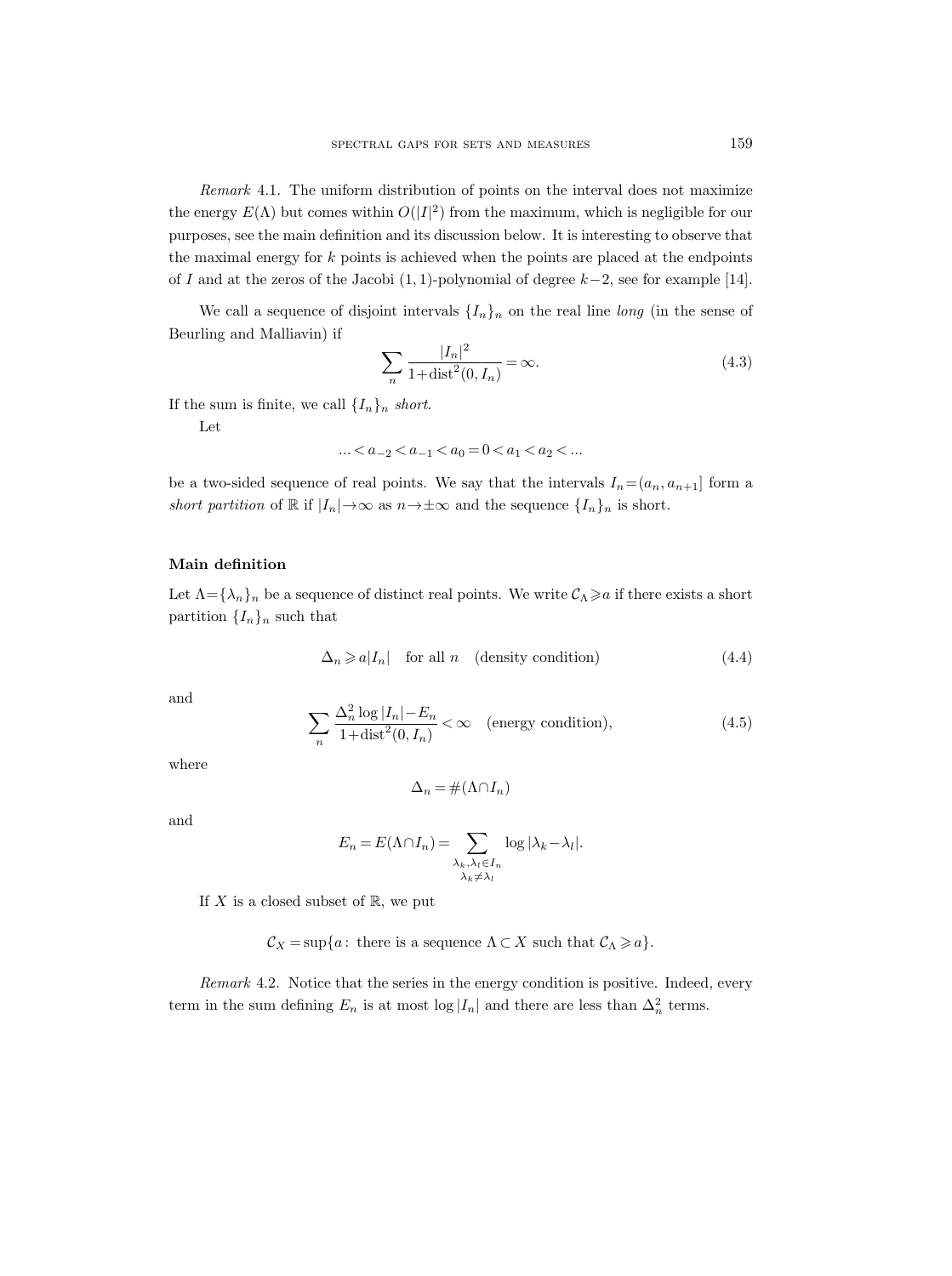*Remark* 4.1. The uniform distribution of points on the interval does not maximize the energy $E(\Lambda)$ but comes within $O(|I|^2)$ from the maximum, which is negligible for our purposes, see the main definition and its discussion below. It is interesting to observe that the maximal energy for $k$ points is achieved when the points are placed at the endpoints of $I$ and at the zeros of the Jacobi $(1,1)$-polynomial of degree $k-2$, see for example [14].

We call a sequence of disjoint intervals $\{I_n\}_n$ on the real line *long* (in the sense of Beurling and Malliavin) if

$$\sum_n \frac{|I_n|^2}{1+\operatorname{dist}^2(0,I_n)} = \infty. \tag{4.3}$$

If the sum is finite, we call $\{I_n\}_n$ *short*.

Let

$$\ldots < a_{-2} < a_{-1} < a_0 = 0 < a_1 < a_2 < \ldots$$

be a two-sided sequence of real points. We say that the intervals $I_n = (a_n, a_{n+1}]$ form a *short partition* of $\mathbb{R}$ if $|I_n| \to \infty$ as $n \to \pm\infty$ and the sequence $\{I_n\}_n$ is short.

## Main definition

Let $\Lambda = \{\lambda_n\}_n$ be a sequence of distinct real points. We write $\mathcal{C}_\Lambda \geqslant a$ if there exists a short partition $\{I_n\}_n$ such that

$$\Delta_n \geqslant a|I_n| \quad \text{for all } n \quad \text{(density condition)} \tag{4.4}$$

and

$$\sum_n \frac{\Delta_n^2 \log|I_n| - E_n}{1+\operatorname{dist}^2(0,I_n)} < \infty \quad \text{(energy condition)}, \tag{4.5}$$

where

$$\Delta_n = \#(\Lambda \cap I_n)$$

and

$$E_n = E(\Lambda \cap I_n) = \sum_{\substack{\lambda_k, \lambda_l \in I_n \\ \lambda_k \neq \lambda_l}} \log|\lambda_k - \lambda_l|.$$

If $X$ is a closed subset of $\mathbb{R}$, we put

$$\mathcal{C}_X = \sup\{a : \text{there is a sequence } \Lambda \subset X \text{ such that } \mathcal{C}_\Lambda \geqslant a\}.$$

*Remark* 4.2. Notice that the series in the energy condition is positive. Indeed, every term in the sum defining $E_n$ is at most $\log|I_n|$ and there are less than $\Delta_n^2$ terms.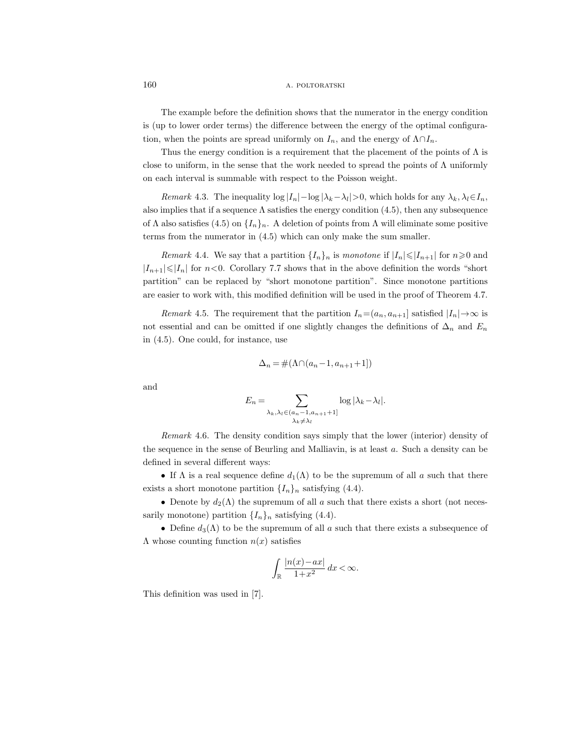The example before the definition shows that the numerator in the energy condition is (up to lower order terms) the difference between the energy of the optimal configuration, when the points are spread uniformly on $I_n$, and the energy of $\Lambda \cap I_n$.

Thus the energy condition is a requirement that the placement of the points of $\Lambda$ is close to uniform, in the sense that the work needed to spread the points of $\Lambda$ uniformly on each interval is summable with respect to the Poisson weight.

*Remark* 4.3. The inequality $\log |I_n| - \log |\lambda_k - \lambda_l| > 0$, which holds for any $\lambda_k, \lambda_l \in I_n$, also implies that if a sequence $\Lambda$ satisfies the energy condition (4.5), then any subsequence of $\Lambda$ also satisfies (4.5) on $\{I_n\}_n$. A deletion of points from $\Lambda$ will eliminate some positive terms from the numerator in (4.5) which can only make the sum smaller.

*Remark* 4.4. We say that a partition $\{I_n\}_n$ is *monotone* if $|I_n| \leqslant |I_{n+1}|$ for $n \geqslant 0$ and $|I_{n+1}| \leqslant |I_n|$ for $n < 0$. Corollary 7.7 shows that in the above definition the words "short partition" can be replaced by "short monotone partition". Since monotone partitions are easier to work with, this modified definition will be used in the proof of Theorem 4.7.

*Remark* 4.5. The requirement that the partition $I_n = (a_n, a_{n+1}]$ satisfied $|I_n| \to \infty$ is not essential and can be omitted if one slightly changes the definitions of $\Delta_n$ and $E_n$ in (4.5). One could, for instance, use

$$\Delta_n = \#(\Lambda \cap (a_n - 1, a_{n+1} + 1])$$

and

$$E_n = \sum_{\substack{\lambda_k, \lambda_l \in (a_n - 1, a_{n+1} + 1] \\ \lambda_k \neq \lambda_l}} \log |\lambda_k - \lambda_l|.$$

*Remark* 4.6. The density condition says simply that the lower (interior) density of the sequence in the sense of Beurling and Malliavin, is at least $a$. Such a density can be defined in several different ways:

- If $\Lambda$ is a real sequence define $d_1(\Lambda)$ to be the supremum of all $a$ such that there exists a short monotone partition $\{I_n\}_n$ satisfying (4.4).
- Denote by $d_2(\Lambda)$ the supremum of all $a$ such that there exists a short (not necessarily monotone) partition $\{I_n\}_n$ satisfying (4.4).
- Define $d_3(\Lambda)$ to be the supremum of all $a$ such that there exists a subsequence of $\Lambda$ whose counting function $n(x)$ satisfies

$$\int_{\mathbb{R}} \frac{|n(x) - ax|}{1 + x^2} \, dx < \infty.$$

This definition was used in [7].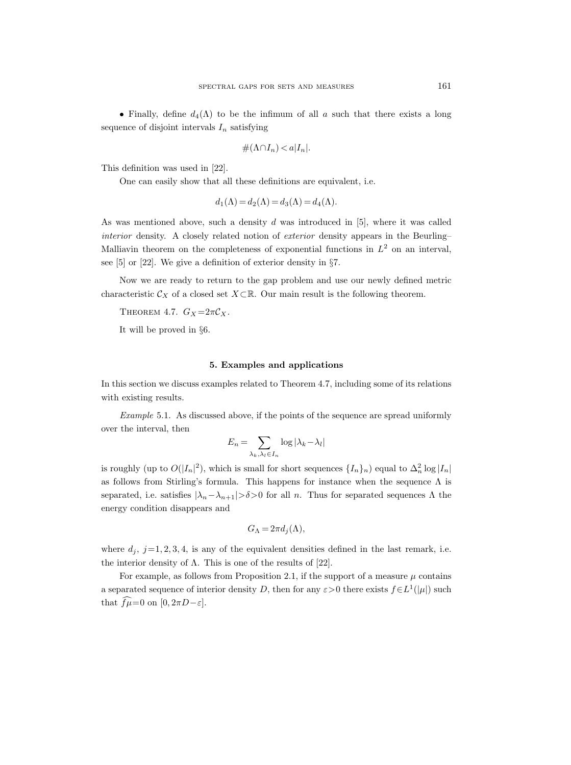• Finally, define $d_4(\Lambda)$ to be the infimum of all $a$ such that there exists a long sequence of disjoint intervals $I_n$ satisfying

$$\#(\Lambda \cap I_n) < a|I_n|.$$

This definition was used in [22].

One can easily show that all these definitions are equivalent, i.e.

$$d_1(\Lambda) = d_2(\Lambda) = d_3(\Lambda) = d_4(\Lambda).$$

As was mentioned above, such a density $d$ was introduced in [5], where it was called *interior* density. A closely related notion of *exterior* density appears in the Beurling–Malliavin theorem on the completeness of exponential functions in $L^2$ on an interval, see [5] or [22]. We give a definition of exterior density in §7.

Now we are ready to return to the gap problem and use our newly defined metric characteristic $\mathcal{C}_X$ of a closed set $X \subset \mathbb{R}$. Our main result is the following theorem.

THEOREM 4.7. $G_X = 2\pi \mathcal{C}_X$.

It will be proved in §6.

## 5. Examples and applications

In this section we discuss examples related to Theorem 4.7, including some of its relations with existing results.

*Example* 5.1. As discussed above, if the points of the sequence are spread uniformly over the interval, then

$$E_n = \sum_{\lambda_k, \lambda_l \in I_n} \log|\lambda_k - \lambda_l|$$

is roughly (up to $O(|I_n|^2)$, which is small for short sequences $\{I_n\}_n$) equal to $\Delta_n^2 \log|I_n|$ as follows from Stirling's formula. This happens for instance when the sequence $\Lambda$ is separated, i.e. satisfies $|\lambda_n - \lambda_{n+1}| > \delta > 0$ for all $n$. Thus for separated sequences $\Lambda$ the energy condition disappears and

$$G_\Lambda = 2\pi d_j(\Lambda),$$

where $d_j$, $j = 1, 2, 3, 4$, is any of the equivalent densities defined in the last remark, i.e. the interior density of $\Lambda$. This is one of the results of [22].

For example, as follows from Proposition 2.1, if the support of a measure $\mu$ contains a separated sequence of interior density $D$, then for any $\varepsilon > 0$ there exists $f \in L^1(|\mu|)$ such that $\widehat{f\mu} = 0$ on $[0, 2\pi D - \varepsilon]$.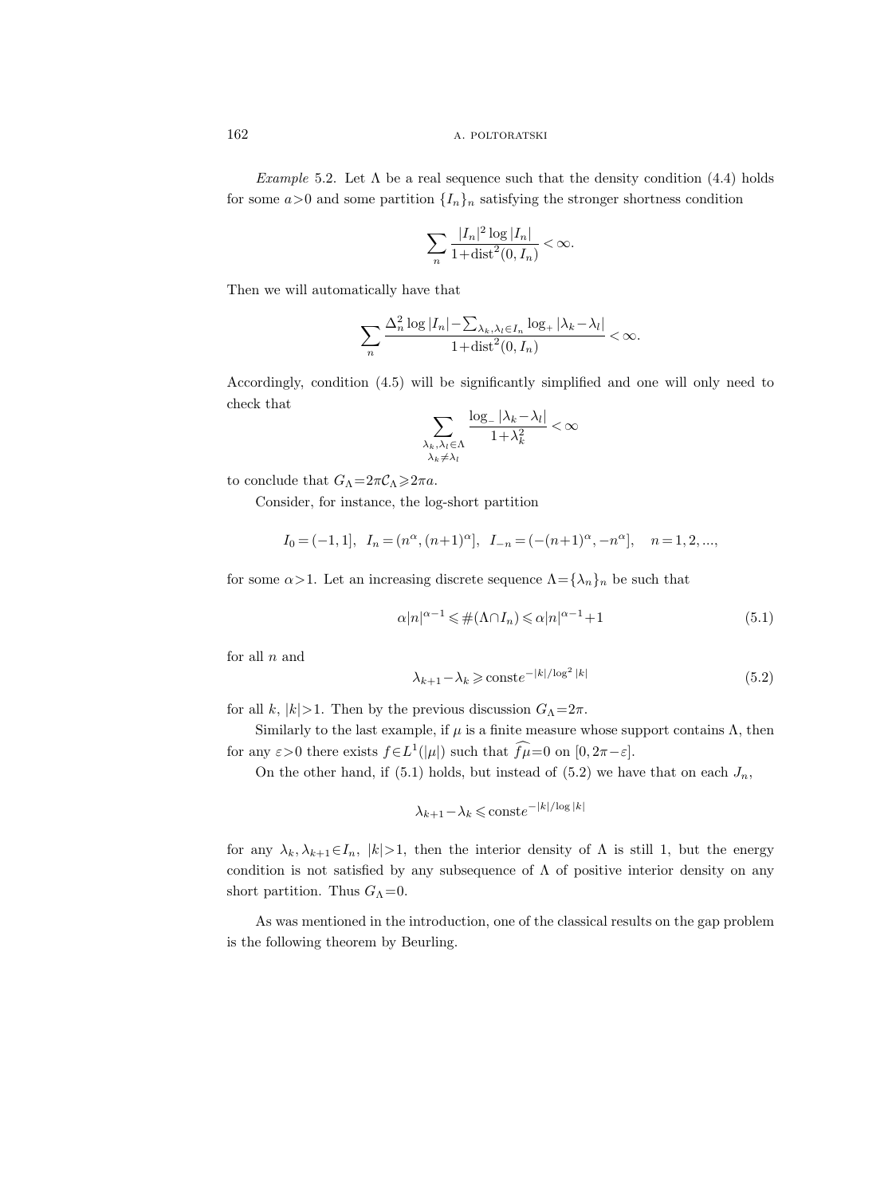*Example* 5.2. Let $\Lambda$ be a real sequence such that the density condition (4.4) holds for some $a>0$ and some partition $\{I_n\}_n$ satisfying the stronger shortness condition

$$\sum_n \frac{|I_n|^2 \log |I_n|}{1+\operatorname{dist}^2(0, I_n)} < \infty.$$

Then we will automatically have that

$$\sum_n \frac{\Delta_n^2 \log |I_n| - \sum_{\lambda_k, \lambda_l \in I_n} \log_+ |\lambda_k - \lambda_l|}{1+\operatorname{dist}^2(0, I_n)} < \infty.$$

Accordingly, condition (4.5) will be significantly simplified and one will only need to check that

$$\sum_{\substack{\lambda_k, \lambda_l \in \Lambda \\ \lambda_k \neq \lambda_l}} \frac{\log_- |\lambda_k - \lambda_l|}{1+\lambda_k^2} < \infty$$

to conclude that $G_\Lambda = 2\pi \mathcal{C}_\Lambda \geqslant 2\pi a$.

Consider, for instance, the log-short partition

$$I_0 = (-1, 1], \quad I_n = (n^\alpha, (n+1)^\alpha], \quad I_{-n} = (-(n+1)^\alpha, -n^\alpha], \quad n = 1, 2, ...,$$

for some $\alpha > 1$. Let an increasing discrete sequence $\Lambda = \{\lambda_n\}_n$ be such that

$$\alpha |n|^{\alpha-1} \leqslant \#(\Lambda \cap I_n) \leqslant \alpha |n|^{\alpha-1} + 1 \tag{5.1}$$

for all $n$ and

$$\lambda_{k+1} - \lambda_k \geqslant \operatorname{const} e^{-|k|/\log^2 |k|} \tag{5.2}$$

for all $k$, $|k|>1$. Then by the previous discussion $G_\Lambda = 2\pi$.

Similarly to the last example, if $\mu$ is a finite measure whose support contains $\Lambda$, then for any $\varepsilon > 0$ there exists $f \in L^1(|\mu|)$ such that $\widehat{f\mu} = 0$ on $[0, 2\pi - \varepsilon]$.

On the other hand, if (5.1) holds, but instead of (5.2) we have that on each $J_n$,

$$\lambda_{k+1} - \lambda_k \leqslant \operatorname{const} e^{-|k|/\log |k|}$$

for any $\lambda_k, \lambda_{k+1} \in I_n$, $|k|>1$, then the interior density of $\Lambda$ is still 1, but the energy condition is not satisfied by any subsequence of $\Lambda$ of positive interior density on any short partition. Thus $G_\Lambda = 0$.

As was mentioned in the introduction, one of the classical results on the gap problem is the following theorem by Beurling.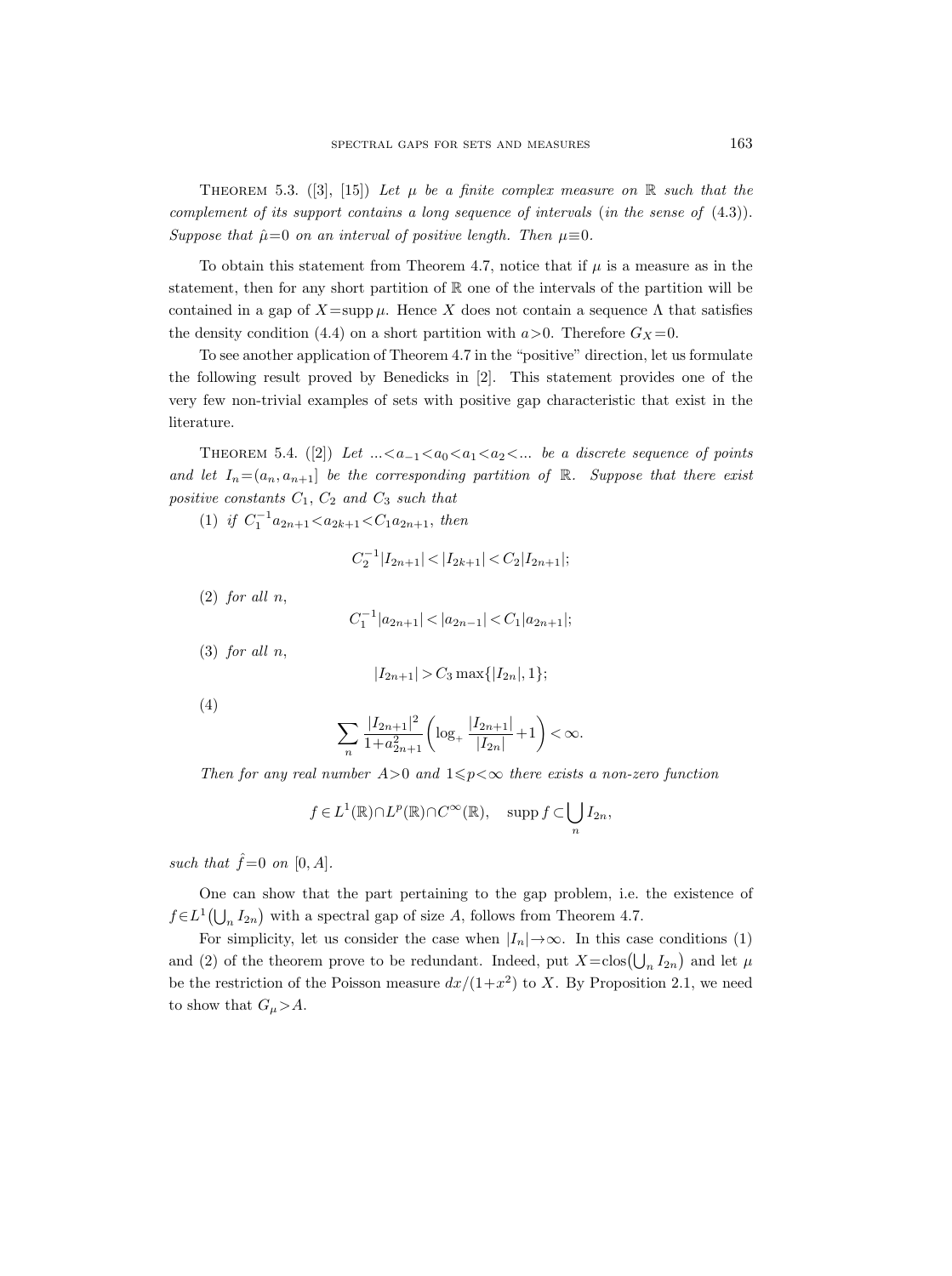Theorem 5.3. ([3], [15]) *Let $\mu$ be a finite complex measure on $\mathbb{R}$ such that the complement of its support contains a long sequence of intervals* (*in the sense of* (4.3)). *Suppose that $\hat{\mu}=0$ on an interval of positive length. Then $\mu\equiv 0$.*

To obtain this statement from Theorem 4.7, notice that if $\mu$ is a measure as in the statement, then for any short partition of $\mathbb{R}$ one of the intervals of the partition will be contained in a gap of $X=\operatorname{supp}\mu$. Hence $X$ does not contain a sequence $\Lambda$ that satisfies the density condition (4.4) on a short partition with $a>0$. Therefore $G_X=0$.

To see another application of Theorem 4.7 in the "positive" direction, let us formulate the following result proved by Benedicks in [2]. This statement provides one of the very few non-trivial examples of sets with positive gap characteristic that exist in the literature.

Theorem 5.4. ([2]) *Let $...<a_{-1}<a_0<a_1<a_2<...$ be a discrete sequence of points and let $I_n=(a_n,a_{n+1}]$ be the corresponding partition of $\mathbb{R}$. Suppose that there exist positive constants $C_1$, $C_2$ and $C_3$ such that*

(1) *if $C_1^{-1}a_{2n+1}<a_{2k+1}<C_1 a_{2n+1}$, then*

$$C_2^{-1}|I_{2n+1}|<|I_{2k+1}|<C_2|I_{2n+1}|;$$

(2) *for all $n$,*

$$C_1^{-1}|a_{2n+1}|<|a_{2n-1}|<C_1|a_{2n+1}|;$$

(3) *for all $n$,*

$$|I_{2n+1}|>C_3\max\{|I_{2n}|,1\};$$

(4)

$$\sum_n \frac{|I_{2n+1}|^2}{1+a_{2n+1}^2}\left(\log_+\frac{|I_{2n+1}|}{|I_{2n}|}+1\right)<\infty.$$

*Then for any real number $A>0$ and $1\leqslant p<\infty$ there exists a non-zero function*

$$f\in L^1(\mathbb{R})\cap L^p(\mathbb{R})\cap C^\infty(\mathbb{R}),\quad \operatorname{supp} f\subset\bigcup_n I_{2n},$$

*such that $\hat{f}=0$ on $[0,A]$.*

One can show that the part pertaining to the gap problem, i.e. the existence of $f\in L^1\left(\bigcup_n I_{2n}\right)$ with a spectral gap of size $A$, follows from Theorem 4.7.

For simplicity, let us consider the case when $|I_n|\to\infty$. In this case conditions (1) and (2) of the theorem prove to be redundant. Indeed, put $X=\operatorname{clos}\left(\bigcup_n I_{2n}\right)$ and let $\mu$ be the restriction of the Poisson measure $dx/(1+x^2)$ to $X$. By Proposition 2.1, we need to show that $G_\mu>A$.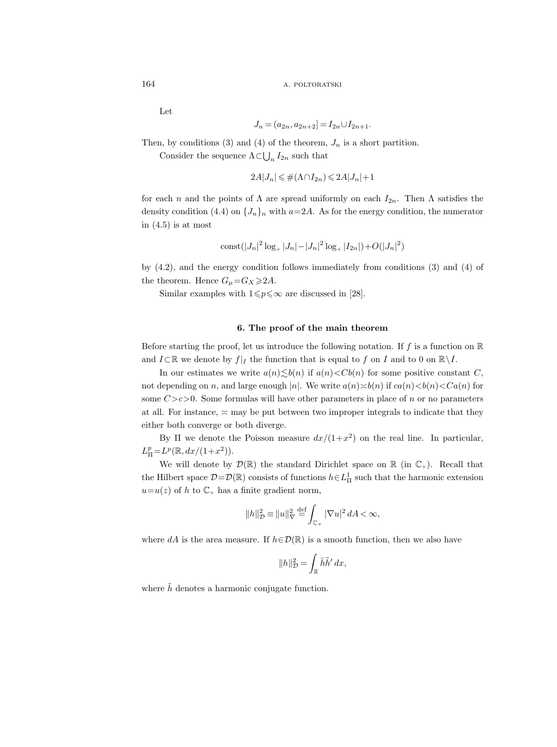Let

$$J_n = (a_{2n}, a_{2n+2}] = I_{2n} \cup I_{2n+1}.$$

Then, by conditions (3) and (4) of the theorem, $J_n$ is a short partition.

Consider the sequence $\Lambda \subset \bigcup_n I_{2n}$ such that

$$2A|J_n| \leqslant \#(\Lambda \cap I_{2n}) \leqslant 2A|J_n| + 1$$

for each $n$ and the points of $\Lambda$ are spread uniformly on each $I_{2n}$. Then $\Lambda$ satisfies the density condition (4.4) on $\{J_n\}_n$ with $a = 2A$. As for the energy condition, the numerator in (4.5) is at most

$$\text{const}(|J_n|^2 \log_+ |J_n| - |J_n|^2 \log_+ |I_{2n}|) + O(|J_n|^2)$$

by (4.2), and the energy condition follows immediately from conditions (3) and (4) of the theorem. Hence $G_\mu = G_X \geqslant 2A$.

Similar examples with $1 \leqslant p \leqslant \infty$ are discussed in [28].

## 6. The proof of the main theorem

Before starting the proof, let us introduce the following notation. If $f$ is a function on $\mathbb{R}$ and $I \subset \mathbb{R}$ we denote by $f|_I$ the function that is equal to $f$ on $I$ and to 0 on $\mathbb{R} \setminus I$.

In our estimates we write $a(n) \lesssim b(n)$ if $a(n) < Cb(n)$ for some positive constant $C$, not depending on $n$, and large enough $|n|$. We write $a(n) \asymp b(n)$ if $ca(n) < b(n) < Ca(n)$ for some $C > c > 0$. Some formulas will have other parameters in place of $n$ or no parameters at all. For instance, $\asymp$ may be put between two improper integrals to indicate that they either both converge or both diverge.

By $\Pi$ we denote the Poisson measure $dx/(1+x^2)$ on the real line. In particular, $L^p_\Pi = L^p(\mathbb{R}, dx/(1+x^2))$.

We will denote by $\mathcal{D}(\mathbb{R})$ the standard Dirichlet space on $\mathbb{R}$ (in $\mathbb{C}_+$). Recall that the Hilbert space $\mathcal{D} = \mathcal{D}(\mathbb{R})$ consists of functions $h \in L^1_\Pi$ such that the harmonic extension $u = u(z)$ of $h$ to $\mathbb{C}_+$ has a finite gradient norm,

$$\|h\|^2_{\mathcal{D}} \equiv \|u\|^2_\nabla \stackrel{\text{def}}{=} \int_{\mathbb{C}_+} |\nabla u|^2 \, dA < \infty,$$

where $dA$ is the area measure. If $h \in \mathcal{D}(\mathbb{R})$ is a smooth function, then we also have

$$\|h\|^2_{\mathcal{D}} = \int_{\mathbb{R}} \bar{h} \tilde{h}' \, dx,$$

where $\tilde{h}$ denotes a harmonic conjugate function.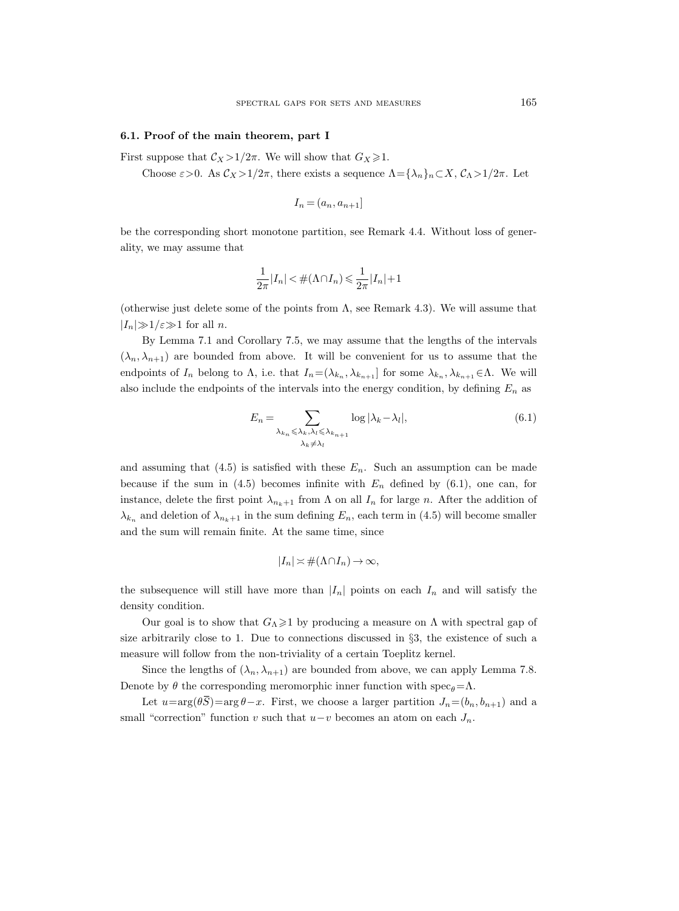### 6.1. Proof of the main theorem, part I

First suppose that $\mathcal{C}_X > 1/2\pi$. We will show that $G_X \geqslant 1$.

Choose $\varepsilon > 0$. As $\mathcal{C}_X > 1/2\pi$, there exists a sequence $\Lambda = \{\lambda_n\}_n \subset X$, $\mathcal{C}_\Lambda > 1/2\pi$. Let

$$I_n = (a_n, a_{n+1}]$$

be the corresponding short monotone partition, see Remark 4.4. Without loss of generality, we may assume that

$$\frac{1}{2\pi}|I_n| < \#(\Lambda \cap I_n) \leqslant \frac{1}{2\pi}|I_n| + 1$$

(otherwise just delete some of the points from $\Lambda$, see Remark 4.3). We will assume that $|I_n| \gg 1/\varepsilon \gg 1$ for all $n$.

By Lemma 7.1 and Corollary 7.5, we may assume that the lengths of the intervals $(\lambda_n, \lambda_{n+1})$ are bounded from above. It will be convenient for us to assume that the endpoints of $I_n$ belong to $\Lambda$, i.e. that $I_n = (\lambda_{k_n}, \lambda_{k_{n+1}}]$ for some $\lambda_{k_n}, \lambda_{k_{n+1}} \in \Lambda$. We will also include the endpoints of the intervals into the energy condition, by defining $E_n$ as

$$E_n = \sum_{\substack{\lambda_{k_n} \leqslant \lambda_k, \lambda_l \leqslant \lambda_{k_{n+1}} \\ \lambda_k \neq \lambda_l}} \log |\lambda_k - \lambda_l|, \tag{6.1}$$

and assuming that (4.5) is satisfied with these $E_n$. Such an assumption can be made because if the sum in (4.5) becomes infinite with $E_n$ defined by (6.1), one can, for instance, delete the first point $\lambda_{n_k+1}$ from $\Lambda$ on all $I_n$ for large $n$. After the addition of $\lambda_{k_n}$ and deletion of $\lambda_{n_k+1}$ in the sum defining $E_n$, each term in (4.5) will become smaller and the sum will remain finite. At the same time, since

$$|I_n| \asymp \#(\Lambda \cap I_n) \to \infty,$$

the subsequence will still have more than $|I_n|$ points on each $I_n$ and will satisfy the density condition.

Our goal is to show that $G_\Lambda \geqslant 1$ by producing a measure on $\Lambda$ with spectral gap of size arbitrarily close to 1. Due to connections discussed in §3, the existence of such a measure will follow from the non-triviality of a certain Toeplitz kernel.

Since the lengths of $(\lambda_n, \lambda_{n+1})$ are bounded from above, we can apply Lemma 7.8. Denote by $\theta$ the corresponding meromorphic inner function with $\operatorname{spec}_\theta = \Lambda$.

Let $u = \arg(\theta \overline{S}) = \arg \theta - x$. First, we choose a larger partition $J_n = (b_n, b_{n+1})$ and a small "correction" function $v$ such that $u - v$ becomes an atom on each $J_n$.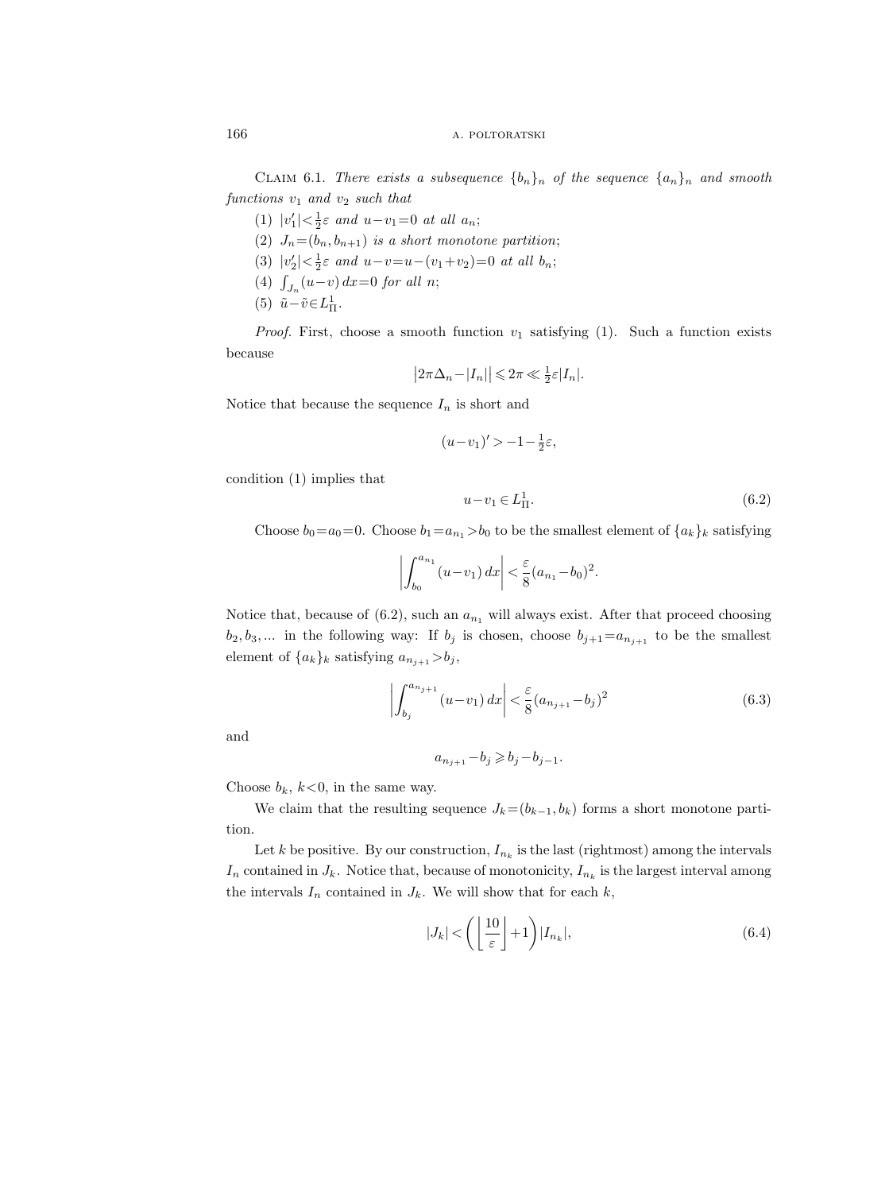Claim 6.1. *There exists a subsequence* $\{b_n\}_n$ *of the sequence* $\{a_n\}_n$ *and smooth functions* $v_1$ *and* $v_2$ *such that*

(1) $|v_1'|<\frac{1}{2}\varepsilon$ *and* $u-v_1=0$ *at all* $a_n$;

(2) $J_n=(b_n,b_{n+1})$ *is a short monotone partition*;

(3) $|v_2'|<\frac{1}{2}\varepsilon$ *and* $u-v=u-(v_1+v_2)=0$ *at all* $b_n$;

(4) $\int_{J_n}(u-v)\,dx=0$ *for all* $n$;

(5) $\tilde{u}-\tilde{v}\in L^1_\Pi$.

*Proof.* First, choose a smooth function $v_1$ satisfying (1). Such a function exists because

$$\left|2\pi\Delta_n-|I_n|\right|\leqslant 2\pi \ll \tfrac{1}{2}\varepsilon|I_n|.$$

Notice that because the sequence $I_n$ is short and

$$(u-v_1)'>-1-\tfrac{1}{2}\varepsilon,$$

condition (1) implies that

$$u-v_1\in L^1_\Pi. \tag{6.2}$$

Choose $b_0=a_0=0$. Choose $b_1=a_{n_1}>b_0$ to be the smallest element of $\{a_k\}_k$ satisfying

$$\left|\int_{b_0}^{a_{n_1}}(u-v_1)\,dx\right|<\frac{\varepsilon}{8}(a_{n_1}-b_0)^2.$$

Notice that, because of (6.2), such an $a_{n_1}$ will always exist. After that proceed choosing $b_2,b_3,\ldots$ in the following way: If $b_j$ is chosen, choose $b_{j+1}=a_{n_{j+1}}$ to be the smallest element of $\{a_k\}_k$ satisfying $a_{n_{j+1}}>b_j$,

$$\left|\int_{b_j}^{a_{n_{j+1}}}(u-v_1)\,dx\right|<\frac{\varepsilon}{8}(a_{n_{j+1}}-b_j)^2 \tag{6.3}$$

and

$$a_{n_{j+1}}-b_j\geqslant b_j-b_{j-1}.$$

Choose $b_k$, $k<0$, in the same way.

We claim that the resulting sequence $J_k=(b_{k-1},b_k)$ forms a short monotone partition.

Let $k$ be positive. By our construction, $I_{n_k}$ is the last (rightmost) among the intervals $I_n$ contained in $J_k$. Notice that, because of monotonicity, $I_{n_k}$ is the largest interval among the intervals $I_n$ contained in $J_k$. We will show that for each $k$,

$$|J_k|<\left(\left\lfloor\frac{10}{\varepsilon}\right\rfloor+1\right)|I_{n_k}|, \tag{6.4}$$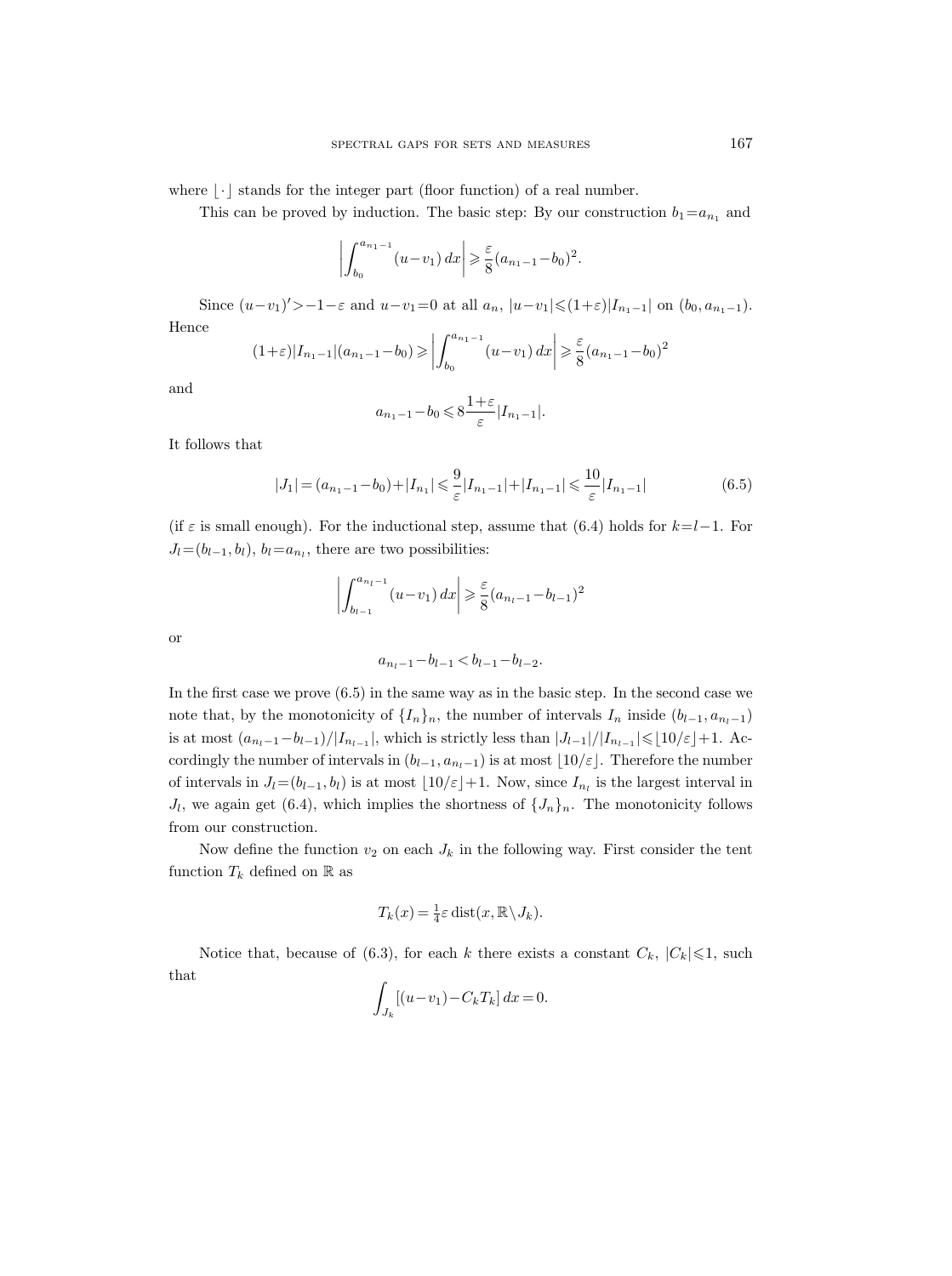where $\lfloor\cdot\rfloor$ stands for the integer part (floor function) of a real number.

This can be proved by induction. The basic step: By our construction $b_1=a_{n_1}$ and

$$\left|\int_{b_0}^{a_{n_1-1}}(u-v_1)\,dx\right| \geqslant \frac{\varepsilon}{8}(a_{n_1-1}-b_0)^2.$$

Since $(u-v_1)'>-1-\varepsilon$ and $u-v_1=0$ at all $a_n$, $|u-v_1|\leqslant(1+\varepsilon)|I_{n_1-1}|$ on $(b_0,a_{n_1-1})$. Hence

$$(1+\varepsilon)|I_{n_1-1}|(a_{n_1-1}-b_0)\geqslant\left|\int_{b_0}^{a_{n_1-1}}(u-v_1)\,dx\right|\geqslant\frac{\varepsilon}{8}(a_{n_1-1}-b_0)^2$$

and

$$a_{n_1-1}-b_0\leqslant 8\frac{1+\varepsilon}{\varepsilon}|I_{n_1-1}|.$$

It follows that

$$|J_1|=(a_{n_1-1}-b_0)+|I_{n_1}|\leqslant\frac{9}{\varepsilon}|I_{n_1-1}|+|I_{n_1-1}|\leqslant\frac{10}{\varepsilon}|I_{n_1-1}| \tag{6.5}$$

(if $\varepsilon$ is small enough). For the inductional step, assume that (6.4) holds for $k=l-1$. For $J_l=(b_{l-1},b_l)$, $b_l=a_{n_l}$, there are two possibilities:

$$\left|\int_{b_{l-1}}^{a_{n_l-1}}(u-v_1)\,dx\right|\geqslant\frac{\varepsilon}{8}(a_{n_l-1}-b_{l-1})^2$$

or

$$a_{n_l-1}-b_{l-1}<b_{l-1}-b_{l-2}.$$

In the first case we prove (6.5) in the same way as in the basic step. In the second case we note that, by the monotonicity of $\{I_n\}_n$, the number of intervals $I_n$ inside $(b_{l-1},a_{n_l-1})$ is at most $(a_{n_l-1}-b_{l-1})/|I_{n_{l-1}}|$, which is strictly less than $|J_{l-1}|/|I_{n_{l-1}}|\leqslant\lfloor 10/\varepsilon\rfloor+1$. Accordingly the number of intervals in $(b_{l-1},a_{n_l-1})$ is at most $\lfloor 10/\varepsilon\rfloor$. Therefore the number of intervals in $J_l=(b_{l-1},b_l)$ is at most $\lfloor 10/\varepsilon\rfloor+1$. Now, since $I_{n_l}$ is the largest interval in $J_l$, we again get (6.4), which implies the shortness of $\{J_n\}_n$. The monotonicity follows from our construction.

Now define the function $v_2$ on each $J_k$ in the following way. First consider the tent function $T_k$ defined on $\mathbb{R}$ as

$$T_k(x)=\tfrac{1}{4}\varepsilon\operatorname{dist}(x,\mathbb{R}\setminus J_k).$$

Notice that, because of (6.3), for each $k$ there exists a constant $C_k$, $|C_k|\leqslant 1$, such that

$$\int_{J_k}[(u-v_1)-C_kT_k]\,dx=0.$$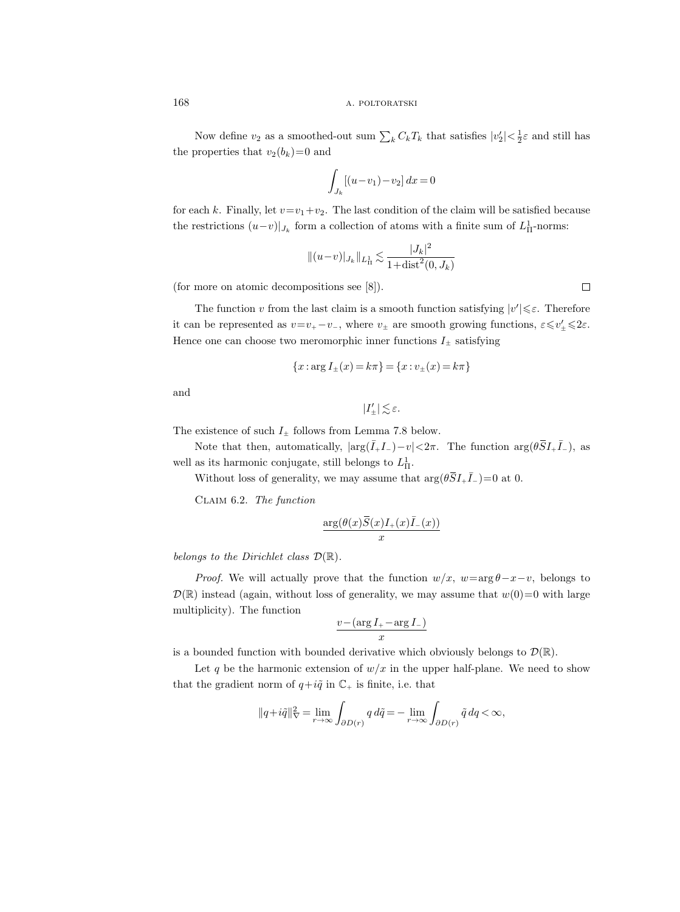Now define $v_2$ as a smoothed-out sum $\sum_k C_k T_k$ that satisfies $|v_2'|<\frac{1}{2}\varepsilon$ and still has the properties that $v_2(b_k)=0$ and

$$\int_{J_k} [(u-v_1)-v_2]\,dx=0$$

for each $k$. Finally, let $v=v_1+v_2$. The last condition of the claim will be satisfied because the restrictions $(u-v)|_{J_k}$ form a collection of atoms with a finite sum of $L^1_\Pi$-norms:

$$\|(u-v)|_{J_k}\|_{L^1_\Pi}\lesssim \frac{|J_k|^2}{1+\operatorname{dist}^2(0,J_k)}$$

(for more on atomic decompositions see [8]). $\square$

The function $v$ from the last claim is a smooth function satisfying $|v'|\leqslant\varepsilon$. Therefore it can be represented as $v=v_+-v_-$, where $v_\pm$ are smooth growing functions, $\varepsilon\leqslant v_\pm'\leqslant 2\varepsilon$. Hence one can choose two meromorphic inner functions $I_\pm$ satisfying

$$\{x:\arg I_\pm(x)=k\pi\}=\{x:v_\pm(x)=k\pi\}$$

and

$$|I_\pm'|\lesssim\varepsilon.$$

The existence of such $I_\pm$ follows from Lemma 7.8 below.

Note that then, automatically, $|\arg(\bar{I}_+I_-)-v|<2\pi$. The function $\arg(\theta\bar{S}I_+\bar{I}_-)$, as well as its harmonic conjugate, still belongs to $L^1_\Pi$.

Without loss of generality, we may assume that $\arg(\theta\bar{S}I_+\bar{I}_-)=0$ at 0.

Claim 6.2. *The function*

$$\frac{\arg(\theta(x)\bar{S}(x)I_+(x)\bar{I}_-(x))}{x}$$

*belongs to the Dirichlet class* $\mathcal{D}(\mathbb{R})$.

*Proof.* We will actually prove that the function $w/x$, $w=\arg\theta-x-v$, belongs to $\mathcal{D}(\mathbb{R})$ instead (again, without loss of generality, we may assume that $w(0)=0$ with large multiplicity). The function

$$\frac{v-(\arg I_+-\arg I_-)}{x}$$

is a bounded function with bounded derivative which obviously belongs to $\mathcal{D}(\mathbb{R})$.

Let $q$ be the harmonic extension of $w/x$ in the upper half-plane. We need to show that the gradient norm of $q+i\tilde{q}$ in $\mathbb{C}_+$ is finite, i.e. that

$$\|q+i\tilde{q}\|_\nabla^2=\lim_{r\to\infty}\int_{\partial D(r)} q\,d\tilde{q}=-\lim_{r\to\infty}\int_{\partial D(r)}\tilde{q}\,dq<\infty,$$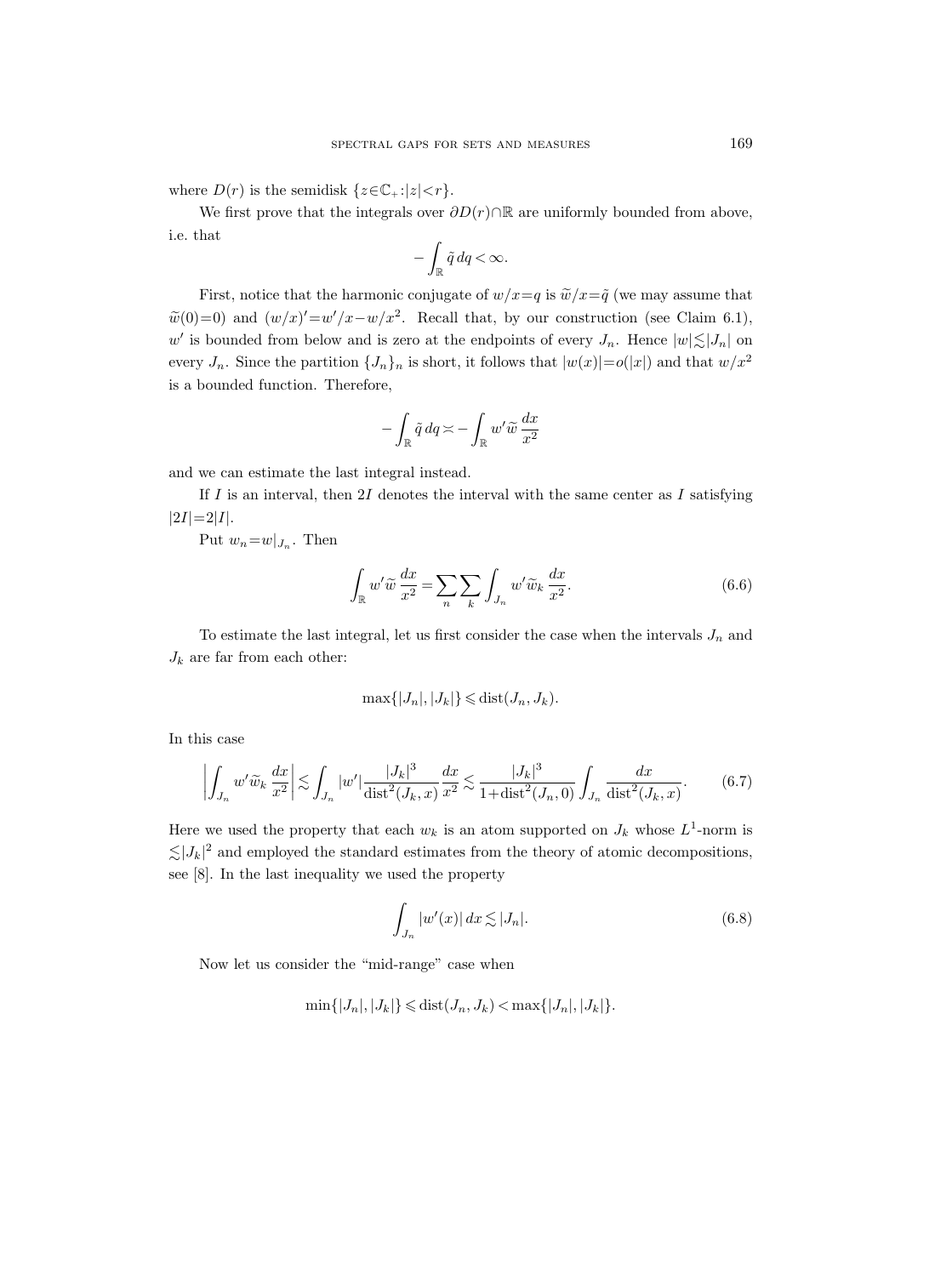where $D(r)$ is the semidisk $\{z\in\mathbb{C}_+ : |z|<r\}$.

We first prove that the integrals over $\partial D(r)\cap\mathbb{R}$ are uniformly bounded from above, i.e. that

$$-\int_{\mathbb{R}} \tilde{q}\, dq < \infty.$$

First, notice that the harmonic conjugate of $w/x=q$ is $\widetilde{w}/x=\tilde{q}$ (we may assume that $\widetilde{w}(0)=0$) and $(w/x)'=w'/x-w/x^2$. Recall that, by our construction (see Claim 6.1), $w'$ is bounded from below and is zero at the endpoints of every $J_n$. Hence $|w|\lesssim|J_n|$ on every $J_n$. Since the partition $\{J_n\}_n$ is short, it follows that $|w(x)|=o(|x|)$ and that $w/x^2$ is a bounded function. Therefore,

$$-\int_{\mathbb{R}} \tilde{q}\, dq \asymp -\int_{\mathbb{R}} w'\widetilde{w}\,\frac{dx}{x^2}$$

and we can estimate the last integral instead.

If $I$ is an interval, then $2I$ denotes the interval with the same center as $I$ satisfying $|2I|=2|I|$.

Put $w_n=w|_{J_n}$. Then

$$\int_{\mathbb{R}} w'\widetilde{w}\,\frac{dx}{x^2} = \sum_n\sum_k \int_{J_n} w'\widetilde{w}_k\,\frac{dx}{x^2}. \tag{6.6}$$

To estimate the last integral, let us first consider the case when the intervals $J_n$ and $J_k$ are far from each other:

$$\max\{|J_n|,|J_k|\}\leqslant \operatorname{dist}(J_n,J_k).$$

In this case

$$\left|\int_{J_n} w'\widetilde{w}_k\,\frac{dx}{x^2}\right| \lesssim \int_{J_n} |w'|\frac{|J_k|^3}{\operatorname{dist}^2(J_k,x)}\,\frac{dx}{x^2} \lesssim \frac{|J_k|^3}{1+\operatorname{dist}^2(J_n,0)}\int_{J_n}\frac{dx}{\operatorname{dist}^2(J_k,x)}. \tag{6.7}$$

Here we used the property that each $w_k$ is an atom supported on $J_k$ whose $L^1$-norm is $\lesssim|J_k|^2$ and employed the standard estimates from the theory of atomic decompositions, see [8]. In the last inequality we used the property

$$\int_{J_n} |w'(x)|\,dx \lesssim |J_n|. \tag{6.8}$$

Now let us consider the "mid-range" case when

$$\min\{|J_n|,|J_k|\}\leqslant \operatorname{dist}(J_n,J_k) < \max\{|J_n|,|J_k|\}.$$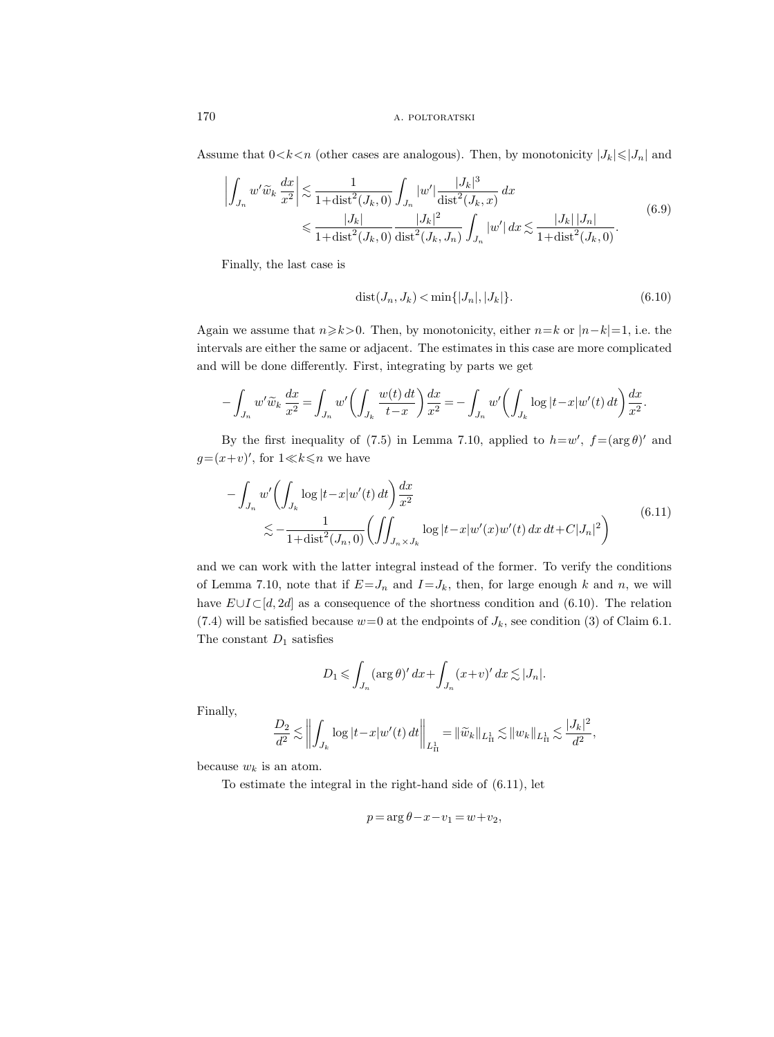Assume that $0<k<n$ (other cases are analogous). Then, by monotonicity $|J_k|\leqslant|J_n|$ and

$$
\begin{aligned}
\left|\int_{J_n} w'\widetilde{w}_k\,\frac{dx}{x^2}\right| &\lesssim \frac{1}{1+\operatorname{dist}^2(J_k,0)}\int_{J_n}|w'|\frac{|J_k|^3}{\operatorname{dist}^2(J_k,x)}\,dx\\
&\leqslant \frac{|J_k|}{1+\operatorname{dist}^2(J_k,0)}\,\frac{|J_k|^2}{\operatorname{dist}^2(J_k,J_n)}\int_{J_n}|w'|\,dx \lesssim \frac{|J_k|\,|J_n|}{1+\operatorname{dist}^2(J_k,0)}.
\end{aligned}
\tag{6.9}
$$

Finally, the last case is

$$
\operatorname{dist}(J_n,J_k)<\min\{|J_n|,|J_k|\}. \tag{6.10}
$$

Again we assume that $n\geqslant k>0$. Then, by monotonicity, either $n=k$ or $|n-k|=1$, i.e. the intervals are either the same or adjacent. The estimates in this case are more complicated and will be done differently. First, integrating by parts we get

$$
-\int_{J_n} w'\widetilde{w}_k\,\frac{dx}{x^2}=\int_{J_n} w'\biggl(\int_{J_k}\frac{w(t)\,dt}{t-x}\biggr)\frac{dx}{x^2}=-\int_{J_n} w'\biggl(\int_{J_k}\log|t-x|w'(t)\,dt\biggr)\frac{dx}{x^2}.
$$

By the first inequality of (7.5) in Lemma 7.10, applied to $h=w'$, $f=(\arg\theta)'$ and $g=(x+v)'$, for $1\ll k\leqslant n$ we have

$$
\begin{aligned}
&-\int_{J_n} w'\biggl(\int_{J_k}\log|t-x|w'(t)\,dt\biggr)\frac{dx}{x^2}\\
&\qquad\lesssim -\frac{1}{1+\operatorname{dist}^2(J_n,0)}\biggl(\iint_{J_n\times J_k}\log|t-x|w'(x)w'(t)\,dx\,dt+C|J_n|^2\biggr)
\end{aligned}
\tag{6.11}
$$

and we can work with the latter integral instead of the former. To verify the conditions of Lemma 7.10, note that if $E=J_n$ and $I=J_k$, then, for large enough $k$ and $n$, we will have $E\cup I\subset[d,2d]$ as a consequence of the shortness condition and (6.10). The relation (7.4) will be satisfied because $w=0$ at the endpoints of $J_k$, see condition (3) of Claim 6.1. The constant $D_1$ satisfies

$$
D_1\leqslant\int_{J_n}(\arg\theta)'\,dx+\int_{J_n}(x+v)'\,dx\lesssim|J_n|.
$$

Finally,

$$
\frac{D_2}{d^2}\lesssim\biggl\|\int_{J_k}\log|t-x|w'(t)\,dt\biggr\|_{L^1_\Pi}=\|\widetilde{w}_k\|_{L^1_\Pi}\lesssim\|w_k\|_{L^1_\Pi}\lesssim\frac{|J_k|^2}{d^2},
$$

because $w_k$ is an atom.

To estimate the integral in the right-hand side of (6.11), let

$$
p=\arg\theta-x-v_1=w+v_2,
$$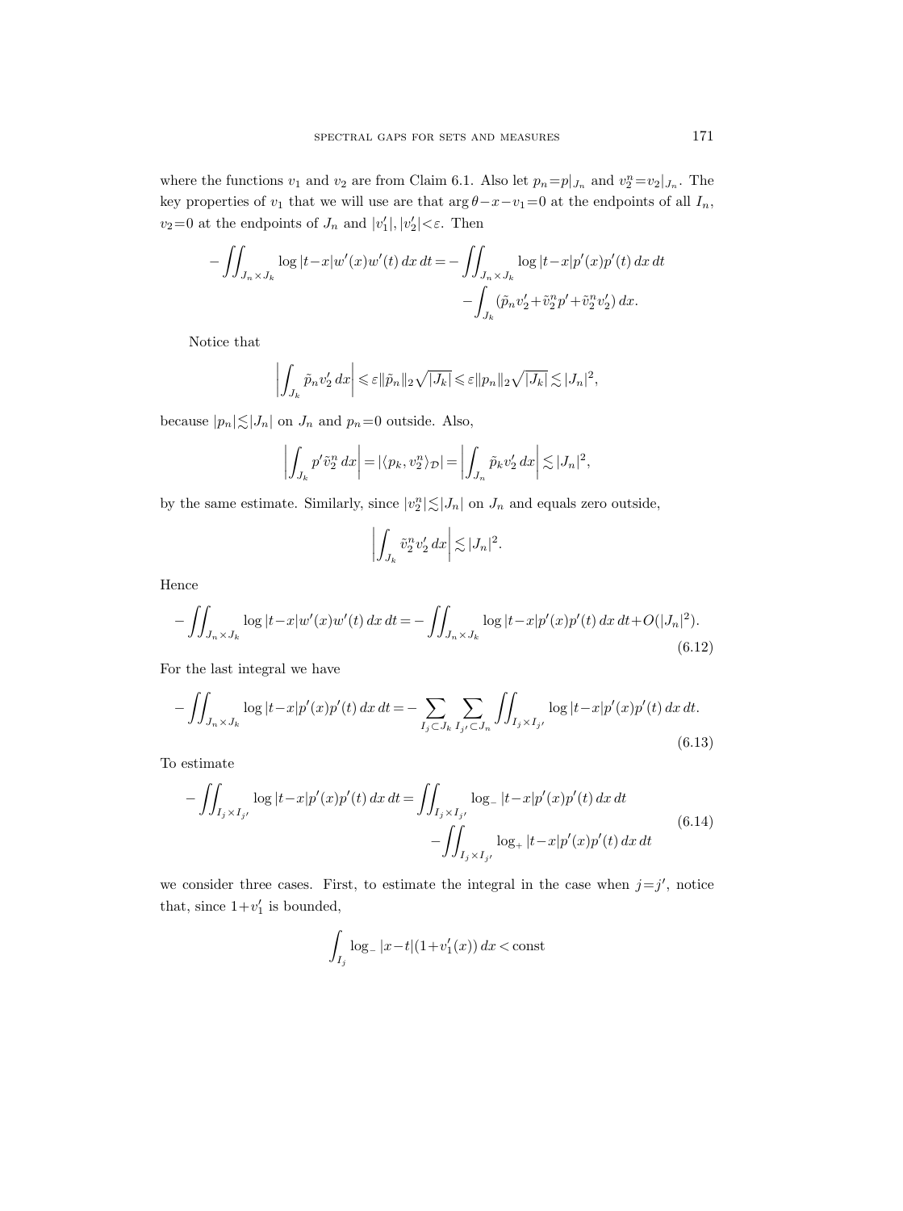where the functions $v_1$ and $v_2$ are from Claim 6.1. Also let $p_n = p|_{J_n}$ and $v_2^n = v_2|_{J_n}$. The key properties of $v_1$ that we will use are that $\arg\theta - x - v_1 = 0$ at the endpoints of all $I_n$, $v_2 = 0$ at the endpoints of $J_n$ and $|v_1'|, |v_2'| < \varepsilon$. Then

$$-\iint_{J_n\times J_k} \log|t-x| w'(x)w'(t)\,dx\,dt = -\iint_{J_n\times J_k} \log|t-x| p'(x)p'(t)\,dx\,dt \\ -\int_{J_k} (\tilde{p}_n v_2' + \tilde{v}_2^n p' + \tilde{v}_2^n v_2')\,dx.$$

Notice that

$$\left|\int_{J_k} \tilde{p}_n v_2'\,dx\right| \leqslant \varepsilon \|\tilde{p}_n\|_2 \sqrt{|J_k|} \leqslant \varepsilon \|p_n\|_2 \sqrt{|J_k|} \lesssim |J_n|^2,$$

because $|p_n| \lesssim |J_n|$ on $J_n$ and $p_n = 0$ outside. Also,

$$\left|\int_{J_k} p' \tilde{v}_2^n\,dx\right| = |\langle p_k, v_2^n\rangle_{\mathcal{D}}| = \left|\int_{J_n} \tilde{p}_k v_2'\,dx\right| \lesssim |J_n|^2,$$

by the same estimate. Similarly, since $|v_2^n| \lesssim |J_n|$ on $J_n$ and equals zero outside,

$$\left|\int_{J_k} \tilde{v}_2^n v_2'\,dx\right| \lesssim |J_n|^2.$$

Hence

$$-\iint_{J_n\times J_k} \log|t-x| w'(x)w'(t)\,dx\,dt = -\iint_{J_n\times J_k} \log|t-x| p'(x)p'(t)\,dx\,dt + O(|J_n|^2). \tag{6.12}$$

For the last integral we have

$$-\iint_{J_n\times J_k} \log|t-x| p'(x)p'(t)\,dx\,dt = -\sum_{I_j\subset J_k} \sum_{I_{j'}\subset J_n} \iint_{I_j\times I_{j'}} \log|t-x| p'(x)p'(t)\,dx\,dt. \tag{6.13}$$

To estimate

$$-\iint_{I_j\times I_{j'}} \log|t-x| p'(x)p'(t)\,dx\,dt = \iint_{I_j\times I_{j'}} \log_-|t-x| p'(x)p'(t)\,dx\,dt \\ -\iint_{I_j\times I_{j'}} \log_+|t-x| p'(x)p'(t)\,dx\,dt \tag{6.14}$$

we consider three cases. First, to estimate the integral in the case when $j = j'$, notice that, since $1 + v_1'$ is bounded,

$$\int_{I_j} \log_-|x-t|(1+v_1'(x))\,dx < \text{const}$$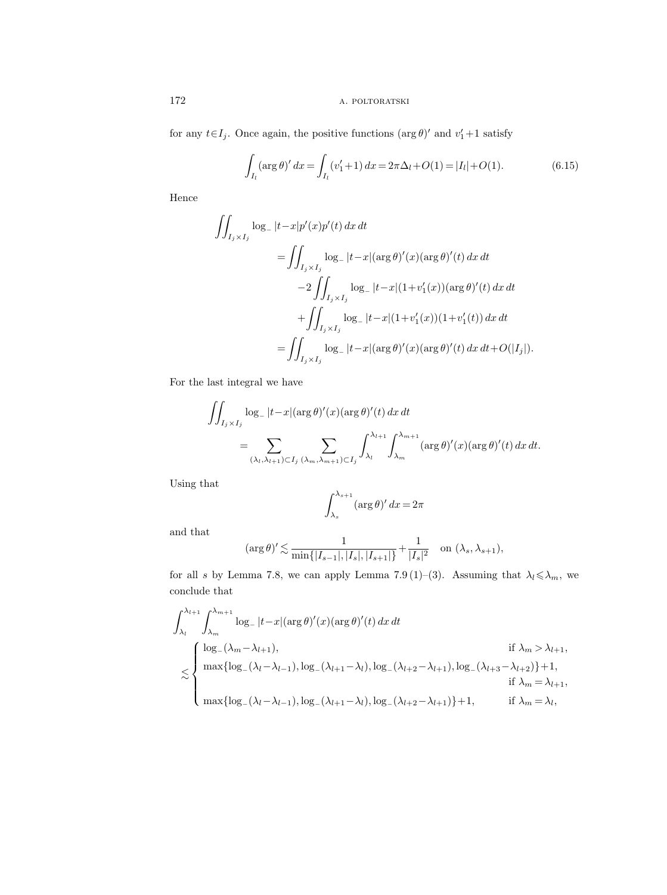for any $t\in I_j$. Once again, the positive functions $(\arg\theta)'$ and $v_1'+1$ satisfy

$$\int_{I_l}(\arg\theta)'\,dx=\int_{I_l}(v_1'+1)\,dx=2\pi\Delta_l+O(1)=|I_l|+O(1). \tag{6.15}$$

Hence

$$\begin{aligned}
\iint_{I_j\times I_j}&\log_-|t-x|p'(x)p'(t)\,dx\,dt\\
&=\iint_{I_j\times I_j}\log_-|t-x|(\arg\theta)'(x)(\arg\theta)'(t)\,dx\,dt\\
&\quad-2\iint_{I_j\times I_j}\log_-|t-x|(1+v_1'(x))(\arg\theta)'(t)\,dx\,dt\\
&\quad+\iint_{I_j\times I_j}\log_-|t-x|(1+v_1'(x))(1+v_1'(t))\,dx\,dt\\
&=\iint_{I_j\times I_j}\log_-|t-x|(\arg\theta)'(x)(\arg\theta)'(t)\,dx\,dt+O(|I_j|).
\end{aligned}$$

For the last integral we have

$$\begin{aligned}
\iint_{I_j\times I_j}&\log_-|t-x|(\arg\theta)'(x)(\arg\theta)'(t)\,dx\,dt\\
&=\sum_{(\lambda_l,\lambda_{l+1})\subset I_j}\;\sum_{(\lambda_m,\lambda_{m+1})\subset I_j}\int_{\lambda_l}^{\lambda_{l+1}}\int_{\lambda_m}^{\lambda_{m+1}}(\arg\theta)'(x)(\arg\theta)'(t)\,dx\,dt.
\end{aligned}$$

Using that

$$\int_{\lambda_s}^{\lambda_{s+1}}(\arg\theta)'\,dx=2\pi$$

and that

$$(\arg\theta)'\lesssim\frac{1}{\min\{|I_{s-1}|,|I_s|,|I_{s+1}|\}}+\frac{1}{|I_s|^2}\quad\text{on }(\lambda_s,\lambda_{s+1}),$$

for all $s$ by Lemma 7.8, we can apply Lemma 7.9 (1)–(3). Assuming that $\lambda_l\leqslant\lambda_m$, we conclude that

$$\begin{aligned}
&\int_{\lambda_l}^{\lambda_{l+1}}\int_{\lambda_m}^{\lambda_{m+1}}\log_-|t-x|(\arg\theta)'(x)(\arg\theta)'(t)\,dx\,dt\\
&\quad\lesssim\begin{cases}
\log_-(\lambda_m-\lambda_{l+1}), & \text{if }\lambda_m>\lambda_{l+1},\\
\max\{\log_-(\lambda_l-\lambda_{l-1}),\log_-(\lambda_{l+1}-\lambda_l),\log_-(\lambda_{l+2}-\lambda_{l+1}),\log_-(\lambda_{l+3}-\lambda_{l+2})\}+1, & \text{if }\lambda_m=\lambda_{l+1},\\
\max\{\log_-(\lambda_l-\lambda_{l-1}),\log_-(\lambda_{l+1}-\lambda_l),\log_-(\lambda_{l+2}-\lambda_{l+1})\}+1, & \text{if }\lambda_m=\lambda_l,
\end{cases}
\end{aligned}$$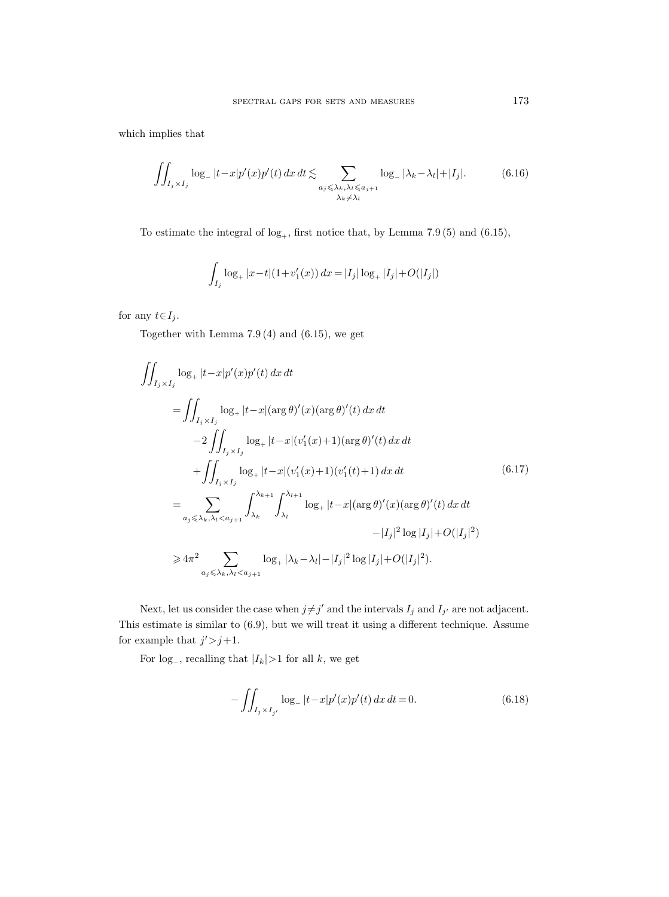which implies that

$$\iint_{I_j\times I_j} \log_- |t-x| p'(x)p'(t)\,dx\,dt \lesssim \sum_{\substack{a_j\leqslant \lambda_k,\lambda_l\leqslant a_{j+1}\\ \lambda_k\neq\lambda_l}} \log_- |\lambda_k-\lambda_l| + |I_j|. \tag{6.16}$$

To estimate the integral of $\log_+$, first notice that, by Lemma 7.9 (5) and (6.15),

$$\int_{I_j} \log_+ |x-t|(1+v_1'(x))\,dx = |I_j|\log_+ |I_j| + O(|I_j|)$$

for any $t\in I_j$.

Together with Lemma 7.9 (4) and (6.15), we get

$$\begin{aligned}
\iint_{I_j\times I_j} &\log_+ |t-x| p'(x)p'(t)\,dx\,dt \\
&= \iint_{I_j\times I_j} \log_+ |t-x| (\arg\theta)'(x)(\arg\theta)'(t)\,dx\,dt \\
&\quad -2\iint_{I_j\times I_j} \log_+ |t-x|(v_1'(x)+1)(\arg\theta)'(t)\,dx\,dt \\
&\quad +\iint_{I_j\times I_j} \log_+ |t-x|(v_1'(x)+1)(v_1'(t)+1)\,dx\,dt \\
&= \sum_{a_j\leqslant \lambda_k,\lambda_l< a_{j+1}} \int_{\lambda_k}^{\lambda_{k+1}}\int_{\lambda_l}^{\lambda_{l+1}} \log_+ |t-x|(\arg\theta)'(x)(\arg\theta)'(t)\,dx\,dt \\
&\qquad\qquad\qquad\qquad -|I_j|^2\log |I_j| + O(|I_j|^2) \\
&\geqslant 4\pi^2 \sum_{a_j\leqslant \lambda_k,\lambda_l< a_{j+1}} \log_+ |\lambda_k-\lambda_l| - |I_j|^2\log |I_j| + O(|I_j|^2).
\end{aligned} \tag{6.17}$$

Next, let us consider the case when $j\neq j'$ and the intervals $I_j$ and $I_{j'}$ are not adjacent. This estimate is similar to (6.9), but we will treat it using a different technique. Assume for example that $j'>j+1$.

For $\log_-$, recalling that $|I_k|>1$ for all $k$, we get

$$-\iint_{I_j\times I_{j'}} \log_- |t-x| p'(x)p'(t)\,dx\,dt = 0. \tag{6.18}$$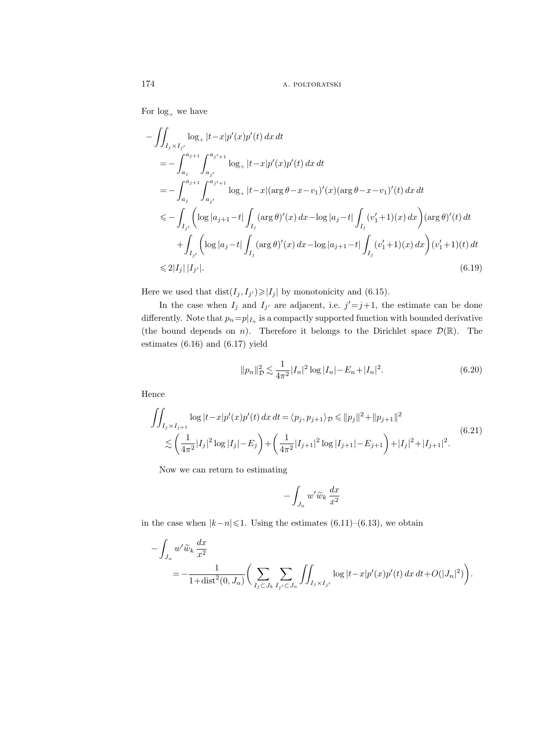For $\log_+$ we have

$$
\begin{aligned}
-\iint_{I_j\times I_{j'}} &\log_+|t-x|p'(x)p'(t)\,dx\,dt \\
&= -\int_{a_j}^{a_{j+1}}\int_{a_{j'}}^{a_{j'+1}} \log_+|t-x|p'(x)p'(t)\,dx\,dt \\
&= -\int_{a_j}^{a_{j+1}}\int_{a_{j'}}^{a_{j'+1}} \log_+|t-x|(\arg\theta-x-v_1)'(x)(\arg\theta-x-v_1)'(t)\,dx\,dt \\
&\leqslant -\int_{I_{j'}}\left(\log|a_{j+1}-t|\int_{I_j}(\arg\theta)'(x)\,dx-\log|a_j-t|\int_{I_j}(v_1'+1)(x)\,dx\right)(\arg\theta)'(t)\,dt \\
&\qquad+\int_{I_{j'}}\left(\log|a_j-t|\int_{I_j}(\arg\theta)'(x)\,dx-\log|a_{j+1}-t|\int_{I_j}(v_1'+1)(x)\,dx\right)(v_1'+1)(t)\,dt \\
&\leqslant 2|I_j|\,|I_{j'}|.
\end{aligned}
\tag{6.19}
$$

Here we used that $\operatorname{dist}(I_j,I_{j'})\geqslant|I_j|$ by monotonicity and (6.15).

In the case when $I_j$ and $I_{j'}$ are adjacent, i.e. $j'=j+1$, the estimate can be done differently. Note that $p_n=p|_{I_n}$ is a compactly supported function with bounded derivative (the bound depends on $n$). Therefore it belongs to the Dirichlet space $\mathcal{D}(\mathbb{R})$. The estimates (6.16) and (6.17) yield

$$
\|p_n\|_{\mathcal{D}}^2 \lesssim \frac{1}{4\pi^2}|I_n|^2\log|I_n|-E_n+|I_n|^2. \tag{6.20}
$$

Hence

$$
\begin{aligned}
\iint_{I_j\times I_{j+1}} \log|t-x|p'(x)p'(t)\,dx\,dt &= \langle p_j,p_{j+1}\rangle_{\mathcal{D}} \leqslant \|p_j\|^2+\|p_{j+1}\|^2 \\
&\lesssim \left(\frac{1}{4\pi^2}|I_j|^2\log|I_j|-E_j\right)+\left(\frac{1}{4\pi^2}|I_{j+1}|^2\log|I_{j+1}|-E_{j+1}\right)+|I_j|^2+|I_{j+1}|^2.
\end{aligned}
\tag{6.21}
$$

Now we can return to estimating

$$
-\int_{J_n} w'\widetilde{w}_k\,\frac{dx}{x^2}
$$

in the case when $|k-n|\leqslant 1$. Using the estimates (6.11)–(6.13), we obtain

$$
\begin{aligned}
-\int_{J_n} &w'\widetilde{w}_k\,\frac{dx}{x^2} \\
&= -\frac{1}{1+\operatorname{dist}^2(0,J_n)}\left(\sum_{I_j\subset J_k}\sum_{I_{j'}\subset J_n}\iint_{I_j\times I_{j'}}\log|t-x|p'(x)p'(t)\,dx\,dt+O(|J_n|^2)\right).
\end{aligned}
$$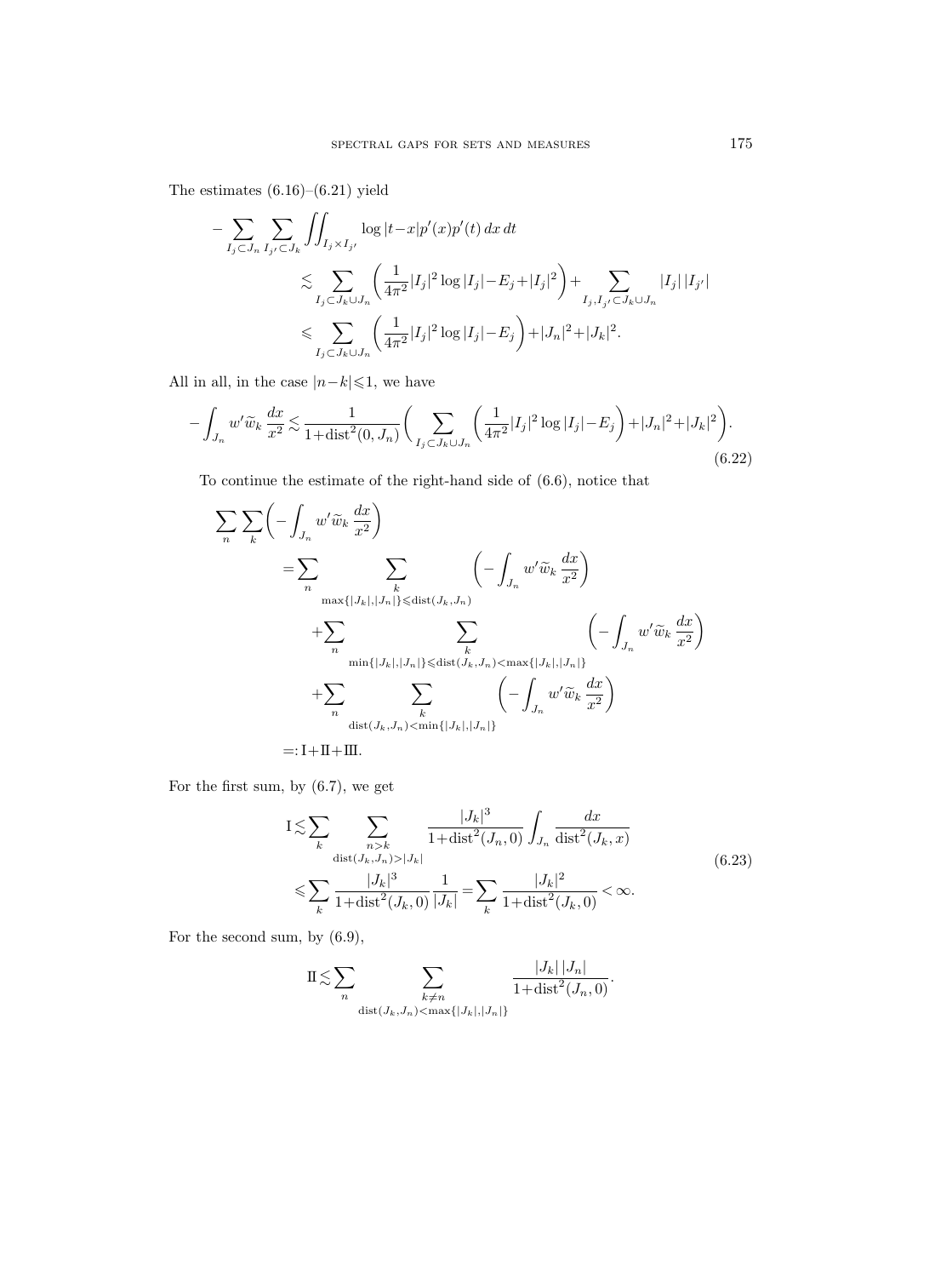The estimates (6.16)–(6.21) yield

$$
\begin{aligned}
-\sum_{I_j\subset J_n}\sum_{I_{j'}\subset J_k}\iint_{I_j\times I_{j'}} \log|t-x|p'(x)p'(t)\,dx\,dt
&\lesssim \sum_{I_j\subset J_k\cup J_n}\left(\frac{1}{4\pi^2}|I_j|^2\log|I_j|-E_j+|I_j|^2\right)+\sum_{I_j,I_{j'}\subset J_k\cup J_n}|I_j|\,|I_{j'}|\\
&\leqslant \sum_{I_j\subset J_k\cup J_n}\left(\frac{1}{4\pi^2}|I_j|^2\log|I_j|-E_j\right)+|J_n|^2+|J_k|^2.
\end{aligned}
$$

All in all, in the case $|n-k|\leqslant 1$, we have

$$
-\int_{J_n} w'\widetilde{w}_k\,\frac{dx}{x^2}\lesssim \frac{1}{1+\operatorname{dist}^2(0,J_n)}\biggl(\sum_{I_j\subset J_k\cup J_n}\left(\frac{1}{4\pi^2}|I_j|^2\log|I_j|-E_j\right)+|J_n|^2+|J_k|^2\biggr). \tag{6.22}
$$

To continue the estimate of the right-hand side of (6.6), notice that

$$
\begin{aligned}
\sum_n\sum_k\biggl(-\int_{J_n} w'\widetilde{w}_k\,\frac{dx}{x^2}\biggr)
&=\sum_n\sum_{\substack{k\\ \max\{|J_k|,|J_n|\}\leqslant \operatorname{dist}(J_k,J_n)}}\biggl(-\int_{J_n} w'\widetilde{w}_k\,\frac{dx}{x^2}\biggr)\\
&\quad+\sum_n\sum_{\substack{k\\ \min\{|J_k|,|J_n|\}\leqslant \operatorname{dist}(J_k,J_n)<\max\{|J_k|,|J_n|\}}}\biggl(-\int_{J_n} w'\widetilde{w}_k\,\frac{dx}{x^2}\biggr)\\
&\quad+\sum_n\sum_{\substack{k\\ \operatorname{dist}(J_k,J_n)<\min\{|J_k|,|J_n|\}}}\biggl(-\int_{J_n} w'\widetilde{w}_k\,\frac{dx}{x^2}\biggr)\\
&=:\mathrm{I}+\mathrm{II}+\mathrm{III}.
\end{aligned}
$$

For the first sum, by (6.7), we get

$$
\begin{aligned}
\mathrm{I}&\lesssim\sum_k\sum_{\substack{n>k\\ \operatorname{dist}(J_k,J_n)>|J_k|}}\frac{|J_k|^3}{1+\operatorname{dist}^2(J_n,0)}\int_{J_n}\frac{dx}{\operatorname{dist}^2(J_k,x)}\\
&\leqslant\sum_k\frac{|J_k|^3}{1+\operatorname{dist}^2(J_k,0)}\,\frac{1}{|J_k|}=\sum_k\frac{|J_k|^2}{1+\operatorname{dist}^2(J_k,0)}<\infty.
\end{aligned}
\tag{6.23}
$$

For the second sum, by (6.9),

$$
\mathrm{II}\lesssim\sum_n\sum_{\substack{k\neq n\\ \operatorname{dist}(J_k,J_n)<\max\{|J_k|,|J_n|\}}}\frac{|J_k|\,|J_n|}{1+\operatorname{dist}^2(J_n,0)}.
$$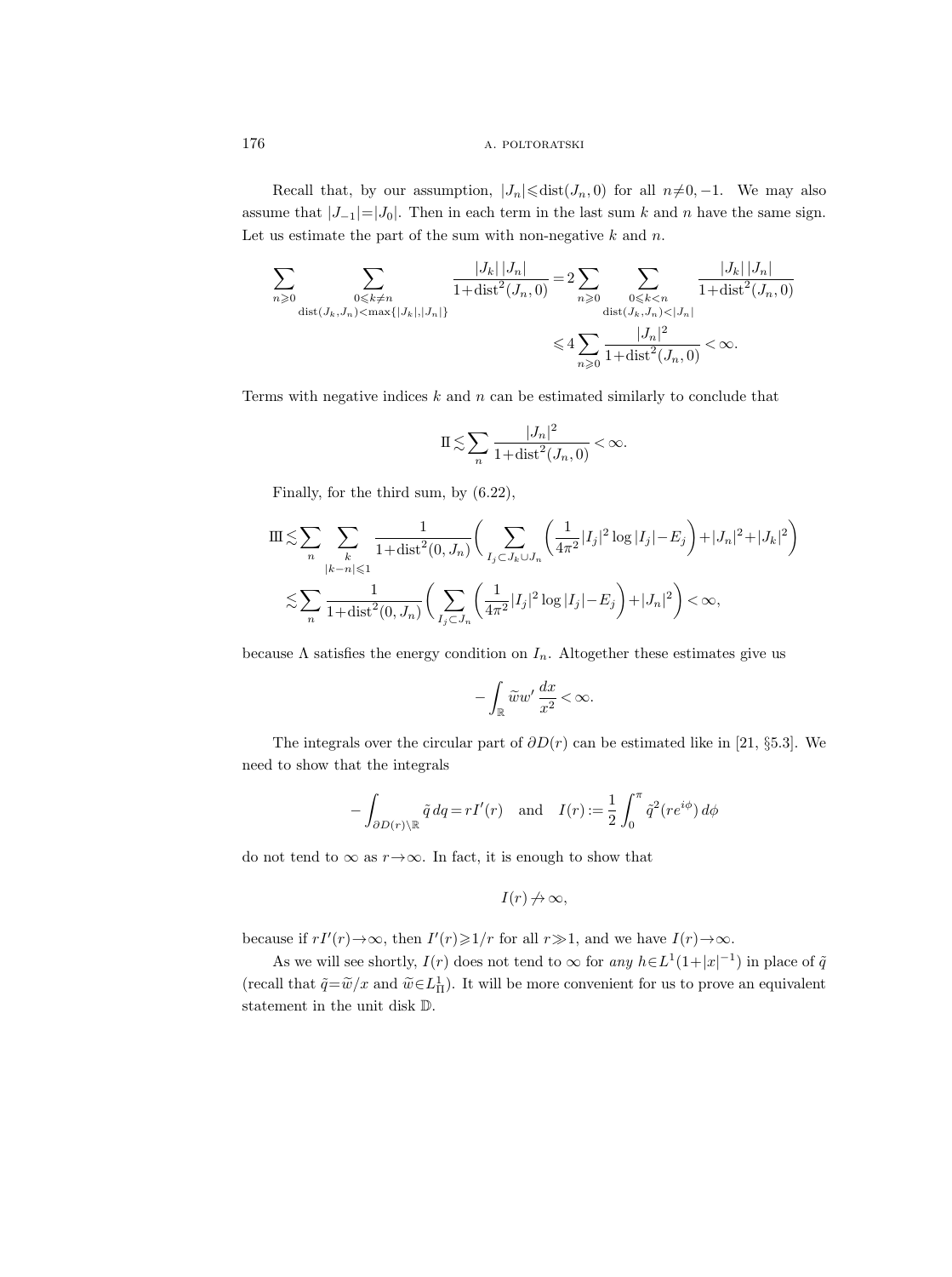Recall that, by our assumption, $|J_n| \leqslant \operatorname{dist}(J_n, 0)$ for all $n \neq 0, -1$. We may also assume that $|J_{-1}| = |J_0|$. Then in each term in the last sum $k$ and $n$ have the same sign. Let us estimate the part of the sum with non-negative $k$ and $n$.

$$
\sum_{n \geqslant 0} \sum_{\substack{0 \leqslant k \neq n \\ \operatorname{dist}(J_k, J_n) < \max\{|J_k|, |J_n|\}}} \frac{|J_k|\,|J_n|}{1+\operatorname{dist}^2(J_n, 0)} = 2 \sum_{n \geqslant 0} \sum_{\substack{0 \leqslant k < n \\ \operatorname{dist}(J_k, J_n) < |J_n|}} \frac{|J_k|\,|J_n|}{1+\operatorname{dist}^2(J_n, 0)}
$$
$$
\leqslant 4 \sum_{n \geqslant 0} \frac{|J_n|^2}{1+\operatorname{dist}^2(J_n, 0)} < \infty.
$$

Terms with negative indices $k$ and $n$ can be estimated similarly to conclude that

$$
\mathrm{II} \lesssim \sum_n \frac{|J_n|^2}{1+\operatorname{dist}^2(J_n, 0)} < \infty.
$$

Finally, for the third sum, by (6.22),

$$
\mathrm{III} \lesssim \sum_n \sum_{\substack{k \\ |k-n| \leqslant 1}} \frac{1}{1+\operatorname{dist}^2(0, J_n)} \Bigg( \sum_{I_j \subset J_k \cup J_n} \left( \frac{1}{4\pi^2} |I_j|^2 \log |I_j| - E_j \right) + |J_n|^2 + |J_k|^2 \Bigg)
$$
$$
\lesssim \sum_n \frac{1}{1+\operatorname{dist}^2(0, J_n)} \Bigg( \sum_{I_j \subset J_n} \left( \frac{1}{4\pi^2} |I_j|^2 \log |I_j| - E_j \right) + |J_n|^2 \Bigg) < \infty,
$$

because $\Lambda$ satisfies the energy condition on $I_n$. Altogether these estimates give us

$$
-\int_{\mathbb{R}} \widetilde{w} w' \, \frac{dx}{x^2} < \infty.
$$

The integrals over the circular part of $\partial D(r)$ can be estimated like in [21, §5.3]. We need to show that the integrals

$$
-\int_{\partial D(r) \setminus \mathbb{R}} \tilde{q} \, dq = r I'(r) \quad \text{and} \quad I(r) := \frac{1}{2} \int_0^{\pi} \tilde{q}^2 (r e^{i\phi}) \, d\phi
$$

do not tend to $\infty$ as $r \to \infty$. In fact, it is enough to show that

$$
I(r) \not\to \infty,
$$

because if $r I'(r) \to \infty$, then $I'(r) \geqslant 1/r$ for all $r \gg 1$, and we have $I(r) \to \infty$.

As we will see shortly, $I(r)$ does not tend to $\infty$ for *any* $h \in L^1(1+|x|^{-1})$ in place of $\tilde{q}$ (recall that $\tilde{q} = \widetilde{w}/x$ and $\widetilde{w} \in L^1_{\Pi}$). It will be more convenient for us to prove an equivalent statement in the unit disk $\mathbb{D}$.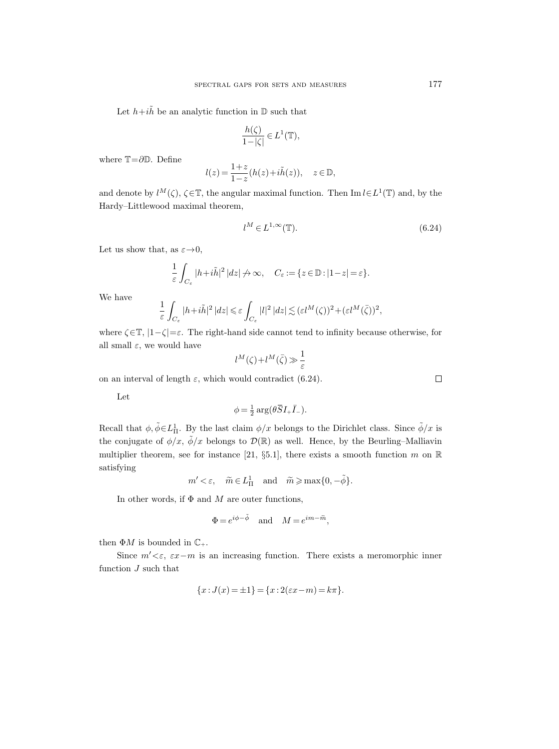Let $h+i\tilde{h}$ be an analytic function in $\mathbb{D}$ such that

$$\frac{h(\zeta)}{1-|\zeta|} \in L^1(\mathbb{T}),$$

where $\mathbb{T}=\partial\mathbb{D}$. Define

$$l(z) = \frac{1+z}{1-z}(h(z)+i\tilde{h}(z)), \quad z \in \mathbb{D},$$

and denote by $l^M(\zeta)$, $\zeta\in\mathbb{T}$, the angular maximal function. Then $\operatorname{Im} l \in L^1(\mathbb{T})$ and, by the Hardy–Littlewood maximal theorem,

$$l^M \in L^{1,\infty}(\mathbb{T}). \tag{6.24}$$

Let us show that, as $\varepsilon\to 0$,

$$\frac{1}{\varepsilon}\int_{C_\varepsilon} |h+i\tilde{h}|^2\,|dz| \not\to \infty, \quad C_\varepsilon := \{z\in\mathbb{D} : |1-z| = \varepsilon\}.$$

We have

$$\frac{1}{\varepsilon}\int_{C_\varepsilon} |h+i\tilde{h}|^2\,|dz| \leqslant \varepsilon \int_{C_\varepsilon} |l|^2\,|dz| \lesssim (\varepsilon l^M(\zeta))^2 + (\varepsilon l^M(\bar{\zeta}))^2,$$

where $\zeta\in\mathbb{T}$, $|1-\zeta|=\varepsilon$. The right-hand side cannot tend to infinity because otherwise, for all small $\varepsilon$, we would have

$$l^M(\zeta)+l^M(\bar{\zeta}) \gg \frac{1}{\varepsilon}$$

on an interval of length $\varepsilon$, which would contradict (6.24). $\square$

Let

$$\phi = \tfrac{1}{2}\arg(\theta\overline{S}I_+\bar{I}_-).$$

Recall that $\phi, \tilde{\phi}\in L^1_\Pi$. By the last claim $\phi/x$ belongs to the Dirichlet class. Since $\tilde{\phi}/x$ is the conjugate of $\phi/x$, $\tilde{\phi}/x$ belongs to $\mathcal{D}(\mathbb{R})$ as well. Hence, by the Beurling–Malliavin multiplier theorem, see for instance [21, §5.1], there exists a smooth function $m$ on $\mathbb{R}$ satisfying

$$m' < \varepsilon, \quad \widetilde{m}\in L^1_\Pi \quad \text{and} \quad \widetilde{m} \geqslant \max\{0, -\tilde{\phi}\}.$$

In other words, if $\Phi$ and $M$ are outer functions,

$$\Phi = e^{i\phi-\tilde{\phi}} \quad \text{and} \quad M = e^{im-\widetilde{m}},$$

then $\Phi M$ is bounded in $\mathbb{C}_+$.

Since $m'<\varepsilon$, $\varepsilon x - m$ is an increasing function. There exists a meromorphic inner function $J$ such that

$$\{x : J(x) = \pm 1\} = \{x : 2(\varepsilon x - m) = k\pi\}.$$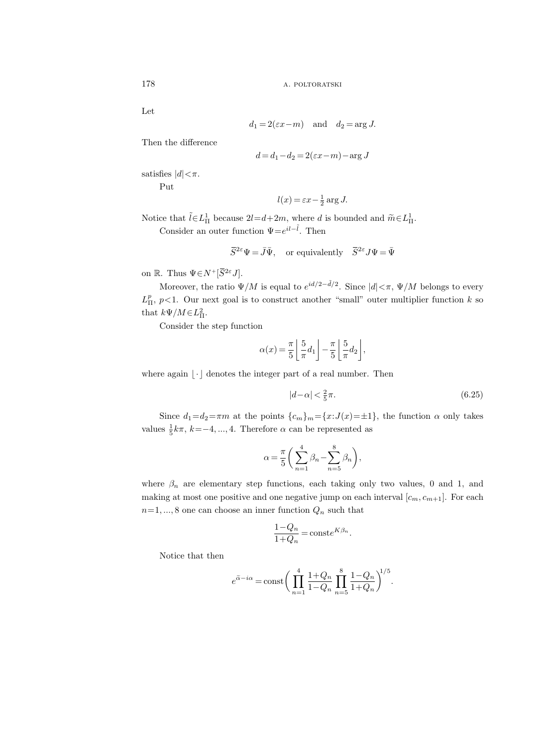Let

$$d_1 = 2(\varepsilon x - m) \quad \text{and} \quad d_2 = \arg J.$$

Then the difference

$$d = d_1 - d_2 = 2(\varepsilon x - m) - \arg J$$

satisfies $|d| < \pi$.

Put

$$l(x) = \varepsilon x - \tfrac{1}{2} \arg J.$$

Notice that $\tilde{l} \in L^1_\Pi$ because $2l = d + 2m$, where $d$ is bounded and $\widetilde{m} \in L^1_\Pi$.

Consider an outer function $\Psi = e^{il - \tilde{l}}$. Then

$$\bar{S}^{2\varepsilon} \Psi = \bar{J} \bar{\Psi}, \quad \text{or equivalently} \quad \bar{S}^{2\varepsilon} J \Psi = \bar{\Psi}$$

on $\mathbb{R}$. Thus $\Psi \in N^+[\bar{S}^{2\varepsilon} J]$.

Moreover, the ratio $\Psi / M$ is equal to $e^{id/2 - \tilde{d}/2}$. Since $|d| < \pi$, $\Psi / M$ belongs to every $L^p_\Pi$, $p < 1$. Our next goal is to construct another "small" outer multiplier function $k$ so that $k \Psi / M \in L^2_\Pi$.

Consider the step function

$$\alpha(x) = \frac{\pi}{5} \left\lfloor \frac{5}{\pi} d_1 \right\rfloor - \frac{\pi}{5} \left\lfloor \frac{5}{\pi} d_2 \right\rfloor,$$

where again $\lfloor \cdot \rfloor$ denotes the integer part of a real number. Then

$$|d - \alpha| < \tfrac{2}{5} \pi. \tag{6.25}$$

Since $d_1 = d_2 = \pi m$ at the points $\{c_m\}_m = \{x : J(x) = \pm 1\}$, the function $\alpha$ only takes values $\frac{1}{5} k \pi$, $k = -4, ..., 4$. Therefore $\alpha$ can be represented as

$$\alpha = \frac{\pi}{5} \left( \sum_{n=1}^{4} \beta_n - \sum_{n=5}^{8} \beta_n \right),$$

where $\beta_n$ are elementary step functions, each taking only two values, 0 and 1, and making at most one positive and one negative jump on each interval $[c_m, c_{m+1}]$. For each $n = 1, ..., 8$ one can choose an inner function $Q_n$ such that

$$\frac{1 - Q_n}{1 + Q_n} = \text{const} e^{K \beta_n}.$$

Notice that then

$$e^{\tilde{\alpha} - i\alpha} = \text{const} \left( \prod_{n=1}^{4} \frac{1 + Q_n}{1 - Q_n} \prod_{n=5}^{8} \frac{1 - Q_n}{1 + Q_n} \right)^{1/5}.$$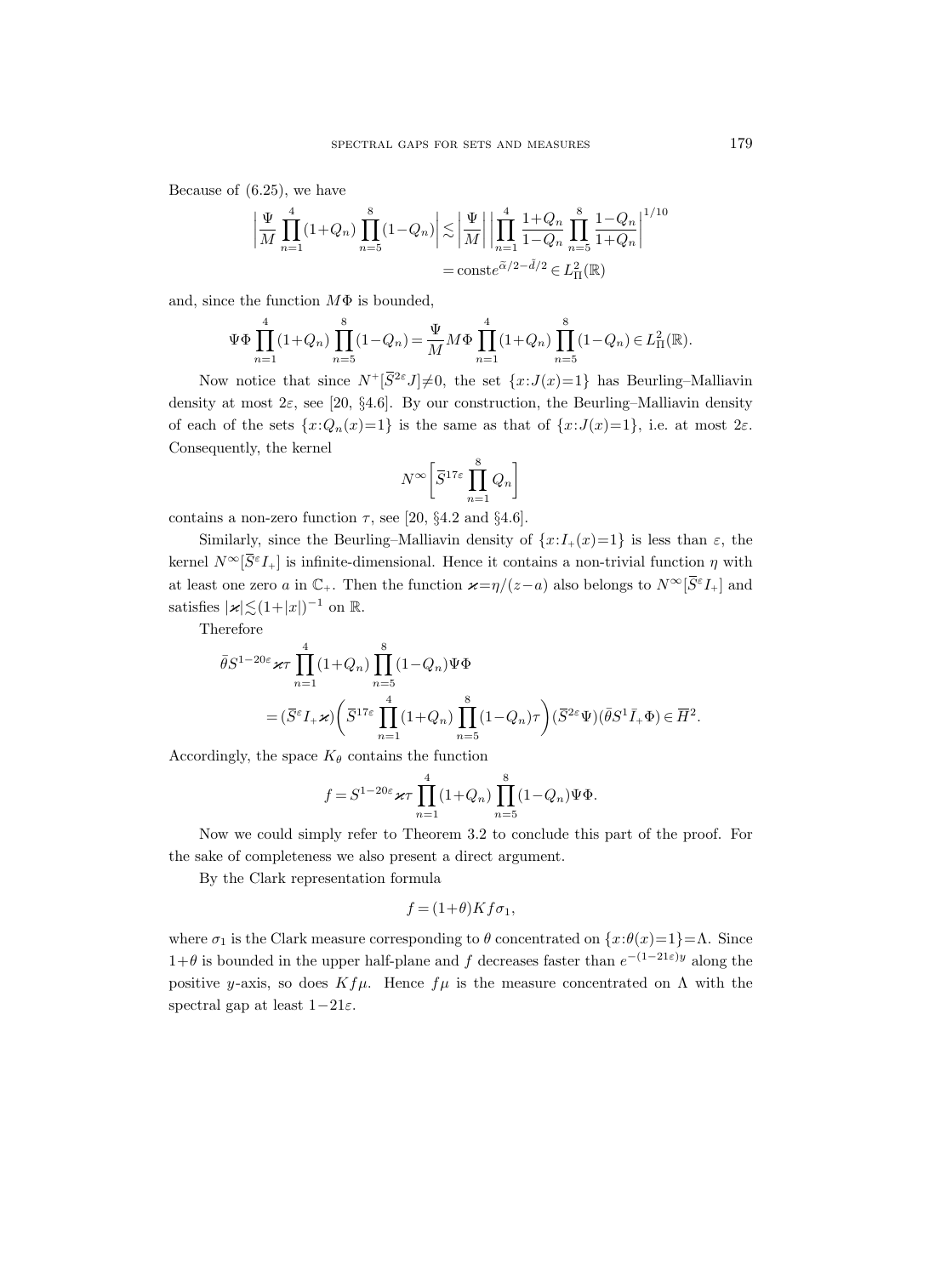Because of (6.25), we have

$$\left|\frac{\Psi}{M}\prod_{n=1}^{4}(1+Q_n)\prod_{n=5}^{8}(1-Q_n)\right| \lesssim \left|\frac{\Psi}{M}\right|\left|\prod_{n=1}^{4}\frac{1+Q_n}{1-Q_n}\prod_{n=5}^{8}\frac{1-Q_n}{1+Q_n}\right|^{1/10}$$
$$= \operatorname{const} e^{\widetilde{\alpha}/2-\tilde{d}/2} \in L^2_\Pi(\mathbb{R})$$

and, since the function $M\Phi$ is bounded,

$$\Psi\Phi\prod_{n=1}^{4}(1+Q_n)\prod_{n=5}^{8}(1-Q_n) = \frac{\Psi}{M}M\Phi\prod_{n=1}^{4}(1+Q_n)\prod_{n=5}^{8}(1-Q_n) \in L^2_\Pi(\mathbb{R}).$$

Now notice that since $N^+[\overline{S}^{2\varepsilon}J]\neq 0$, the set $\{x:J(x)=1\}$ has Beurling–Malliavin density at most $2\varepsilon$, see [20, §4.6]. By our construction, the Beurling–Malliavin density of each of the sets $\{x:Q_n(x)=1\}$ is the same as that of $\{x:J(x)=1\}$, i.e. at most $2\varepsilon$. Consequently, the kernel

$$N^\infty\left[\overline{S}^{17\varepsilon}\prod_{n=1}^{8}Q_n\right]$$

contains a non-zero function $\tau$, see [20, §4.2 and §4.6].

Similarly, since the Beurling–Malliavin density of $\{x:I_+(x)=1\}$ is less than $\varepsilon$, the kernel $N^\infty[\overline{S}^\varepsilon I_+]$ is infinite-dimensional. Hence it contains a non-trivial function $\eta$ with at least one zero $a$ in $\mathbb{C}_+$. Then the function $\varkappa=\eta/(z-a)$ also belongs to $N^\infty[\overline{S}^\varepsilon I_+]$ and satisfies $|\varkappa|\lesssim(1+|x|)^{-1}$ on $\mathbb{R}$.

Therefore

$$\bar{\theta}S^{1-20\varepsilon}\varkappa\tau\prod_{n=1}^{4}(1+Q_n)\prod_{n=5}^{8}(1-Q_n)\Psi\Phi$$
$$=(\overline{S}^\varepsilon I_+\varkappa)\left(\overline{S}^{17\varepsilon}\prod_{n=1}^{4}(1+Q_n)\prod_{n=5}^{8}(1-Q_n)\tau\right)(\overline{S}^{2\varepsilon}\Psi)(\bar{\theta}S^1\bar{I}_+\Phi)\in\overline{H}^2.$$

Accordingly, the space $K_\theta$ contains the function

$$f=S^{1-20\varepsilon}\varkappa\tau\prod_{n=1}^{4}(1+Q_n)\prod_{n=5}^{8}(1-Q_n)\Psi\Phi.$$

Now we could simply refer to Theorem 3.2 to conclude this part of the proof. For the sake of completeness we also present a direct argument.

By the Clark representation formula

$$f=(1+\theta)Kf\sigma_1,$$

where $\sigma_1$ is the Clark measure corresponding to $\theta$ concentrated on $\{x:\theta(x)=1\}=\Lambda$. Since $1+\theta$ is bounded in the upper half-plane and $f$ decreases faster than $e^{-(1-21\varepsilon)y}$ along the positive $y$-axis, so does $Kf\mu$. Hence $f\mu$ is the measure concentrated on $\Lambda$ with the spectral gap at least $1-21\varepsilon$.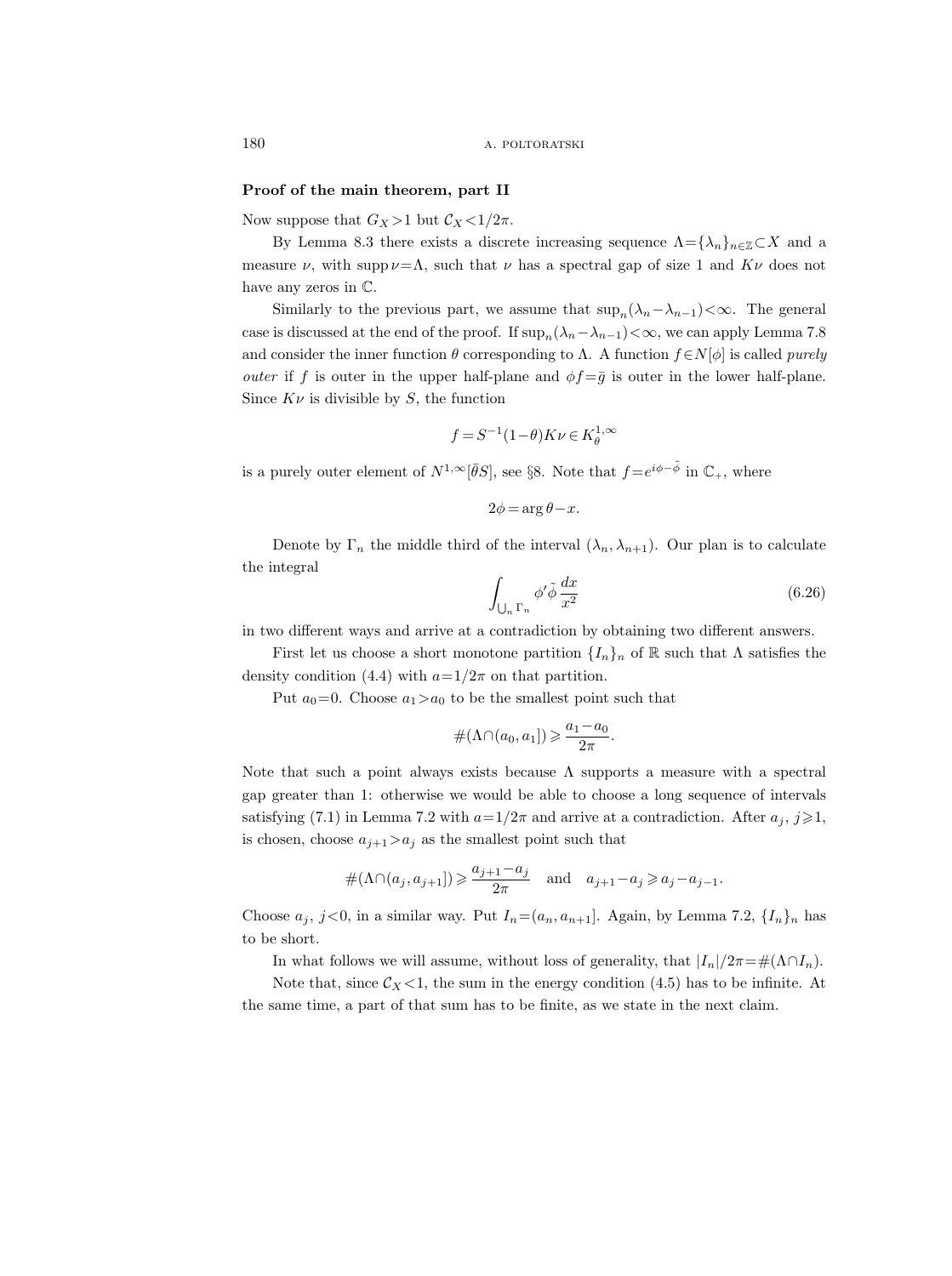**Proof of the main theorem, part II**

Now suppose that $G_X > 1$ but $\mathcal{C}_X < 1/2\pi$.

By Lemma 8.3 there exists a discrete increasing sequence $\Lambda = \{\lambda_n\}_{n\in\mathbb{Z}} \subset X$ and a measure $\nu$, with $\operatorname{supp}\nu = \Lambda$, such that $\nu$ has a spectral gap of size 1 and $K\nu$ does not have any zeros in $\mathbb{C}$.

Similarly to the previous part, we assume that $\sup_n(\lambda_n - \lambda_{n-1}) < \infty$. The general case is discussed at the end of the proof. If $\sup_n(\lambda_n - \lambda_{n-1}) < \infty$, we can apply Lemma 7.8 and consider the inner function $\theta$ corresponding to $\Lambda$. A function $f \in N[\phi]$ is called *purely outer* if $f$ is outer in the upper half-plane and $\phi f = \bar{g}$ is outer in the lower half-plane. Since $K\nu$ is divisible by $S$, the function

$$f = S^{-1}(1-\theta)K\nu \in K_\theta^{1,\infty}$$

is a purely outer element of $N^{1,\infty}[\bar{\theta}S]$, see §8. Note that $f = e^{i\phi - \tilde{\phi}}$ in $\mathbb{C}_+$, where

$$2\phi = \arg\theta - x.$$

Denote by $\Gamma_n$ the middle third of the interval $(\lambda_n, \lambda_{n+1})$. Our plan is to calculate the integral

$$\int_{\bigcup_n \Gamma_n} \phi' \tilde{\phi} \, \frac{dx}{x^2} \tag{6.26}$$

in two different ways and arrive at a contradiction by obtaining two different answers.

First let us choose a short monotone partition $\{I_n\}_n$ of $\mathbb{R}$ such that $\Lambda$ satisfies the density condition (4.4) with $a = 1/2\pi$ on that partition.

Put $a_0 = 0$. Choose $a_1 > a_0$ to be the smallest point such that

$$\#(\Lambda \cap (a_0, a_1]) \geqslant \frac{a_1 - a_0}{2\pi}.$$

Note that such a point always exists because $\Lambda$ supports a measure with a spectral gap greater than 1: otherwise we would be able to choose a long sequence of intervals satisfying (7.1) in Lemma 7.2 with $a = 1/2\pi$ and arrive at a contradiction. After $a_j$, $j \geqslant 1$, is chosen, choose $a_{j+1} > a_j$ as the smallest point such that

$$\#(\Lambda \cap (a_j, a_{j+1}]) \geqslant \frac{a_{j+1} - a_j}{2\pi} \quad \text{and} \quad a_{j+1} - a_j \geqslant a_j - a_{j-1}.$$

Choose $a_j$, $j < 0$, in a similar way. Put $I_n = (a_n, a_{n+1}]$. Again, by Lemma 7.2, $\{I_n\}_n$ has to be short.

In what follows we will assume, without loss of generality, that $|I_n|/2\pi = \#(\Lambda \cap I_n)$.

Note that, since $\mathcal{C}_X < 1$, the sum in the energy condition (4.5) has to be infinite. At the same time, a part of that sum has to be finite, as we state in the next claim.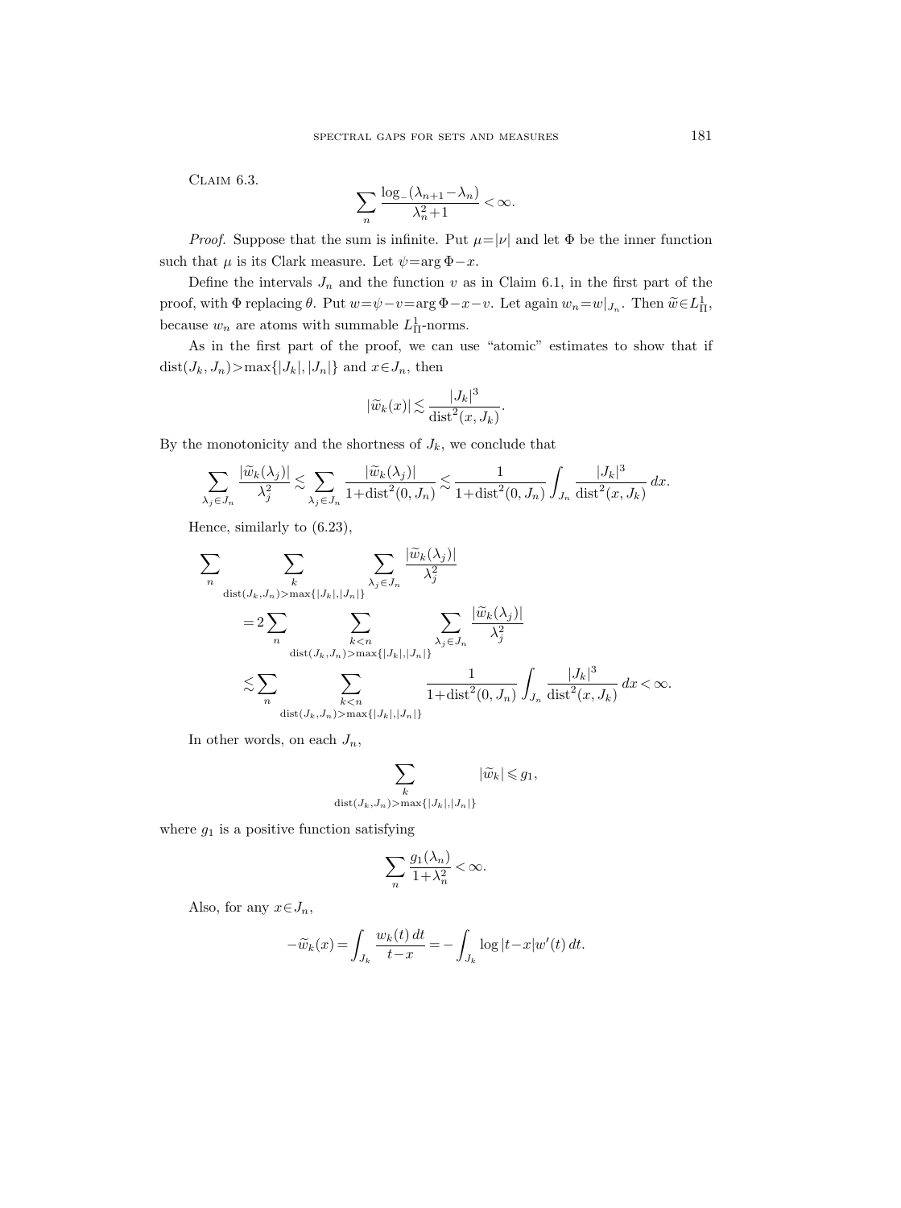Claim 6.3.

$$\sum_n \frac{\log_-(\lambda_{n+1}-\lambda_n)}{\lambda_n^2+1}<\infty.$$

*Proof.* Suppose that the sum is infinite. Put $\mu=|\nu|$ and let $\Phi$ be the inner function such that $\mu$ is its Clark measure. Let $\psi=\arg\Phi-x$.

Define the intervals $J_n$ and the function $v$ as in Claim 6.1, in the first part of the proof, with $\Phi$ replacing $\theta$. Put $w=\psi-v=\arg\Phi-x-v$. Let again $w_n=w|_{J_n}$. Then $\widetilde{w}\in L^1_\Pi$, because $w_n$ are atoms with summable $L^1_\Pi$-norms.

As in the first part of the proof, we can use "atomic" estimates to show that if $\operatorname{dist}(J_k,J_n)>\max\{|J_k|,|J_n|\}$ and $x\in J_n$, then

$$|\widetilde{w}_k(x)|\lesssim\frac{|J_k|^3}{\operatorname{dist}^2(x,J_k)}.$$

By the monotonicity and the shortness of $J_k$, we conclude that

$$\sum_{\lambda_j\in J_n}\frac{|\widetilde{w}_k(\lambda_j)|}{\lambda_j^2}\lesssim\sum_{\lambda_j\in J_n}\frac{|\widetilde{w}_k(\lambda_j)|}{1+\operatorname{dist}^2(0,J_n)}\lesssim\frac{1}{1+\operatorname{dist}^2(0,J_n)}\int_{J_n}\frac{|J_k|^3}{\operatorname{dist}^2(x,J_k)}\,dx.$$

Hence, similarly to (6.23),

$$\begin{aligned}
\sum_n \sum_{\substack{k\\ \operatorname{dist}(J_k,J_n)>\max\{|J_k|,|J_n|\}}} \sum_{\lambda_j\in J_n}\frac{|\widetilde{w}_k(\lambda_j)|}{\lambda_j^2}
&=2\sum_n \sum_{\substack{k<n\\ \operatorname{dist}(J_k,J_n)>\max\{|J_k|,|J_n|\}}} \sum_{\lambda_j\in J_n}\frac{|\widetilde{w}_k(\lambda_j)|}{\lambda_j^2}\\
&\lesssim\sum_n \sum_{\substack{k<n\\ \operatorname{dist}(J_k,J_n)>\max\{|J_k|,|J_n|\}}}\frac{1}{1+\operatorname{dist}^2(0,J_n)}\int_{J_n}\frac{|J_k|^3}{\operatorname{dist}^2(x,J_k)}\,dx<\infty.
\end{aligned}$$

In other words, on each $J_n$,

$$\sum_{\substack{k\\ \operatorname{dist}(J_k,J_n)>\max\{|J_k|,|J_n|\}}}|\widetilde{w}_k|\leqslant g_1,$$

where $g_1$ is a positive function satisfying

$$\sum_n\frac{g_1(\lambda_n)}{1+\lambda_n^2}<\infty.$$

Also, for any $x\in J_n$,

$$-\widetilde{w}_k(x)=\int_{J_k}\frac{w_k(t)\,dt}{t-x}=-\int_{J_k}\log|t-x|w'(t)\,dt.$$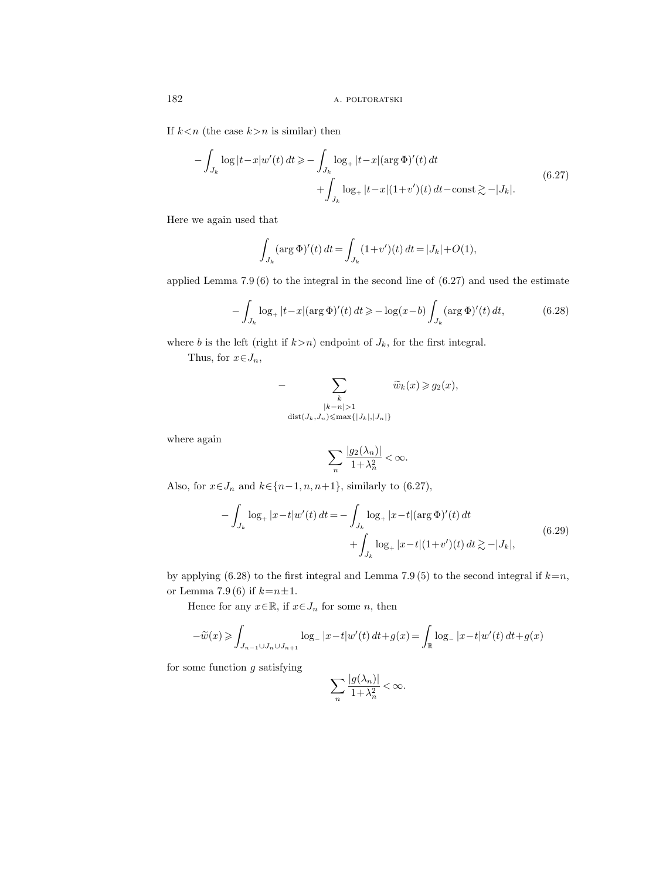If $k<n$ (the case $k>n$ is similar) then

$$
\begin{aligned}
-\int_{J_k} \log|t-x| w'(t)\,dt \geqslant & -\int_{J_k} \log_+|t-x|(\arg\Phi)'(t)\,dt \\
& +\int_{J_k} \log_+|t-x|(1+v')(t)\,dt - \text{const} \gtrsim -|J_k|.
\end{aligned}
\tag{6.27}
$$

Here we again used that

$$
\int_{J_k} (\arg\Phi)'(t)\,dt = \int_{J_k} (1+v')(t)\,dt = |J_k| + O(1),
$$

applied Lemma 7.9 (6) to the integral in the second line of (6.27) and used the estimate

$$
-\int_{J_k} \log_+|t-x|(\arg\Phi)'(t)\,dt \geqslant -\log(x-b)\int_{J_k}(\arg\Phi)'(t)\,dt, \tag{6.28}
$$

where $b$ is the left (right if $k>n$) endpoint of $J_k$, for the first integral.

Thus, for $x\in J_n$,

$$
-\sum_{\substack{k \\ |k-n|>1 \\ \operatorname{dist}(J_k,J_n)\leqslant \max\{|J_k|,|J_n|\}}} \widetilde{w}_k(x) \geqslant g_2(x),
$$

where again

$$
\sum_n \frac{|g_2(\lambda_n)|}{1+\lambda_n^2} < \infty.
$$

Also, for $x\in J_n$ and $k\in\{n-1,n,n+1\}$, similarly to (6.27),

$$
\begin{aligned}
-\int_{J_k} \log_+|x-t| w'(t)\,dt = & -\int_{J_k} \log_+|x-t|(\arg\Phi)'(t)\,dt \\
& +\int_{J_k} \log_+|x-t|(1+v')(t)\,dt \gtrsim -|J_k|,
\end{aligned}
\tag{6.29}
$$

by applying (6.28) to the first integral and Lemma 7.9 (5) to the second integral if $k=n$, or Lemma 7.9 (6) if $k=n\pm1$.

Hence for any $x\in\mathbb{R}$, if $x\in J_n$ for some $n$, then

$$
-\widetilde{w}(x) \geqslant \int_{J_{n-1}\cup J_n\cup J_{n+1}} \log_-|x-t| w'(t)\,dt + g(x) = \int_{\mathbb{R}} \log_-|x-t| w'(t)\,dt + g(x)
$$

for some function $g$ satisfying

$$
\sum_n \frac{|g(\lambda_n)|}{1+\lambda_n^2} < \infty.
$$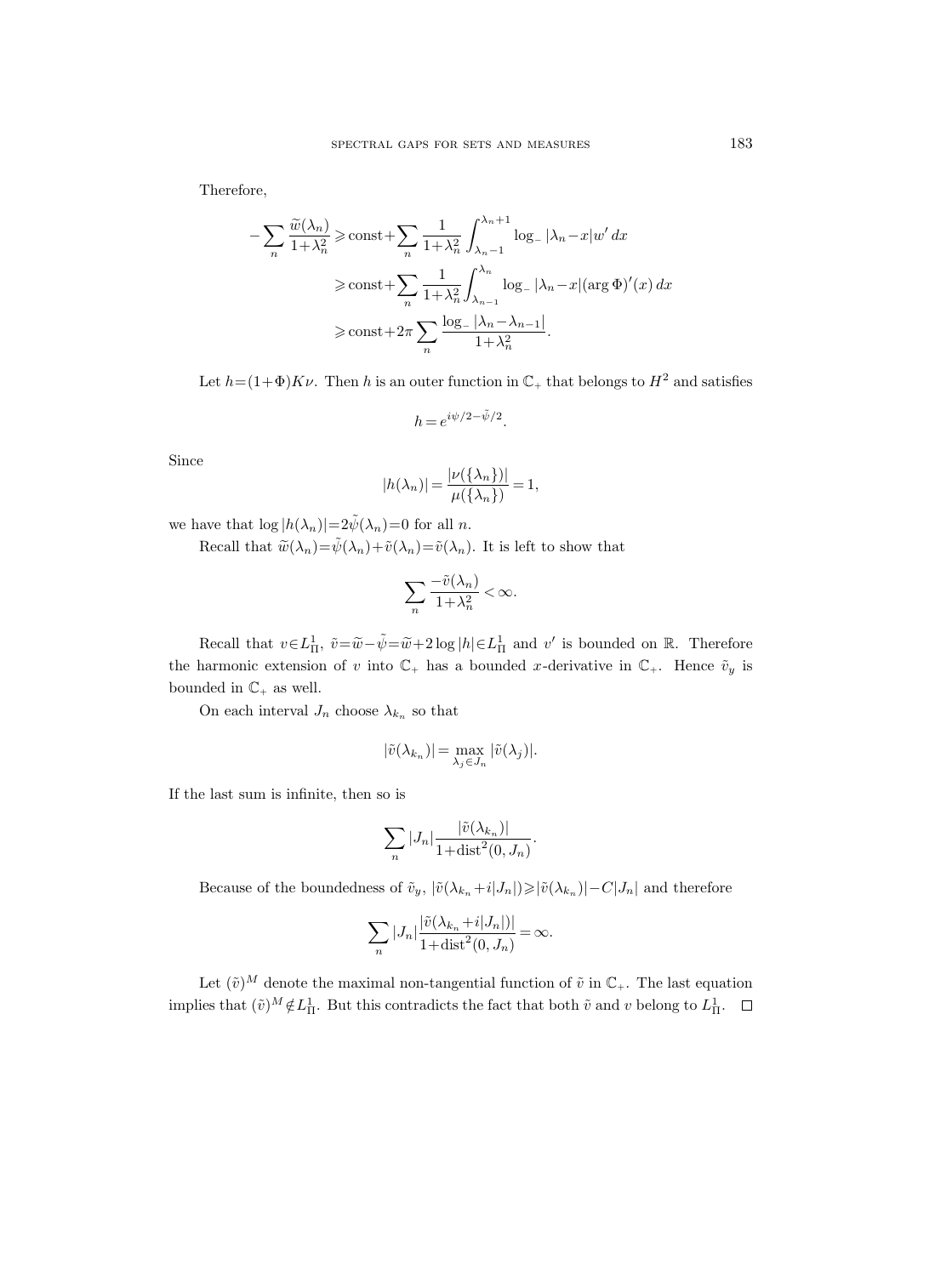Therefore,

$$
\begin{aligned}
-\sum_n \frac{\widetilde{w}(\lambda_n)}{1+\lambda_n^2} &\geqslant \text{const}+\sum_n \frac{1}{1+\lambda_n^2}\int_{\lambda_n-1}^{\lambda_n+1} \log_- |\lambda_n - x| w'\,dx \\
&\geqslant \text{const}+\sum_n \frac{1}{1+\lambda_n^2}\int_{\lambda_{n-1}}^{\lambda_n} \log_- |\lambda_n - x| (\arg \Phi)'(x)\,dx \\
&\geqslant \text{const}+2\pi \sum_n \frac{\log_- |\lambda_n - \lambda_{n-1}|}{1+\lambda_n^2}.
\end{aligned}
$$

Let $h=(1+\Phi)K\nu$. Then $h$ is an outer function in $\mathbb{C}_+$ that belongs to $H^2$ and satisfies

$$
h = e^{i\psi/2 - \tilde{\psi}/2}.
$$

Since

$$
|h(\lambda_n)| = \frac{|\nu(\{\lambda_n\})|}{\mu(\{\lambda_n\})} = 1,
$$

we have that $\log |h(\lambda_n)| = 2\tilde{\psi}(\lambda_n) = 0$ for all $n$.

Recall that $\widetilde{w}(\lambda_n) = \tilde{\psi}(\lambda_n) + \tilde{v}(\lambda_n) = \tilde{v}(\lambda_n)$. It is left to show that

$$
\sum_n \frac{-\tilde{v}(\lambda_n)}{1+\lambda_n^2} < \infty.
$$

Recall that $v \in L^1_\Pi$, $\tilde{v} = \widetilde{w} - \tilde{\psi} = \widetilde{w} + 2\log |h| \in L^1_\Pi$ and $v'$ is bounded on $\mathbb{R}$. Therefore the harmonic extension of $v$ into $\mathbb{C}_+$ has a bounded $x$-derivative in $\mathbb{C}_+$. Hence $\tilde{v}_y$ is bounded in $\mathbb{C}_+$ as well.

On each interval $J_n$ choose $\lambda_{k_n}$ so that

$$
|\tilde{v}(\lambda_{k_n})| = \max_{\lambda_j \in J_n} |\tilde{v}(\lambda_j)|.
$$

If the last sum is infinite, then so is

$$
\sum_n |J_n| \frac{|\tilde{v}(\lambda_{k_n})|}{1+\operatorname{dist}^2(0, J_n)}.
$$

Because of the boundedness of $\tilde{v}_y$, $|\tilde{v}(\lambda_{k_n} + i|J_n|)| \geqslant |\tilde{v}(\lambda_{k_n})| - C|J_n|$ and therefore

$$
\sum_n |J_n| \frac{|\tilde{v}(\lambda_{k_n} + i|J_n|)|}{1+\operatorname{dist}^2(0, J_n)} = \infty.
$$

Let $(\tilde{v})^M$ denote the maximal non-tangential function of $\tilde{v}$ in $\mathbb{C}_+$. The last equation implies that $(\tilde{v})^M \notin L^1_\Pi$. But this contradicts the fact that both $\tilde{v}$ and $v$ belong to $L^1_\Pi$. $\square$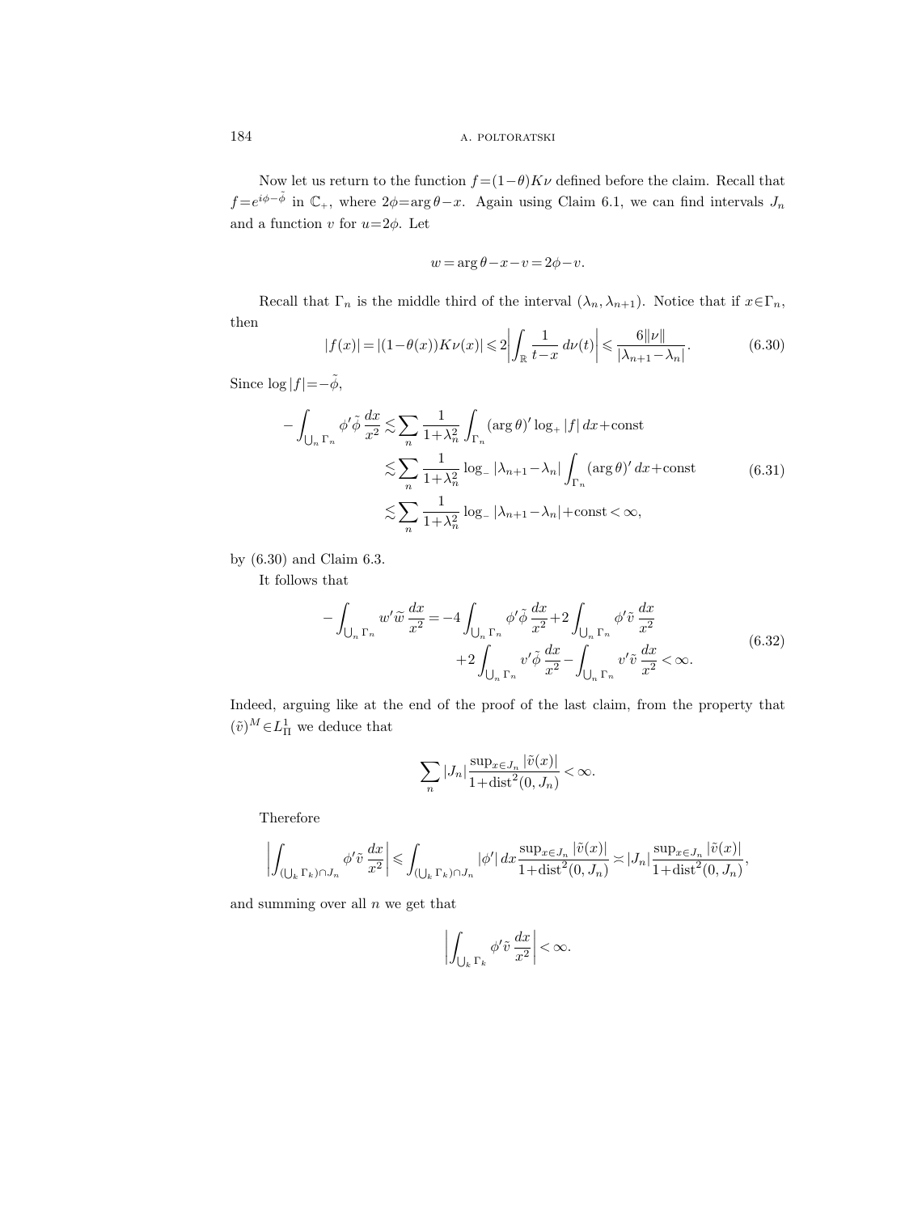Now let us return to the function $f=(1-\theta)K\nu$ defined before the claim. Recall that $f=e^{i\phi-\tilde{\phi}}$ in $\mathbb{C}_+$, where $2\phi=\arg\theta-x$. Again using Claim 6.1, we can find intervals $J_n$ and a function $v$ for $u=2\phi$. Let

$$w=\arg\theta-x-v=2\phi-v.$$

Recall that $\Gamma_n$ is the middle third of the interval $(\lambda_n,\lambda_{n+1})$. Notice that if $x\in\Gamma_n$, then

$$|f(x)|=|(1-\theta(x))K\nu(x)|\leqslant 2\left|\int_{\mathbb{R}}\frac{1}{t-x}\,d\nu(t)\right|\leqslant\frac{6\|\nu\|}{|\lambda_{n+1}-\lambda_n|}. \tag{6.30}$$

Since $\log|f|=-\tilde{\phi}$,

$$\begin{aligned}
-\int_{\bigcup_n\Gamma_n}\phi'\tilde{\phi}\,\frac{dx}{x^2}&\lesssim\sum_n\frac{1}{1+\lambda_n^2}\int_{\Gamma_n}(\arg\theta)'\log_+|f|\,dx+\text{const}\\
&\lesssim\sum_n\frac{1}{1+\lambda_n^2}\log_-|\lambda_{n+1}-\lambda_n|\int_{\Gamma_n}(\arg\theta)'\,dx+\text{const}\\
&\lesssim\sum_n\frac{1}{1+\lambda_n^2}\log_-|\lambda_{n+1}-\lambda_n|+\text{const}<\infty,
\end{aligned} \tag{6.31}$$

by (6.30) and Claim 6.3.

It follows that

$$\begin{aligned}
-\int_{\bigcup_n\Gamma_n}w'\tilde{w}\,\frac{dx}{x^2}=-4\int_{\bigcup_n\Gamma_n}\phi'\tilde{\phi}\,\frac{dx}{x^2}+2\int_{\bigcup_n\Gamma_n}\phi'\tilde{v}\,\frac{dx}{x^2}&\\
+2\int_{\bigcup_n\Gamma_n}v'\tilde{\phi}\,\frac{dx}{x^2}-\int_{\bigcup_n\Gamma_n}v'\tilde{v}\,\frac{dx}{x^2}&<\infty.
\end{aligned} \tag{6.32}$$

Indeed, arguing like at the end of the proof of the last claim, from the property that $(\tilde{v})^M\in L^1_\Pi$ we deduce that

$$\sum_n|J_n|\frac{\sup_{x\in J_n}|\tilde{v}(x)|}{1+\operatorname{dist}^2(0,J_n)}<\infty.$$

Therefore

$$\left|\int_{(\bigcup_k\Gamma_k)\cap J_n}\phi'\tilde{v}\,\frac{dx}{x^2}\right|\leqslant\int_{(\bigcup_k\Gamma_k)\cap J_n}|\phi'|\,dx\frac{\sup_{x\in J_n}|\tilde{v}(x)|}{1+\operatorname{dist}^2(0,J_n)}\asymp|J_n|\frac{\sup_{x\in J_n}|\tilde{v}(x)|}{1+\operatorname{dist}^2(0,J_n)},$$

and summing over all $n$ we get that

$$\left|\int_{\bigcup_k\Gamma_k}\phi'\tilde{v}\,\frac{dx}{x^2}\right|<\infty.$$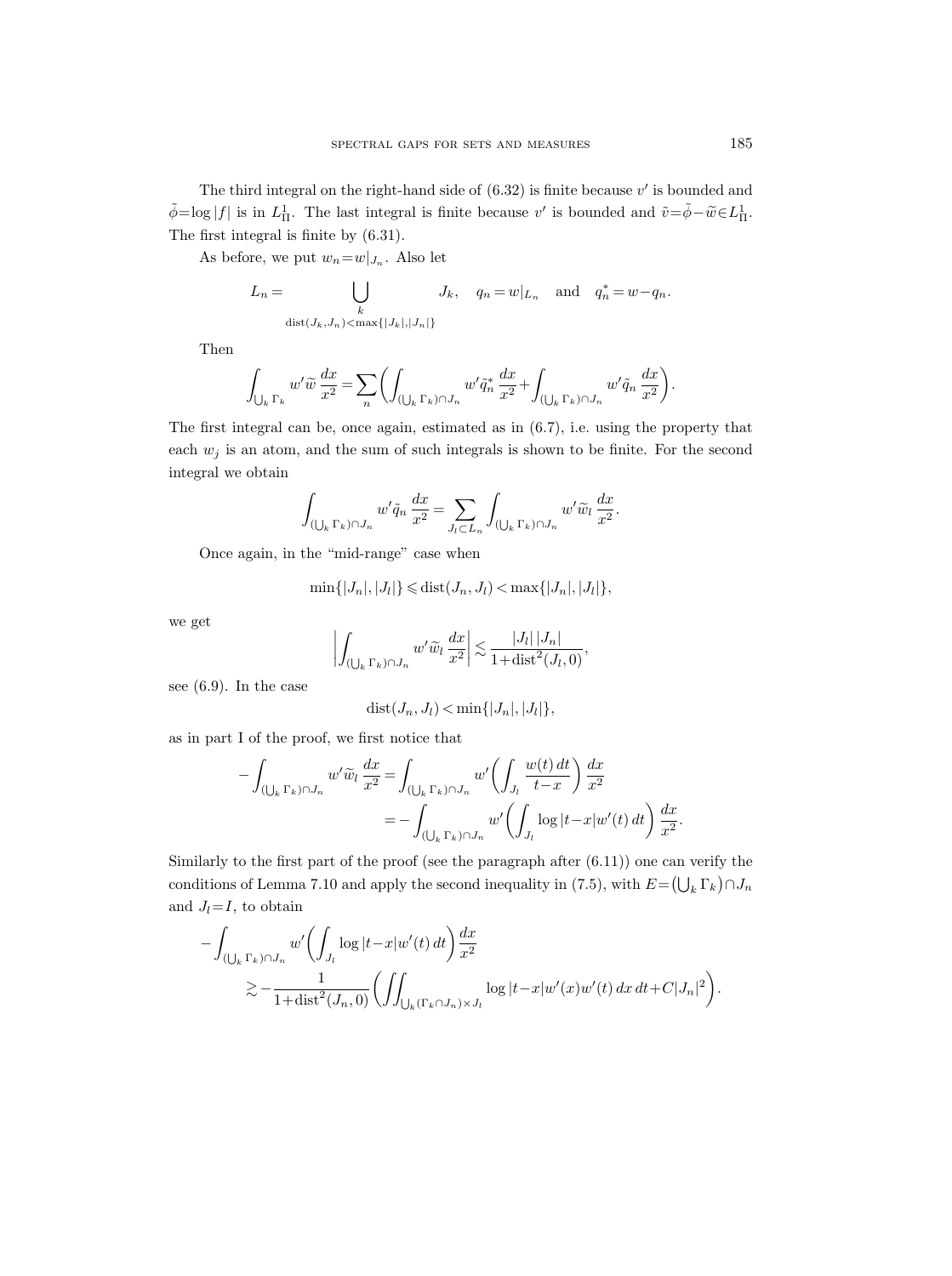The third integral on the right-hand side of (6.32) is finite because $v'$ is bounded and $\tilde{\phi}=\log|f|$ is in $L^1_\Pi$. The last integral is finite because $v'$ is bounded and $\tilde{v}=\tilde{\phi}-\widetilde{w}\in L^1_\Pi$. The first integral is finite by (6.31).

As before, we put $w_n=w|_{J_n}$. Also let

$$L_n=\bigcup_{\substack{k\\ \operatorname{dist}(J_k,J_n)<\max\{|J_k|,|J_n|\}}} J_k, \quad q_n=w|_{L_n} \quad \text{and} \quad q_n^*=w-q_n.$$

Then

$$\int_{\bigcup_k \Gamma_k} w'\widetilde{w}\,\frac{dx}{x^2}=\sum_n\biggl(\int_{(\bigcup_k \Gamma_k)\cap J_n} w'\tilde{q}_n^*\,\frac{dx}{x^2}+\int_{(\bigcup_k \Gamma_k)\cap J_n} w'\tilde{q}_n\,\frac{dx}{x^2}\biggr).$$

The first integral can be, once again, estimated as in (6.7), i.e. using the property that each $w_j$ is an atom, and the sum of such integrals is shown to be finite. For the second integral we obtain

$$\int_{(\bigcup_k \Gamma_k)\cap J_n} w'\tilde{q}_n\,\frac{dx}{x^2}=\sum_{J_l\subset L_n}\int_{(\bigcup_k \Gamma_k)\cap J_n} w'\widetilde{w}_l\,\frac{dx}{x^2}.$$

Once again, in the "mid-range" case when

$$\min\{|J_n|,|J_l|\}\leqslant \operatorname{dist}(J_n,J_l)<\max\{|J_n|,|J_l|\},$$

we get

$$\biggl|\int_{(\bigcup_k \Gamma_k)\cap J_n} w'\widetilde{w}_l\,\frac{dx}{x^2}\biggr|\lesssim\frac{|J_l|\,|J_n|}{1+\operatorname{dist}^2(J_l,0)},$$

see (6.9). In the case

$$\operatorname{dist}(J_n,J_l)<\min\{|J_n|,|J_l|\},$$

as in part I of the proof, we first notice that

$$\begin{aligned}-\int_{(\bigcup_k \Gamma_k)\cap J_n} w'\widetilde{w}_l\,\frac{dx}{x^2}&=\int_{(\bigcup_k \Gamma_k)\cap J_n} w'\biggl(\int_{J_l}\frac{w(t)\,dt}{t-x}\biggr)\frac{dx}{x^2}\\&=-\int_{(\bigcup_k \Gamma_k)\cap J_n} w'\biggl(\int_{J_l}\log|t-x|w'(t)\,dt\biggr)\frac{dx}{x^2}.\end{aligned}$$

Similarly to the first part of the proof (see the paragraph after (6.11)) one can verify the conditions of Lemma 7.10 and apply the second inequality in (7.5), with $E=\bigl(\bigcup_k\Gamma_k\bigr)\cap J_n$ and $J_l=I$, to obtain

$$\begin{aligned}-\int_{(\bigcup_k \Gamma_k)\cap J_n} &w'\biggl(\int_{J_l}\log|t-x|w'(t)\,dt\biggr)\frac{dx}{x^2}\\&\gtrsim-\frac{1}{1+\operatorname{dist}^2(J_n,0)}\biggl(\iint_{\bigcup_k(\Gamma_k\cap J_n)\times J_l}\log|t-x|w'(x)w'(t)\,dx\,dt+C|J_n|^2\biggr).\end{aligned}$$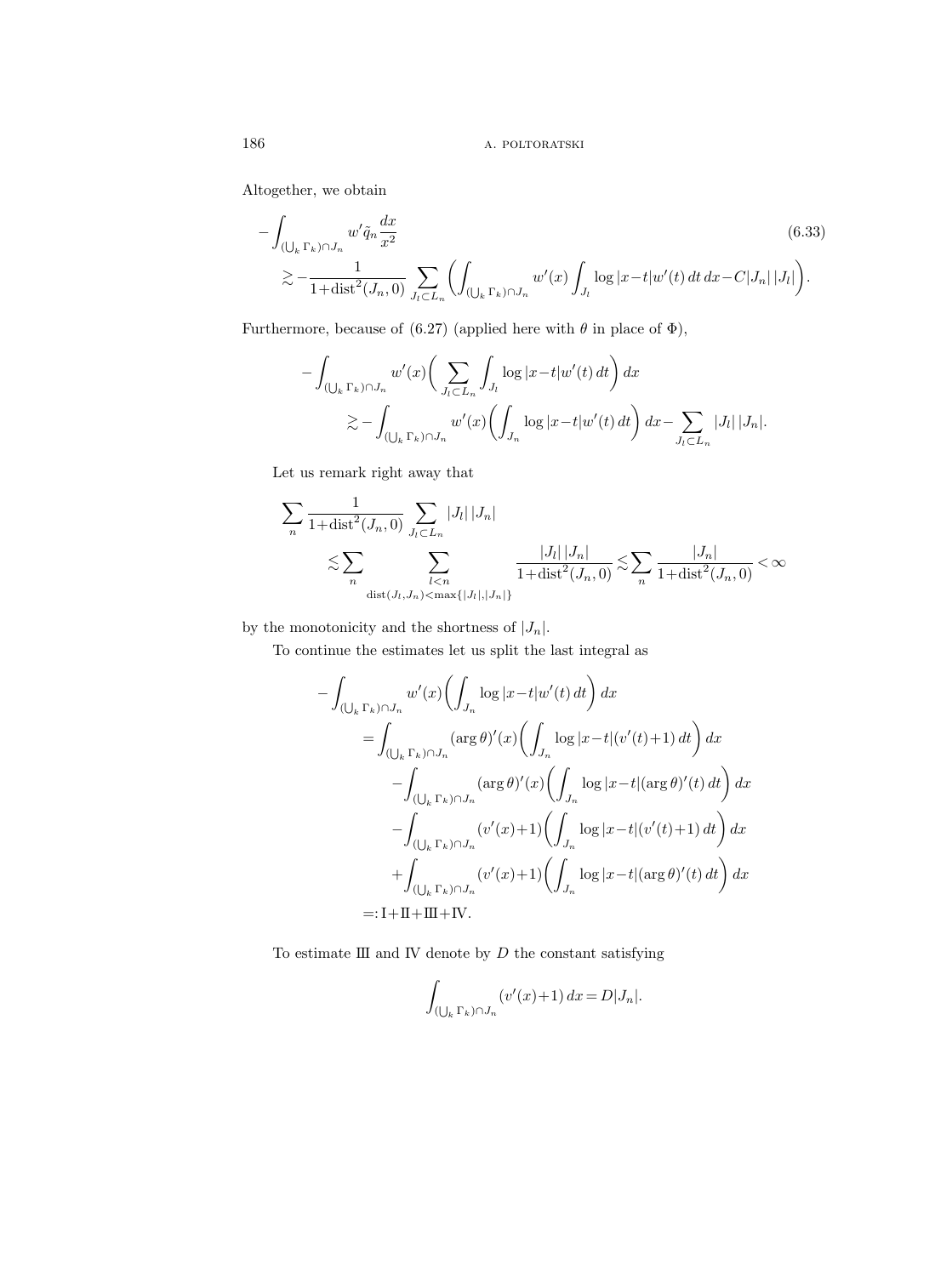Altogether, we obtain

$$
\begin{aligned}
&-\int_{(\bigcup_k \Gamma_k)\cap J_n} w'\tilde{q}_n \frac{dx}{x^2} \\
&\quad \gtrsim -\frac{1}{1+\operatorname{dist}^2(J_n,0)} \sum_{J_l\subset L_n} \left( \int_{(\bigcup_k \Gamma_k)\cap J_n} w'(x) \int_{J_l} \log|x-t| w'(t)\,dt\,dx - C|J_n|\,|J_l| \right).
\end{aligned} \tag{6.33}
$$

Furthermore, because of (6.27) (applied here with $\theta$ in place of $\Phi$),

$$
\begin{aligned}
-\int_{(\bigcup_k \Gamma_k)\cap J_n} & w'(x)\biggl( \sum_{J_l\subset L_n} \int_{J_l} \log|x-t| w'(t)\,dt \biggr)\,dx \\
&\gtrsim -\int_{(\bigcup_k \Gamma_k)\cap J_n} w'(x)\biggl( \int_{J_n} \log|x-t| w'(t)\,dt \biggr)\,dx - \sum_{J_l\subset L_n} |J_l|\,|J_n|.
\end{aligned}
$$

Let us remark right away that

$$
\begin{aligned}
\sum_n & \frac{1}{1+\operatorname{dist}^2(J_n,0)} \sum_{J_l\subset L_n} |J_l|\,|J_n| \\
&\lesssim \sum_n \sum_{\substack{l<n \\ \operatorname{dist}(J_l,J_n)<\max\{|J_l|,|J_n|\}}} \frac{|J_l|\,|J_n|}{1+\operatorname{dist}^2(J_n,0)} \lesssim \sum_n \frac{|J_n|}{1+\operatorname{dist}^2(J_n,0)} < \infty
\end{aligned}
$$

by the monotonicity and the shortness of $|J_n|$.

To continue the estimates let us split the last integral as

$$
\begin{aligned}
-\int_{(\bigcup_k \Gamma_k)\cap J_n} & w'(x)\biggl( \int_{J_n} \log|x-t| w'(t)\,dt \biggr)\,dx \\
&= \int_{(\bigcup_k \Gamma_k)\cap J_n} (\arg\theta)'(x)\biggl( \int_{J_n} \log|x-t|(v'(t)+1)\,dt \biggr)\,dx \\
&\quad - \int_{(\bigcup_k \Gamma_k)\cap J_n} (\arg\theta)'(x)\biggl( \int_{J_n} \log|x-t|(\arg\theta)'(t)\,dt \biggr)\,dx \\
&\quad - \int_{(\bigcup_k \Gamma_k)\cap J_n} (v'(x)+1)\biggl( \int_{J_n} \log|x-t|(v'(t)+1)\,dt \biggr)\,dx \\
&\quad + \int_{(\bigcup_k \Gamma_k)\cap J_n} (v'(x)+1)\biggl( \int_{J_n} \log|x-t|(\arg\theta)'(t)\,dt \biggr)\,dx \\
&=: \mathrm{I}+\mathrm{II}+\mathrm{III}+\mathrm{IV}.
\end{aligned}
$$

To estimate III and IV denote by $D$ the constant satisfying

$$
\int_{(\bigcup_k \Gamma_k)\cap J_n} (v'(x)+1)\,dx = D|J_n|.
$$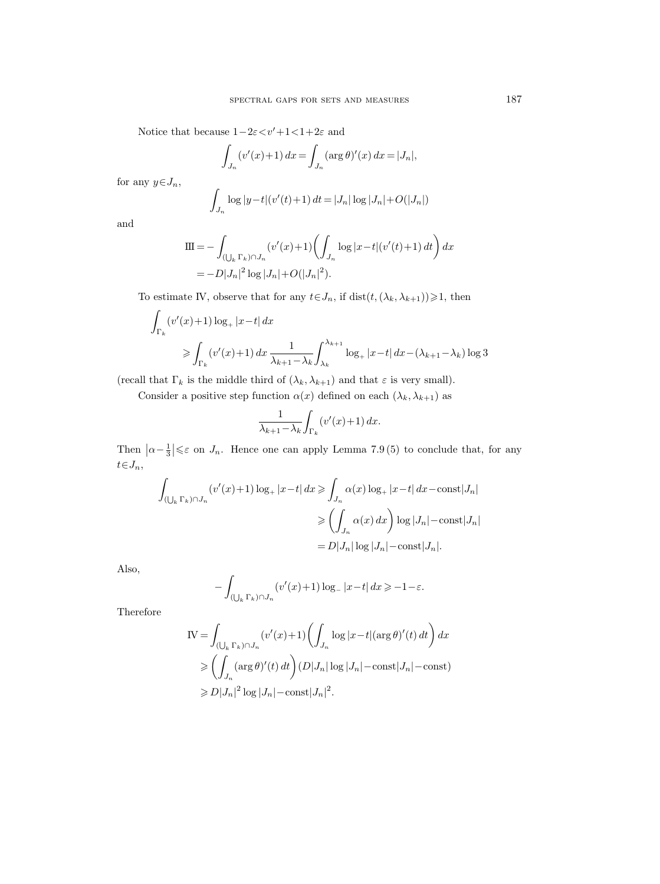Notice that because $1-2\varepsilon<v'+1<1+2\varepsilon$ and

$$\int_{J_n}(v'(x)+1)\,dx=\int_{J_n}(\arg\theta)'(x)\,dx=|J_n|,$$

for any $y\in J_n$,

$$\int_{J_n}\log|y-t|(v'(t)+1)\,dt=|J_n|\log|J_n|+O(|J_n|)$$

and

$$\begin{aligned}\mathrm{III}&=-\int_{(\bigcup_k\Gamma_k)\cap J_n}(v'(x)+1)\biggl(\int_{J_n}\log|x-t|(v'(t)+1)\,dt\biggr)\,dx\\&=-D|J_n|^2\log|J_n|+O(|J_n|^2).\end{aligned}$$

To estimate IV, observe that for any $t\in J_n$, if $\operatorname{dist}(t,(\lambda_k,\lambda_{k+1}))\geqslant 1$, then

$$\begin{aligned}&\int_{\Gamma_k}(v'(x)+1)\log_+|x-t|\,dx\\&\qquad\geqslant\int_{\Gamma_k}(v'(x)+1)\,dx\,\frac{1}{\lambda_{k+1}-\lambda_k}\int_{\lambda_k}^{\lambda_{k+1}}\log_+|x-t|\,dx-(\lambda_{k+1}-\lambda_k)\log 3\end{aligned}$$

(recall that $\Gamma_k$ is the middle third of $(\lambda_k,\lambda_{k+1})$ and that $\varepsilon$ is very small).

Consider a positive step function $\alpha(x)$ defined on each $(\lambda_k,\lambda_{k+1})$ as

$$\frac{1}{\lambda_{k+1}-\lambda_k}\int_{\Gamma_k}(v'(x)+1)\,dx.$$

Then $\left|\alpha-\frac{1}{3}\right|\leqslant\varepsilon$ on $J_n$. Hence one can apply Lemma 7.9 (5) to conclude that, for any $t\in J_n$,

$$\begin{aligned}\int_{(\bigcup_k\Gamma_k)\cap J_n}(v'(x)+1)\log_+|x-t|\,dx&\geqslant\int_{J_n}\alpha(x)\log_+|x-t|\,dx-\mathrm{const}|J_n|\\&\geqslant\biggl(\int_{J_n}\alpha(x)\,dx\biggr)\log|J_n|-\mathrm{const}|J_n|\\&=D|J_n|\log|J_n|-\mathrm{const}|J_n|.\end{aligned}$$

Also,

$$-\int_{(\bigcup_k\Gamma_k)\cap J_n}(v'(x)+1)\log_-|x-t|\,dx\geqslant-1-\varepsilon.$$

Therefore

$$\begin{aligned}\mathrm{IV}&=\int_{(\bigcup_k\Gamma_k)\cap J_n}(v'(x)+1)\biggl(\int_{J_n}\log|x-t|(\arg\theta)'(t)\,dt\biggr)\,dx\\&\geqslant\biggl(\int_{J_n}(\arg\theta)'(t)\,dt\biggr)(D|J_n|\log|J_n|-\mathrm{const}|J_n|-\mathrm{const})\\&\geqslant D|J_n|^2\log|J_n|-\mathrm{const}|J_n|^2.\end{aligned}$$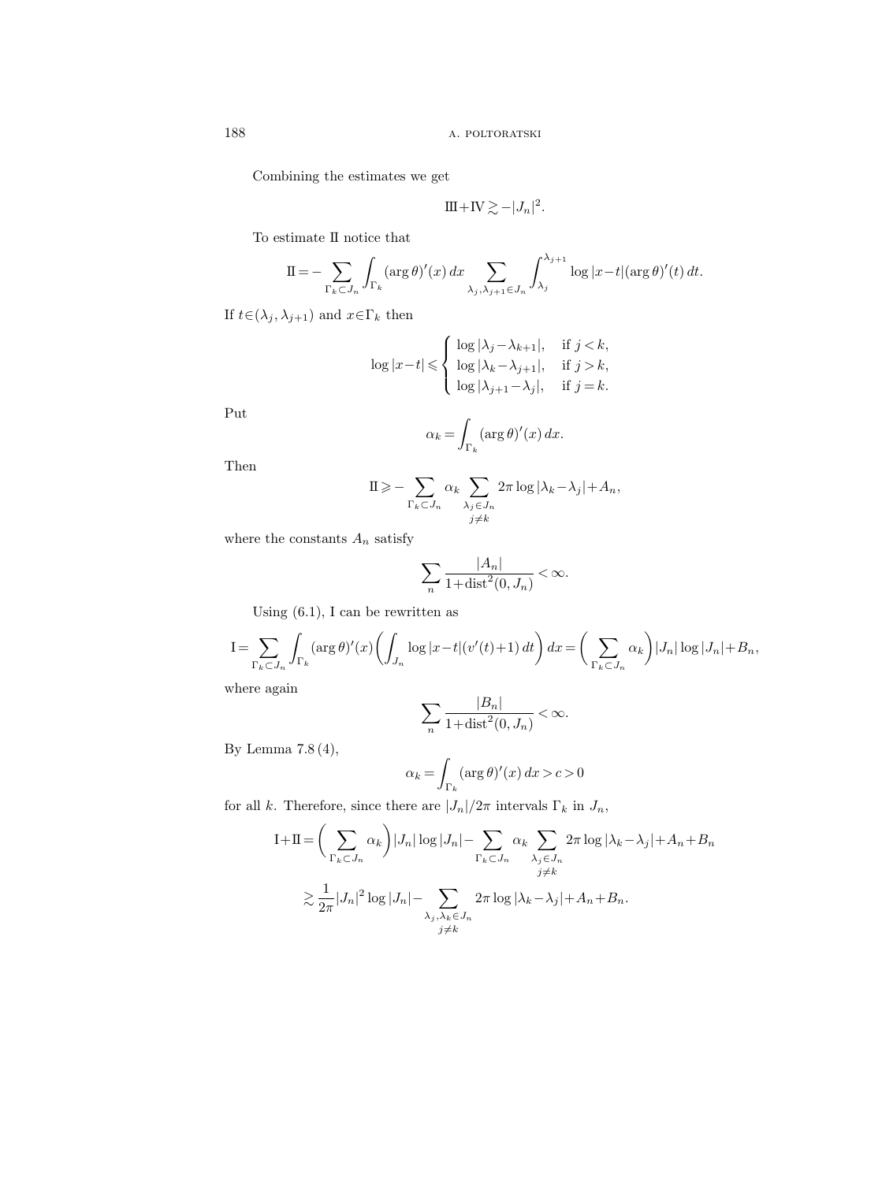Combining the estimates we get

$$\mathrm{III}+\mathrm{IV} \gtrsim -|J_n|^2.$$

To estimate II notice that

$$\mathrm{II} = -\sum_{\Gamma_k \subset J_n} \int_{\Gamma_k} (\arg\theta)'(x)\,dx \sum_{\lambda_j,\lambda_{j+1}\in J_n} \int_{\lambda_j}^{\lambda_{j+1}} \log|x-t|(\arg\theta)'(t)\,dt.$$

If $t\in(\lambda_j,\lambda_{j+1})$ and $x\in\Gamma_k$ then

$$\log|x-t| \leqslant \begin{cases} \log|\lambda_j-\lambda_{k+1}|, & \text{if } j<k, \\ \log|\lambda_k-\lambda_{j+1}|, & \text{if } j>k, \\ \log|\lambda_{j+1}-\lambda_j|, & \text{if } j=k. \end{cases}$$

Put

$$\alpha_k = \int_{\Gamma_k} (\arg\theta)'(x)\,dx.$$

Then

$$\mathrm{II} \geqslant -\sum_{\Gamma_k\subset J_n} \alpha_k \sum_{\substack{\lambda_j\in J_n \\ j\neq k}} 2\pi \log|\lambda_k-\lambda_j| + A_n,$$

where the constants $A_n$ satisfy

$$\sum_n \frac{|A_n|}{1+\operatorname{dist}^2(0,J_n)} < \infty.$$

Using (6.1), I can be rewritten as

$$\mathrm{I} = \sum_{\Gamma_k\subset J_n} \int_{\Gamma_k} (\arg\theta)'(x) \left( \int_{J_n} \log|x-t|(v'(t)+1)\,dt \right) dx = \left( \sum_{\Gamma_k\subset J_n} \alpha_k \right) |J_n|\log|J_n| + B_n,$$

where again

$$\sum_n \frac{|B_n|}{1+\operatorname{dist}^2(0,J_n)} < \infty.$$

By Lemma 7.8 (4),

$$\alpha_k = \int_{\Gamma_k} (\arg\theta)'(x)\,dx > c > 0$$

for all $k$. Therefore, since there are $|J_n|/2\pi$ intervals $\Gamma_k$ in $J_n$,

$$\begin{aligned} \mathrm{I}+\mathrm{II} &= \left( \sum_{\Gamma_k\subset J_n} \alpha_k \right) |J_n|\log|J_n| - \sum_{\Gamma_k\subset J_n} \alpha_k \sum_{\substack{\lambda_j\in J_n \\ j\neq k}} 2\pi\log|\lambda_k-\lambda_j| + A_n + B_n \\ &\gtrsim \frac{1}{2\pi}|J_n|^2\log|J_n| - \sum_{\substack{\lambda_j,\lambda_k\in J_n \\ j\neq k}} 2\pi\log|\lambda_k-\lambda_j| + A_n + B_n. \end{aligned}$$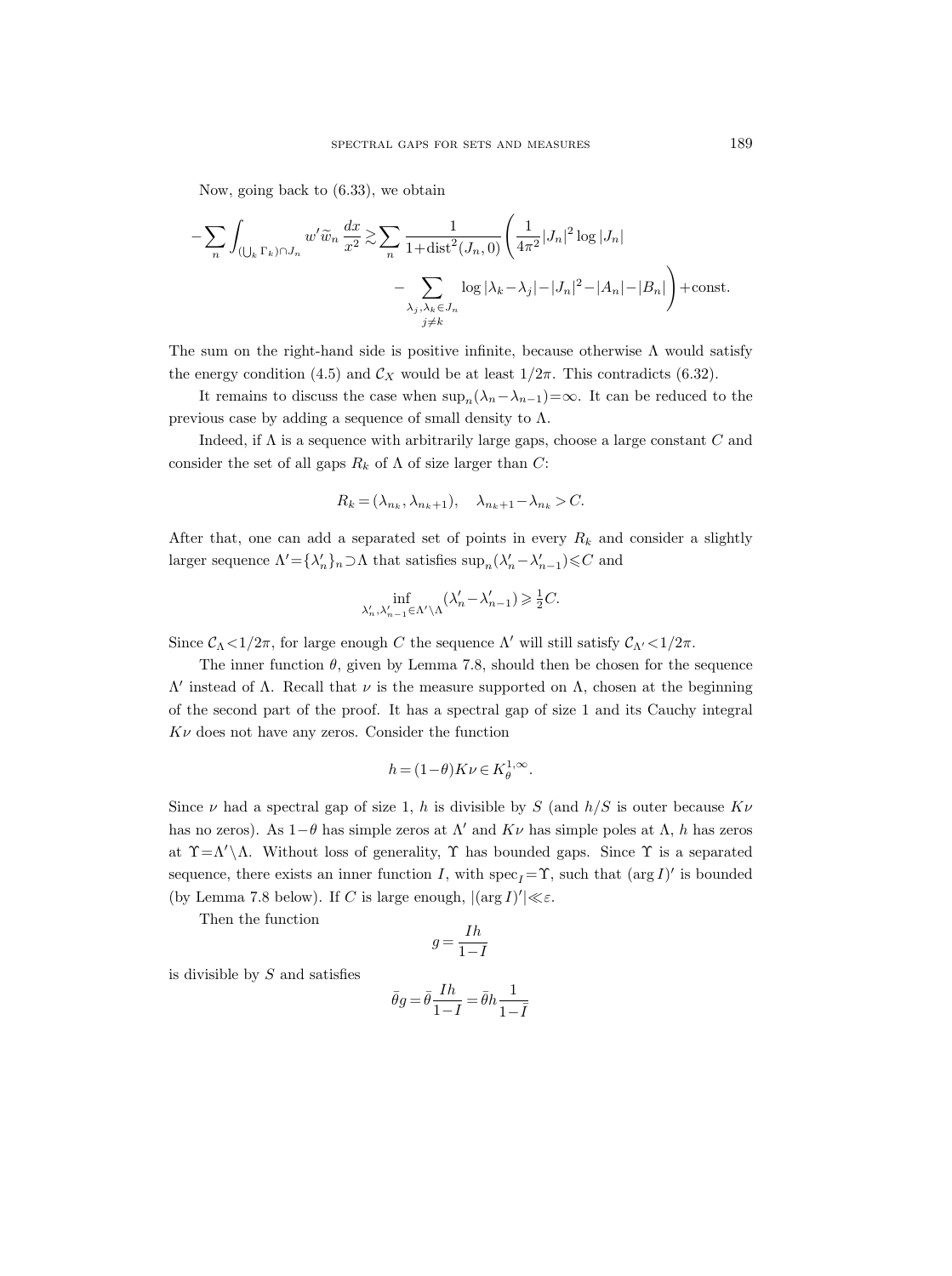Now, going back to (6.33), we obtain

$$-\sum_n \int_{(\bigcup_k \Gamma_k)\cap J_n} w'\widetilde{w}_n \frac{dx}{x^2} \gtrsim \sum_n \frac{1}{1+\operatorname{dist}^2(J_n,0)} \Bigg( \frac{1}{4\pi^2}|J_n|^2 \log|J_n| - \sum_{\substack{\lambda_j,\lambda_k\in J_n \\ j\neq k}} \log|\lambda_k-\lambda_j| - |J_n|^2 - |A_n| - |B_n| \Bigg) + \text{const.}$$

The sum on the right-hand side is positive infinite, because otherwise $\Lambda$ would satisfy the energy condition (4.5) and $\mathcal{C}_X$ would be at least $1/2\pi$. This contradicts (6.32).

It remains to discuss the case when $\sup_n(\lambda_n-\lambda_{n-1})=\infty$. It can be reduced to the previous case by adding a sequence of small density to $\Lambda$.

Indeed, if $\Lambda$ is a sequence with arbitrarily large gaps, choose a large constant $C$ and consider the set of all gaps $R_k$ of $\Lambda$ of size larger than $C$:

$$R_k = (\lambda_{n_k}, \lambda_{n_k+1}), \quad \lambda_{n_k+1}-\lambda_{n_k} > C.$$

After that, one can add a separated set of points in every $R_k$ and consider a slightly larger sequence $\Lambda'=\{\lambda'_n\}_n \supset \Lambda$ that satisfies $\sup_n(\lambda'_n-\lambda'_{n-1}) \leqslant C$ and

$$\inf_{\lambda'_n,\lambda'_{n-1}\in\Lambda'\setminus\Lambda} (\lambda'_n-\lambda'_{n-1}) \geqslant \tfrac{1}{2}C.$$

Since $\mathcal{C}_\Lambda < 1/2\pi$, for large enough $C$ the sequence $\Lambda'$ will still satisfy $\mathcal{C}_{\Lambda'} < 1/2\pi$.

The inner function $\theta$, given by Lemma 7.8, should then be chosen for the sequence $\Lambda'$ instead of $\Lambda$. Recall that $\nu$ is the measure supported on $\Lambda$, chosen at the beginning of the second part of the proof. It has a spectral gap of size 1 and its Cauchy integral $K\nu$ does not have any zeros. Consider the function

$$h = (1-\theta)K\nu \in K^{1,\infty}_\theta.$$

Since $\nu$ had a spectral gap of size 1, $h$ is divisible by $S$ (and $h/S$ is outer because $K\nu$ has no zeros). As $1-\theta$ has simple zeros at $\Lambda'$ and $K\nu$ has simple poles at $\Lambda$, $h$ has zeros at $\Upsilon=\Lambda'\setminus\Lambda$. Without loss of generality, $\Upsilon$ has bounded gaps. Since $\Upsilon$ is a separated sequence, there exists an inner function $I$, with $\operatorname{spec}_I=\Upsilon$, such that $(\arg I)'$ is bounded (by Lemma 7.8 below). If $C$ is large enough, $|(\arg I)'| \ll \varepsilon$.

Then the function

$$g = \frac{Ih}{1-I}$$

is divisible by $S$ and satisfies

$$\bar{\theta}g = \bar{\theta}\frac{Ih}{1-I} = \bar{\theta}h\frac{1}{1-\bar{I}}$$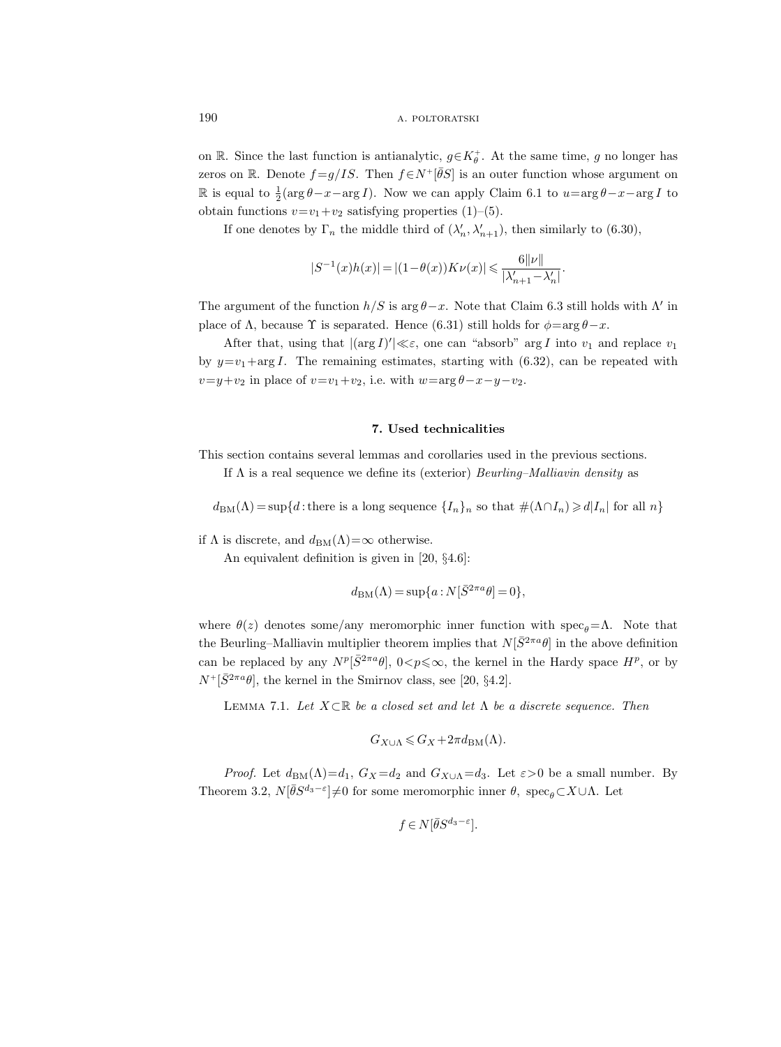on $\mathbb{R}$. Since the last function is antianalytic, $g \in K^+_\theta$. At the same time, $g$ no longer has zeros on $\mathbb{R}$. Denote $f = g/IS$. Then $f \in N^+[\bar{\theta}S]$ is an outer function whose argument on $\mathbb{R}$ is equal to $\frac{1}{2}(\arg\theta - x - \arg I)$. Now we can apply Claim 6.1 to $u = \arg\theta - x - \arg I$ to obtain functions $v = v_1 + v_2$ satisfying properties (1)–(5).

If one denotes by $\Gamma_n$ the middle third of $(\lambda'_n, \lambda'_{n+1})$, then similarly to (6.30),

$$|S^{-1}(x)h(x)| = |(1-\theta(x))K\nu(x)| \leqslant \frac{6\|\nu\|}{|\lambda'_{n+1} - \lambda'_n|}.$$

The argument of the function $h/S$ is $\arg\theta - x$. Note that Claim 6.3 still holds with $\Lambda'$ in place of $\Lambda$, because $\Upsilon$ is separated. Hence (6.31) still holds for $\phi = \arg\theta - x$.

After that, using that $|(\arg I)'| \ll \varepsilon$, one can "absorb" $\arg I$ into $v_1$ and replace $v_1$ by $y = v_1 + \arg I$. The remaining estimates, starting with (6.32), can be repeated with $v = y + v_2$ in place of $v = v_1 + v_2$, i.e. with $w = \arg\theta - x - y - v_2$.

## 7. Used technicalities

This section contains several lemmas and corollaries used in the previous sections.

If $\Lambda$ is a real sequence we define its (exterior) *Beurling–Malliavin density* as

$$d_{\mathrm{BM}}(\Lambda) = \sup\{d : \text{there is a long sequence } \{I_n\}_n \text{ so that } \#(\Lambda \cap I_n) \geqslant d|I_n| \text{ for all } n\}$$

if $\Lambda$ is discrete, and $d_{\mathrm{BM}}(\Lambda) = \infty$ otherwise.

An equivalent definition is given in [20, §4.6]:

$$d_{\mathrm{BM}}(\Lambda) = \sup\{a : N[\bar{S}^{2\pi a}\theta] = 0\},$$

where $\theta(z)$ denotes some/any meromorphic inner function with $\mathrm{spec}_\theta = \Lambda$. Note that the Beurling–Malliavin multiplier theorem implies that $N[\bar{S}^{2\pi a}\theta]$ in the above definition can be replaced by any $N^p[\bar{S}^{2\pi a}\theta]$, $0 < p \leqslant \infty$, the kernel in the Hardy space $H^p$, or by $N^+[\bar{S}^{2\pi a}\theta]$, the kernel in the Smirnov class, see [20, §4.2].

LEMMA 7.1. *Let $X \subset \mathbb{R}$ be a closed set and let $\Lambda$ be a discrete sequence. Then*

$$G_{X \cup \Lambda} \leqslant G_X + 2\pi d_{\mathrm{BM}}(\Lambda).$$

*Proof.* Let $d_{\mathrm{BM}}(\Lambda) = d_1$, $G_X = d_2$ and $G_{X \cup \Lambda} = d_3$. Let $\varepsilon > 0$ be a small number. By Theorem 3.2, $N[\bar{\theta}S^{d_3 - \varepsilon}] \neq 0$ for some meromorphic inner $\theta$, $\mathrm{spec}_\theta \subset X \cup \Lambda$. Let

$$f \in N[\bar{\theta}S^{d_3 - \varepsilon}].$$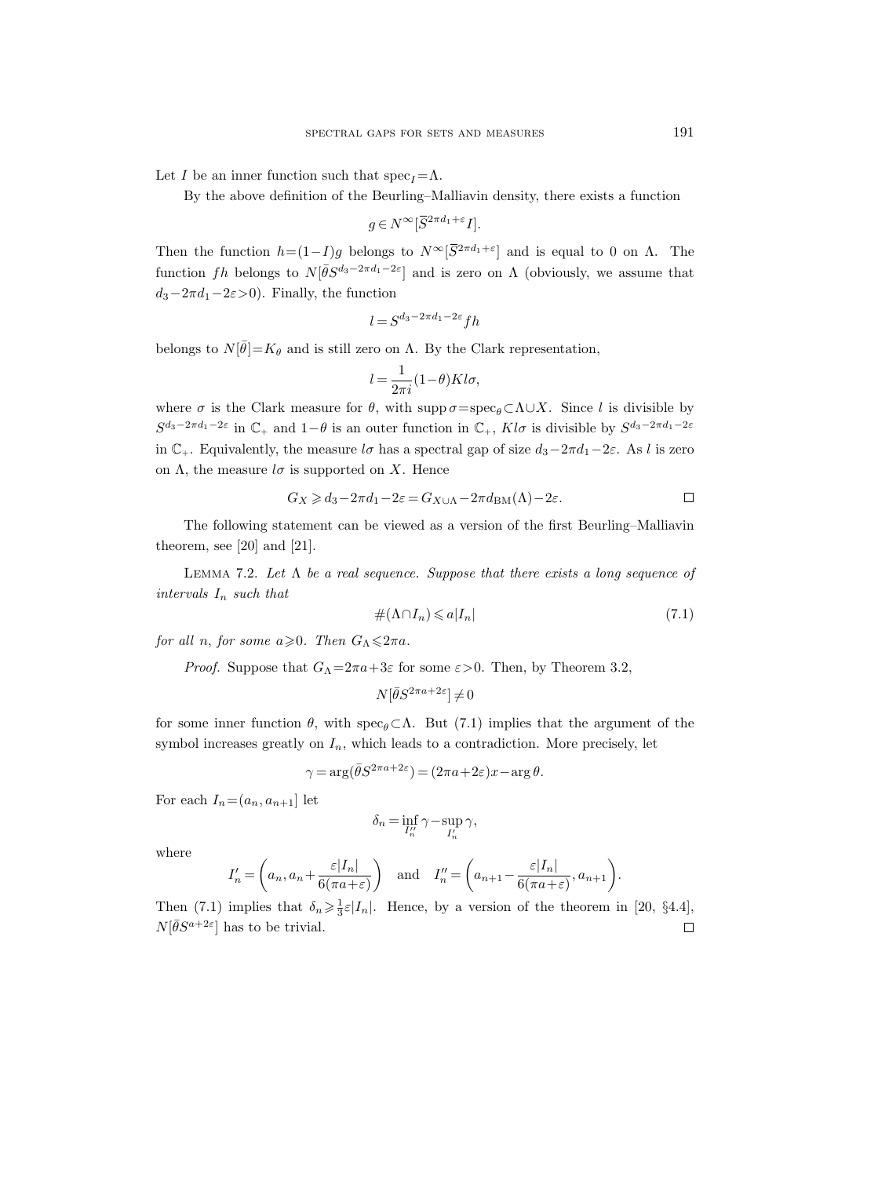Let $I$ be an inner function such that $\mathrm{spec}_I = \Lambda$.

By the above definition of the Beurling–Malliavin density, there exists a function

$$g \in N^\infty[\overline{S}^{2\pi d_1+\varepsilon} I].$$

Then the function $h=(1-I)g$ belongs to $N^\infty[\overline{S}^{2\pi d_1+\varepsilon}]$ and is equal to 0 on $\Lambda$. The function $fh$ belongs to $N[\bar{\theta} S^{d_3-2\pi d_1-2\varepsilon}]$ and is zero on $\Lambda$ (obviously, we assume that $d_3-2\pi d_1-2\varepsilon>0$). Finally, the function

$$l = S^{d_3-2\pi d_1-2\varepsilon} fh$$

belongs to $N[\bar{\theta}]=K_\theta$ and is still zero on $\Lambda$. By the Clark representation,

$$l = \frac{1}{2\pi i}(1-\theta) K l\sigma,$$

where $\sigma$ is the Clark measure for $\theta$, with $\operatorname{supp}\sigma = \mathrm{spec}_\theta \subset \Lambda \cup X$. Since $l$ is divisible by $S^{d_3-2\pi d_1-2\varepsilon}$ in $\mathbb{C}_+$ and $1-\theta$ is an outer function in $\mathbb{C}_+$, $Kl\sigma$ is divisible by $S^{d_3-2\pi d_1-2\varepsilon}$ in $\mathbb{C}_+$. Equivalently, the measure $l\sigma$ has a spectral gap of size $d_3-2\pi d_1-2\varepsilon$. As $l$ is zero on $\Lambda$, the measure $l\sigma$ is supported on $X$. Hence

$$G_X \geqslant d_3 - 2\pi d_1 - 2\varepsilon = G_{X\cup\Lambda} - 2\pi d_{\mathrm{BM}}(\Lambda) - 2\varepsilon. \qquad \square$$

The following statement can be viewed as a version of the first Beurling–Malliavin theorem, see [20] and [21].

Lemma 7.2. *Let $\Lambda$ be a real sequence. Suppose that there exists a long sequence of intervals $I_n$ such that*

$$\#(\Lambda \cap I_n) \leqslant a|I_n| \tag{7.1}$$

*for all $n$, for some $a \geqslant 0$. Then $G_\Lambda \leqslant 2\pi a$.*

*Proof.* Suppose that $G_\Lambda = 2\pi a + 3\varepsilon$ for some $\varepsilon > 0$. Then, by Theorem 3.2,

$$N[\bar{\theta} S^{2\pi a+2\varepsilon}] \neq 0$$

for some inner function $\theta$, with $\mathrm{spec}_\theta \subset \Lambda$. But (7.1) implies that the argument of the symbol increases greatly on $I_n$, which leads to a contradiction. More precisely, let

$$\gamma = \arg(\bar{\theta} S^{2\pi a+2\varepsilon}) = (2\pi a + 2\varepsilon)x - \arg\theta.$$

For each $I_n = (a_n, a_{n+1}]$ let

$$\delta_n = \inf_{I_n''} \gamma - \sup_{I_n'} \gamma,$$

where

$$I_n' = \left(a_n, a_n + \frac{\varepsilon |I_n|}{6(\pi a + \varepsilon)}\right) \quad \text{and} \quad I_n'' = \left(a_{n+1} - \frac{\varepsilon |I_n|}{6(\pi a + \varepsilon)}, a_{n+1}\right).$$

Then (7.1) implies that $\delta_n \geqslant \frac{1}{3}\varepsilon |I_n|$. Hence, by a version of the theorem in [20, §4.4], $N[\bar{\theta} S^{a+2\varepsilon}]$ has to be trivial. $\square$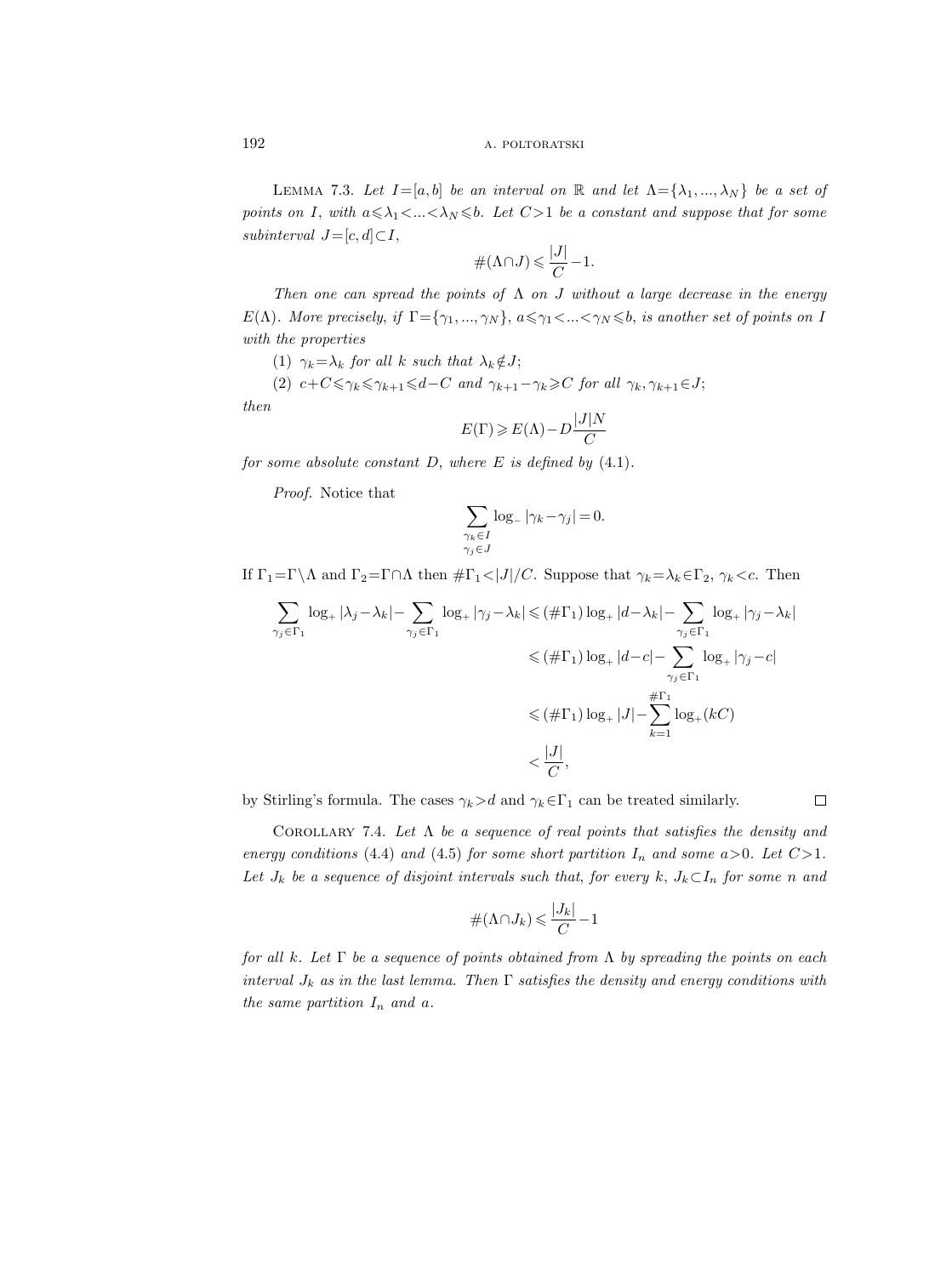Lemma 7.3. *Let $I=[a,b]$ be an interval on $\mathbb{R}$ and let $\Lambda=\{\lambda_1, ..., \lambda_N\}$ be a set of points on $I$, with $a\leqslant\lambda_1<...<\lambda_N\leqslant b$. Let $C>1$ be a constant and suppose that for some subinterval $J=[c,d]\subset I$,*

$$\#(\Lambda\cap J)\leqslant\frac{|J|}{C}-1.$$

*Then one can spread the points of $\Lambda$ on $J$ without a large decrease in the energy $E(\Lambda)$. More precisely, if $\Gamma=\{\gamma_1, ..., \gamma_N\}$, $a\leqslant\gamma_1<...<\gamma_N\leqslant b$, is another set of points on $I$ with the properties*

*(1) $\gamma_k=\lambda_k$ for all $k$ such that $\lambda_k\notin J$;*

*(2) $c+C\leqslant\gamma_k\leqslant\gamma_{k+1}\leqslant d-C$ and $\gamma_{k+1}-\gamma_k\geqslant C$ for all $\gamma_k,\gamma_{k+1}\in J$;*

*then*

$$E(\Gamma)\geqslant E(\Lambda)-D\frac{|J|N}{C}$$

*for some absolute constant $D$, where $E$ is defined by* (4.1).

*Proof.* Notice that

$$\sum_{\substack{\gamma_k\in I\\ \gamma_j\in J}}\log_-|\gamma_k-\gamma_j|=0.$$

If $\Gamma_1=\Gamma\setminus\Lambda$ and $\Gamma_2=\Gamma\cap\Lambda$ then $\#\Gamma_1<|J|/C$. Suppose that $\gamma_k=\lambda_k\in\Gamma_2$, $\gamma_k<c$. Then

$$\begin{aligned}\sum_{\gamma_j\in\Gamma_1}\log_+|\lambda_j-\lambda_k|-\sum_{\gamma_j\in\Gamma_1}\log_+|\gamma_j-\lambda_k| &\leqslant(\#\Gamma_1)\log_+|d-\lambda_k|-\sum_{\gamma_j\in\Gamma_1}\log_+|\gamma_j-\lambda_k|\\ &\leqslant(\#\Gamma_1)\log_+|d-c|-\sum_{\gamma_j\in\Gamma_1}\log_+|\gamma_j-c|\\ &\leqslant(\#\Gamma_1)\log_+|J|-\sum_{k=1}^{\#\Gamma_1}\log_+(kC)\\ &<\frac{|J|}{C},\end{aligned}$$

by Stirling's formula. The cases $\gamma_k>d$ and $\gamma_k\in\Gamma_1$ can be treated similarly. $\square$

Corollary 7.4. *Let $\Lambda$ be a sequence of real points that satisfies the density and energy conditions* (4.4) *and* (4.5) *for some short partition $I_n$ and some $a>0$. Let $C>1$. Let $J_k$ be a sequence of disjoint intervals such that, for every $k$, $J_k\subset I_n$ for some $n$ and*

$$\#(\Lambda\cap J_k)\leqslant\frac{|J_k|}{C}-1$$

*for all $k$. Let $\Gamma$ be a sequence of points obtained from $\Lambda$ by spreading the points on each interval $J_k$ as in the last lemma. Then $\Gamma$ satisfies the density and energy conditions with the same partition $I_n$ and $a$.*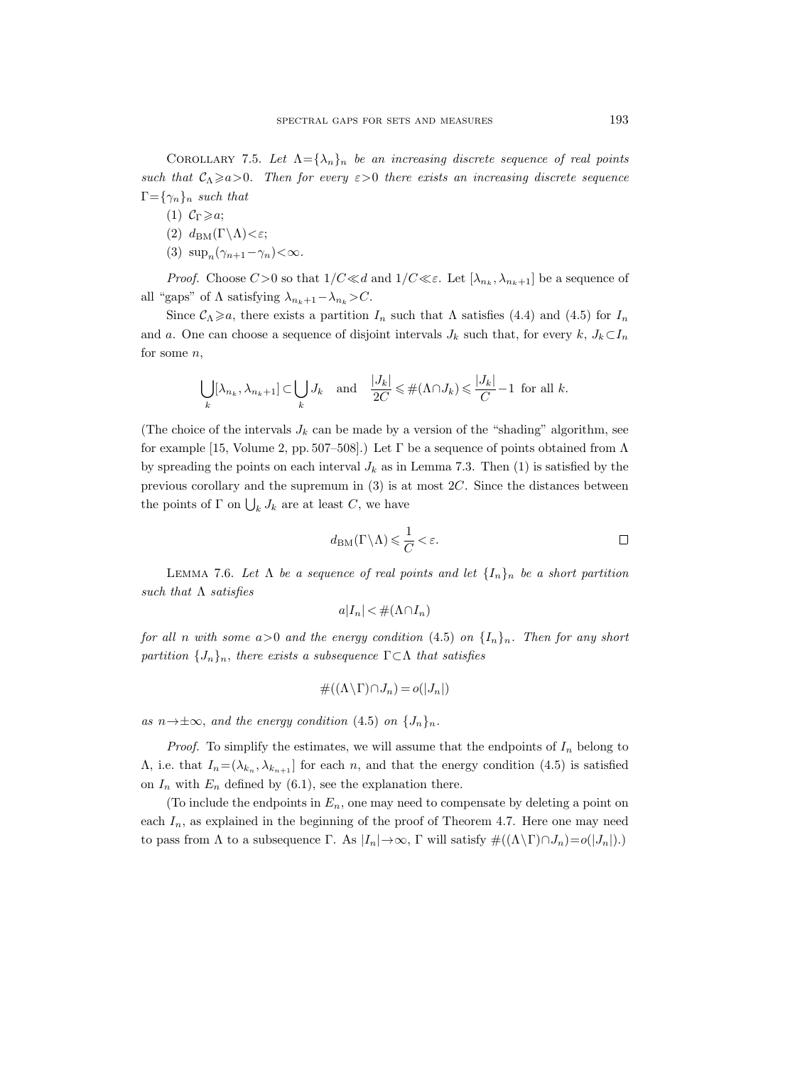Corollary 7.5. *Let $\Lambda=\{\lambda_n\}_n$ be an increasing discrete sequence of real points such that $\mathcal{C}_\Lambda \geqslant a > 0$. Then for every $\varepsilon>0$ there exists an increasing discrete sequence $\Gamma=\{\gamma_n\}_n$ such that*

(1) $\mathcal{C}_\Gamma \geqslant a$;

(2) $d_{\mathrm{BM}}(\Gamma\setminus\Lambda)<\varepsilon$;

(3) $\sup_n(\gamma_{n+1}-\gamma_n)<\infty$.

*Proof.* Choose $C>0$ so that $1/C \ll d$ and $1/C \ll \varepsilon$. Let $[\lambda_{n_k}, \lambda_{n_k+1}]$ be a sequence of all "gaps" of $\Lambda$ satisfying $\lambda_{n_k+1}-\lambda_{n_k}>C$.

Since $\mathcal{C}_\Lambda \geqslant a$, there exists a partition $I_n$ such that $\Lambda$ satisfies (4.4) and (4.5) for $I_n$ and $a$. One can choose a sequence of disjoint intervals $J_k$ such that, for every $k$, $J_k \subset I_n$ for some $n$,

$$\bigcup_k [\lambda_{n_k}, \lambda_{n_k+1}] \subset \bigcup_k J_k \quad \text{and} \quad \frac{|J_k|}{2C} \leqslant \#(\Lambda\cap J_k) \leqslant \frac{|J_k|}{C}-1 \text{ for all } k.$$

(The choice of the intervals $J_k$ can be made by a version of the "shading" algorithm, see for example [15, Volume 2, pp. 507–508].) Let $\Gamma$ be a sequence of points obtained from $\Lambda$ by spreading the points on each interval $J_k$ as in Lemma 7.3. Then (1) is satisfied by the previous corollary and the supremum in (3) is at most $2C$. Since the distances between the points of $\Gamma$ on $\bigcup_k J_k$ are at least $C$, we have

$$d_{\mathrm{BM}}(\Gamma\setminus\Lambda) \leqslant \frac{1}{C} < \varepsilon. \qquad \square$$

Lemma 7.6. *Let $\Lambda$ be a sequence of real points and let $\{I_n\}_n$ be a short partition such that $\Lambda$ satisfies*

$$a|I_n| < \#(\Lambda\cap I_n)$$

*for all $n$ with some $a>0$ and the energy condition (4.5) on $\{I_n\}_n$. Then for any short partition $\{J_n\}_n$, there exists a subsequence $\Gamma\subset\Lambda$ that satisfies*

$$\#((\Lambda\setminus\Gamma)\cap J_n) = o(|J_n|)$$

*as $n\to\pm\infty$, and the energy condition (4.5) on $\{J_n\}_n$.*

*Proof.* To simplify the estimates, we will assume that the endpoints of $I_n$ belong to $\Lambda$, i.e. that $I_n=(\lambda_{k_n}, \lambda_{k_{n+1}}]$ for each $n$, and that the energy condition (4.5) is satisfied on $I_n$ with $E_n$ defined by (6.1), see the explanation there.

(To include the endpoints in $E_n$, one may need to compensate by deleting a point on each $I_n$, as explained in the beginning of the proof of Theorem 4.7. Here one may need to pass from $\Lambda$ to a subsequence $\Gamma$. As $|I_n|\to\infty$, $\Gamma$ will satisfy $\#((\Lambda\setminus\Gamma)\cap J_n)=o(|J_n|)$.)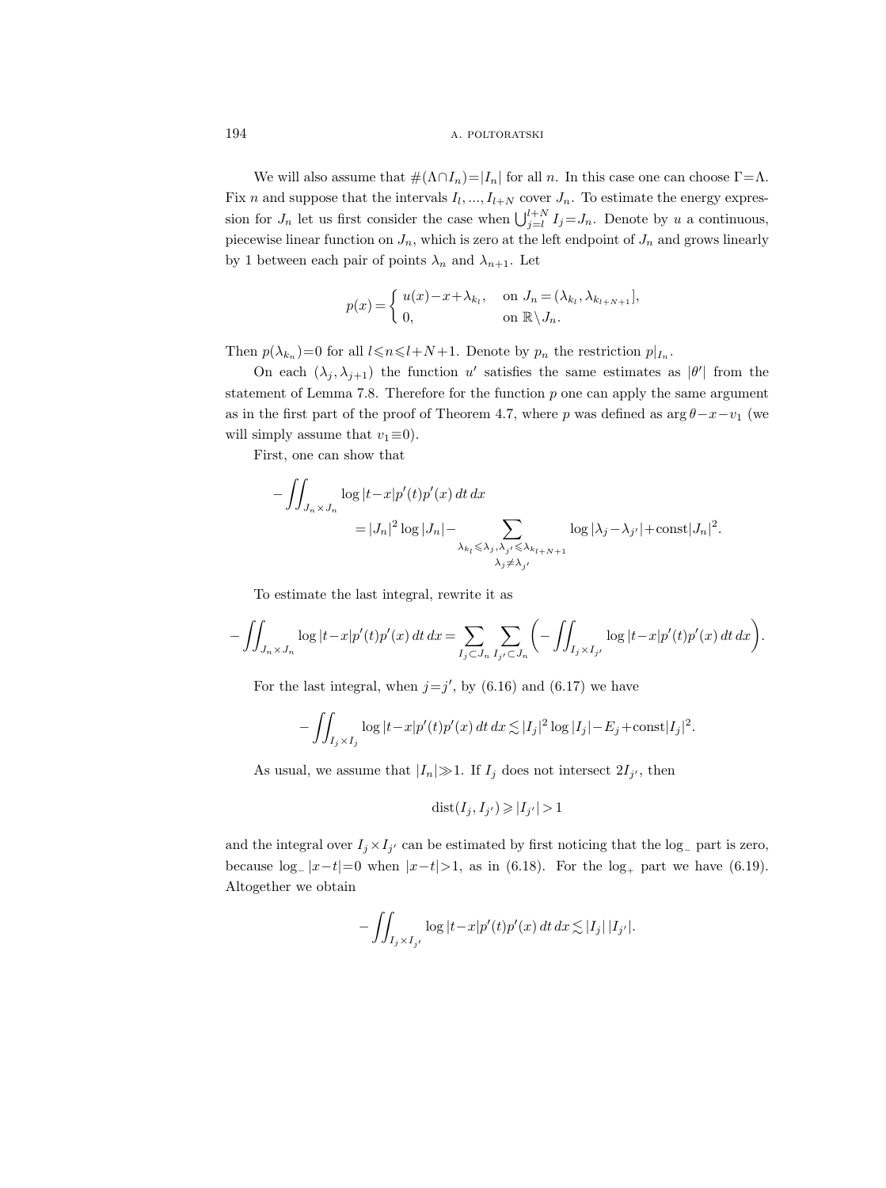We will also assume that $\#(\Lambda\cap I_n)=|I_n|$ for all $n$. In this case one can choose $\Gamma=\Lambda$. Fix $n$ and suppose that the intervals $I_l, ..., I_{l+N}$ cover $J_n$. To estimate the energy expression for $J_n$ let us first consider the case when $\bigcup_{j=l}^{l+N} I_j=J_n$. Denote by $u$ a continuous, piecewise linear function on $J_n$, which is zero at the left endpoint of $J_n$ and grows linearly by 1 between each pair of points $\lambda_n$ and $\lambda_{n+1}$. Let

$$p(x)=\begin{cases} u(x)-x+\lambda_{k_l}, & \text{on } J_n=(\lambda_{k_l}, \lambda_{k_{l+N+1}}], \\ 0, & \text{on } \mathbb{R}\setminus J_n. \end{cases}$$

Then $p(\lambda_{k_n})=0$ for all $l\leqslant n\leqslant l+N+1$. Denote by $p_n$ the restriction $p|_{I_n}$.

On each $(\lambda_j, \lambda_{j+1})$ the function $u'$ satisfies the same estimates as $|\theta'|$ from the statement of Lemma 7.8. Therefore for the function $p$ one can apply the same argument as in the first part of the proof of Theorem 4.7, where $p$ was defined as $\arg\theta-x-v_1$ (we will simply assume that $v_1\equiv 0$).

First, one can show that

$$-\iint_{J_n\times J_n} \log|t-x|p'(t)p'(x)\,dt\,dx \\ =|J_n|^2\log|J_n|-\sum_{\substack{\lambda_{k_l}\leqslant \lambda_j, \lambda_{j'}\leqslant \lambda_{k_{l+N+1}} \\ \lambda_j\neq\lambda_{j'}}} \log|\lambda_j-\lambda_{j'}|+\text{const}|J_n|^2.$$

To estimate the last integral, rewrite it as

$$-\iint_{J_n\times J_n} \log|t-x|p'(t)p'(x)\,dt\,dx=\sum_{I_j\subset J_n}\sum_{I_{j'}\subset J_n}\biggl(-\iint_{I_j\times I_{j'}} \log|t-x|p'(t)p'(x)\,dt\,dx\biggr).$$

For the last integral, when $j=j'$, by (6.16) and (6.17) we have

$$-\iint_{I_j\times I_j} \log|t-x|p'(t)p'(x)\,dt\,dx\lesssim|I_j|^2\log|I_j|-E_j+\text{const}|I_j|^2.$$

As usual, we assume that $|I_n|\gg 1$. If $I_j$ does not intersect $2I_{j'}$, then

$$\operatorname{dist}(I_j, I_{j'})\geqslant|I_{j'}|>1$$

and the integral over $I_j\times I_{j'}$ can be estimated by first noticing that the $\log_-$ part is zero, because $\log_-|x-t|=0$ when $|x-t|>1$, as in (6.18). For the $\log_+$ part we have (6.19). Altogether we obtain

$$-\iint_{I_j\times I_{j'}} \log|t-x|p'(t)p'(x)\,dt\,dx\lesssim|I_j|\,|I_{j'}|.$$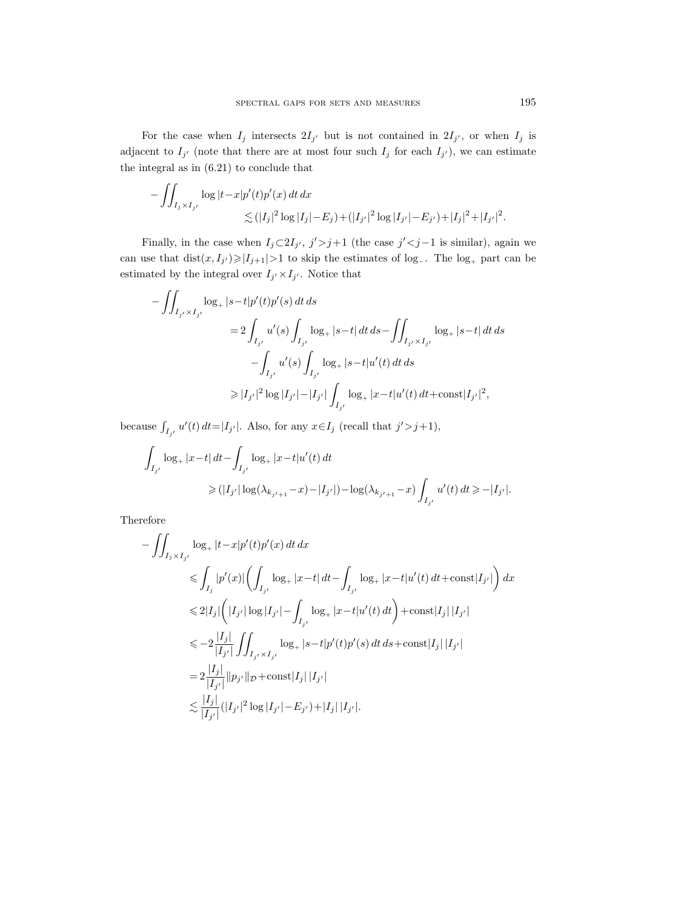For the case when $I_j$ intersects $2I_{j'}$ but is not contained in $2I_{j'}$, or when $I_j$ is adjacent to $I_{j'}$ (note that there are at most four such $I_j$ for each $I_{j'}$), we can estimate the integral as in (6.21) to conclude that

$$
-\iint_{I_j\times I_{j'}} \log|t-x|p'(t)p'(x)\,dt\,dx \lesssim (|I_j|^2\log|I_j|-E_j)+(|I_{j'}|^2\log|I_{j'}|-E_{j'})+|I_j|^2+|I_{j'}|^2.
$$

Finally, in the case when $I_j\subset 2I_{j'}$, $j'>j+1$ (the case $j'<j-1$ is similar), again we can use that $\operatorname{dist}(x,I_{j'})\geqslant|I_{j+1}|>1$ to skip the estimates of $\log_-$. The $\log_+$ part can be estimated by the integral over $I_{j'}\times I_{j'}$. Notice that

$$
\begin{aligned}
-\iint_{I_{j'}\times I_{j'}} \log_+|s-t|p'(t)p'(s)\,dt\,ds
&= 2\int_{I_{j'}} u'(s)\int_{I_{j'}}\log_+|s-t|\,dt\,ds-\iint_{I_{j'}\times I_{j'}}\log_+|s-t|\,dt\,ds\\
&\quad -\int_{I_{j'}}u'(s)\int_{I_{j'}}\log_+|s-t|u'(t)\,dt\,ds\\
&\geqslant |I_{j'}|^2\log|I_{j'}|-|I_{j'}|\int_{I_{j'}}\log_+|x-t|u'(t)\,dt+\mathrm{const}|I_{j'}|^2,
\end{aligned}
$$

because $\int_{I_{j'}}u'(t)\,dt=|I_{j'}|$. Also, for any $x\in I_j$ (recall that $j'>j+1$),

$$
\begin{aligned}
&\int_{I_{j'}}\log_+|x-t|\,dt-\int_{I_{j'}}\log_+|x-t|u'(t)\,dt\\
&\qquad\geqslant (|I_{j'}|\log(\lambda_{k_{j'+1}}-x)-|I_{j'}|)-\log(\lambda_{k_{j'+1}}-x)\int_{I_{j'}}u'(t)\,dt\geqslant -|I_{j'}|.
\end{aligned}
$$

Therefore

$$
\begin{aligned}
-\iint_{I_j\times I_{j'}}\log_+|t-x|p'(t)p'(x)\,dt\,dx
&\leqslant \int_{I_j}|p'(x)|\biggl(\int_{I_{j'}}\log_+|x-t|\,dt-\int_{I_{j'}}\log_+|x-t|u'(t)\,dt+\mathrm{const}|I_{j'}|\biggr)\,dx\\
&\leqslant 2|I_j|\biggl(|I_{j'}|\log|I_{j'}|-\int_{I_{j'}}\log_+|x-t|u'(t)\,dt\biggr)+\mathrm{const}|I_j|\,|I_{j'}|\\
&\leqslant -2\frac{|I_j|}{|I_{j'}|}\iint_{I_{j'}\times I_{j'}}\log_+|s-t|p'(t)p'(s)\,dt\,ds+\mathrm{const}|I_j|\,|I_{j'}|\\
&= 2\frac{|I_j|}{|I_{j'}|}\|p_{j'}\|_{\mathcal{D}}+\mathrm{const}|I_j|\,|I_{j'}|\\
&\lesssim \frac{|I_j|}{|I_{j'}|}(|I_{j'}|^2\log|I_{j'}|-E_{j'})+|I_j|\,|I_{j'}|.
\end{aligned}
$$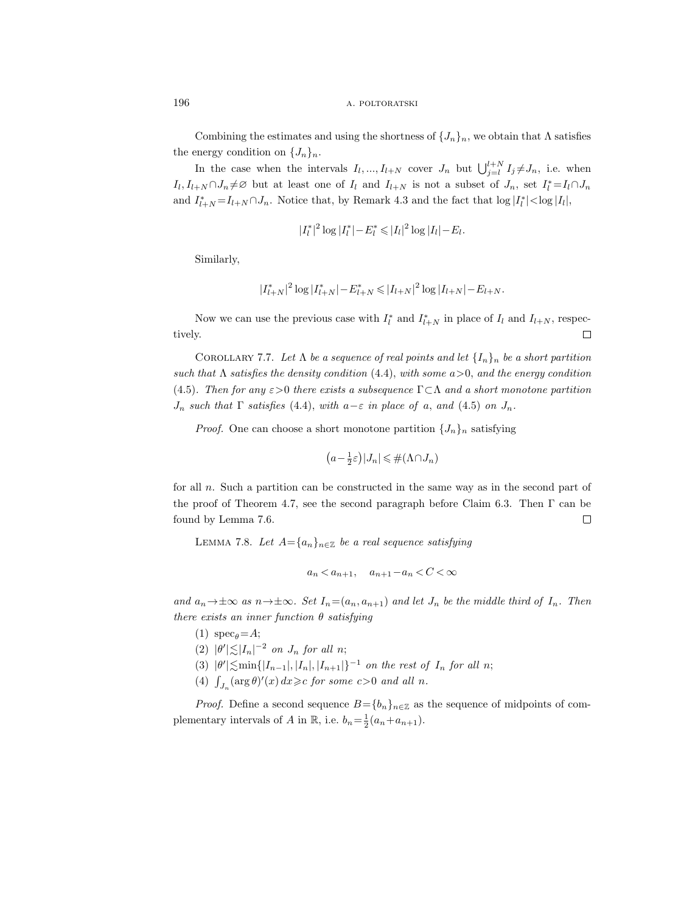Combining the estimates and using the shortness of $\{J_n\}_n$, we obtain that $\Lambda$ satisfies the energy condition on $\{J_n\}_n$.

In the case when the intervals $I_l, ..., I_{l+N}$ cover $J_n$ but $\bigcup_{j=l}^{l+N} I_j \neq J_n$, i.e. when $I_l, I_{l+N} \cap J_n \neq \varnothing$ but at least one of $I_l$ and $I_{l+N}$ is not a subset of $J_n$, set $I_l^* = I_l \cap J_n$ and $I_{l+N}^* = I_{l+N} \cap J_n$. Notice that, by Remark 4.3 and the fact that $\log |I_l^*| < \log |I_l|$,

$$|I_l^*|^2 \log |I_l^*| - E_l^* \leqslant |I_l|^2 \log |I_l| - E_l.$$

Similarly,

$$|I_{l+N}^*|^2 \log |I_{l+N}^*| - E_{l+N}^* \leqslant |I_{l+N}|^2 \log |I_{l+N}| - E_{l+N}.$$

Now we can use the previous case with $I_l^*$ and $I_{l+N}^*$ in place of $I_l$ and $I_{l+N}$, respectively. $\square$

Corollary 7.7. *Let $\Lambda$ be a sequence of real points and let $\{I_n\}_n$ be a short partition such that $\Lambda$ satisfies the density condition* (4.4), *with some $a>0$, and the energy condition* (4.5). *Then for any $\varepsilon>0$ there exists a subsequence $\Gamma \subset \Lambda$ and a short monotone partition $J_n$ such that $\Gamma$ satisfies* (4.4), *with $a-\varepsilon$ in place of $a$, and* (4.5) *on $J_n$.*

*Proof.* One can choose a short monotone partition $\{J_n\}_n$ satisfying

$$\left(a - \tfrac{1}{2}\varepsilon\right)|J_n| \leqslant \#(\Lambda \cap J_n)$$

for all $n$. Such a partition can be constructed in the same way as in the second part of the proof of Theorem 4.7, see the second paragraph before Claim 6.3. Then $\Gamma$ can be found by Lemma 7.6. $\square$

Lemma 7.8. *Let $A = \{a_n\}_{n \in \mathbb{Z}}$ be a real sequence satisfying*

$$a_n < a_{n+1}, \quad a_{n+1} - a_n < C < \infty$$

*and $a_n \to \pm\infty$ as $n \to \pm\infty$. Set $I_n = (a_n, a_{n+1})$ and let $J_n$ be the middle third of $I_n$. Then there exists an inner function $\theta$ satisfying*

(1) $\operatorname{spec}_\theta = A$;

(2) $|\theta'| \lesssim |I_n|^{-2}$ *on $J_n$ for all $n$;*

(3) $|\theta'| \lesssim \min\{|I_{n-1}|, |I_n|, |I_{n+1}|\}^{-1}$ *on the rest of $I_n$ for all $n$;*

(4) $\int_{J_n} (\arg \theta)'(x)\, dx \geqslant c$ *for some $c>0$ and all $n$.*

*Proof.* Define a second sequence $B = \{b_n\}_{n \in \mathbb{Z}}$ as the sequence of midpoints of complementary intervals of $A$ in $\mathbb{R}$, i.e. $b_n = \frac{1}{2}(a_n + a_{n+1})$.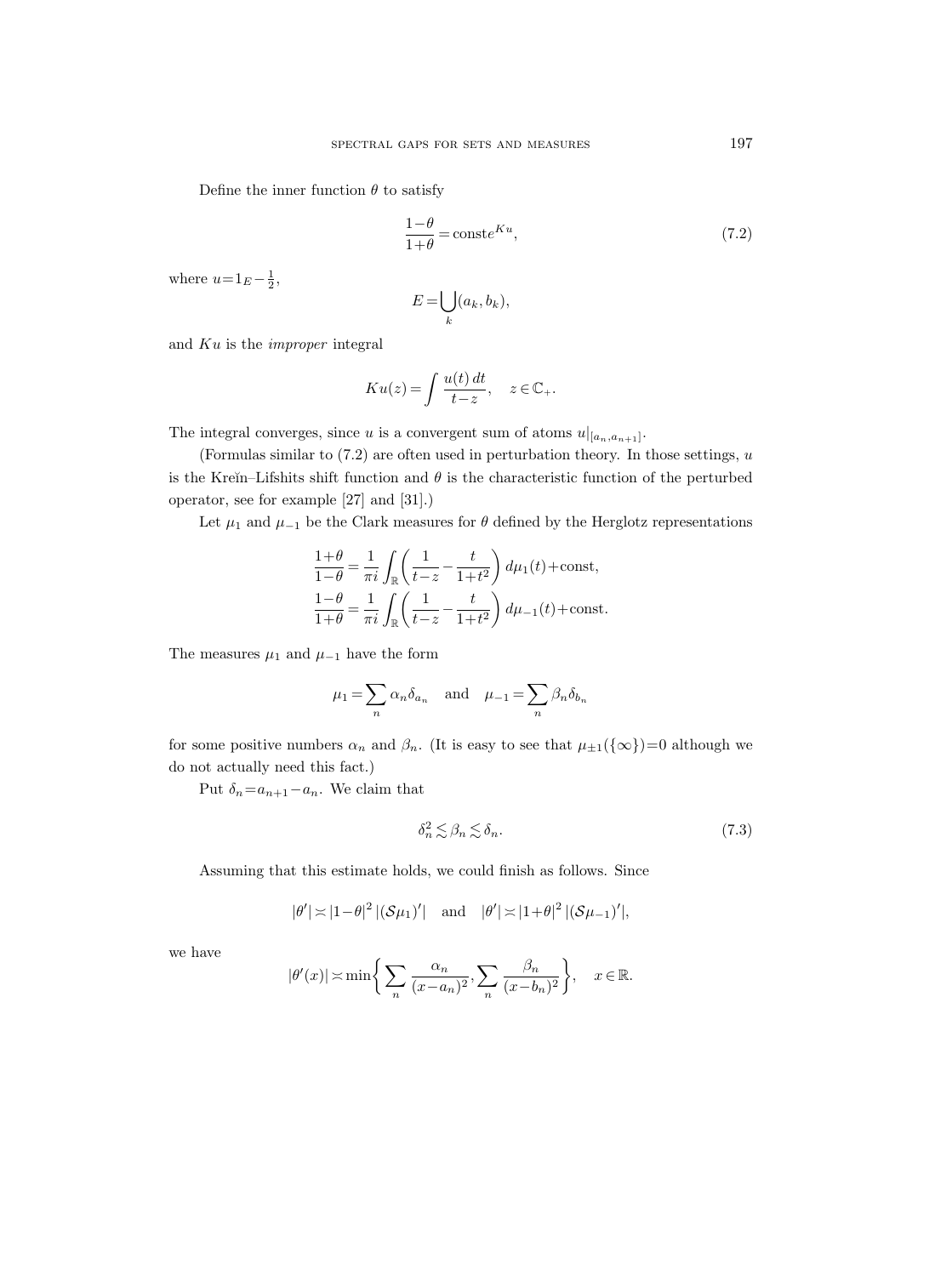Define the inner function $\theta$ to satisfy

$$\frac{1-\theta}{1+\theta} = \text{const}e^{Ku}, \tag{7.2}$$

where $u = 1_E - \frac{1}{2}$,

$$E = \bigcup_k (a_k, b_k),$$

and $Ku$ is the *improper* integral

$$Ku(z) = \int \frac{u(t)\,dt}{t-z}, \quad z \in \mathbb{C}_+.$$

The integral converges, since $u$ is a convergent sum of atoms $u|_{[a_n, a_{n+1}]}$.

(Formulas similar to (7.2) are often used in perturbation theory. In those settings, $u$ is the Kreĭn–Lifshits shift function and $\theta$ is the characteristic function of the perturbed operator, see for example [27] and [31].)

Let $\mu_1$ and $\mu_{-1}$ be the Clark measures for $\theta$ defined by the Herglotz representations

$$\frac{1+\theta}{1-\theta} = \frac{1}{\pi i} \int_{\mathbb{R}} \left( \frac{1}{t-z} - \frac{t}{1+t^2} \right) d\mu_1(t) + \text{const},$$
$$\frac{1-\theta}{1+\theta} = \frac{1}{\pi i} \int_{\mathbb{R}} \left( \frac{1}{t-z} - \frac{t}{1+t^2} \right) d\mu_{-1}(t) + \text{const}.$$

The measures $\mu_1$ and $\mu_{-1}$ have the form

$$\mu_1 = \sum_n \alpha_n \delta_{a_n} \quad \text{and} \quad \mu_{-1} = \sum_n \beta_n \delta_{b_n}$$

for some positive numbers $\alpha_n$ and $\beta_n$. (It is easy to see that $\mu_{\pm 1}(\{\infty\}) = 0$ although we do not actually need this fact.)

Put $\delta_n = a_{n+1} - a_n$. We claim that

$$\delta_n^2 \lesssim \beta_n \lesssim \delta_n. \tag{7.3}$$

Assuming that this estimate holds, we could finish as follows. Since

$$|\theta'| \asymp |1-\theta|^2\,|(\mathcal{S}\mu_1)'| \quad \text{and} \quad |\theta'| \asymp |1+\theta|^2\,|(\mathcal{S}\mu_{-1})'|,$$

we have

$$|\theta'(x)| \asymp \min\left\{ \sum_n \frac{\alpha_n}{(x-a_n)^2}, \sum_n \frac{\beta_n}{(x-b_n)^2} \right\}, \quad x \in \mathbb{R}.$$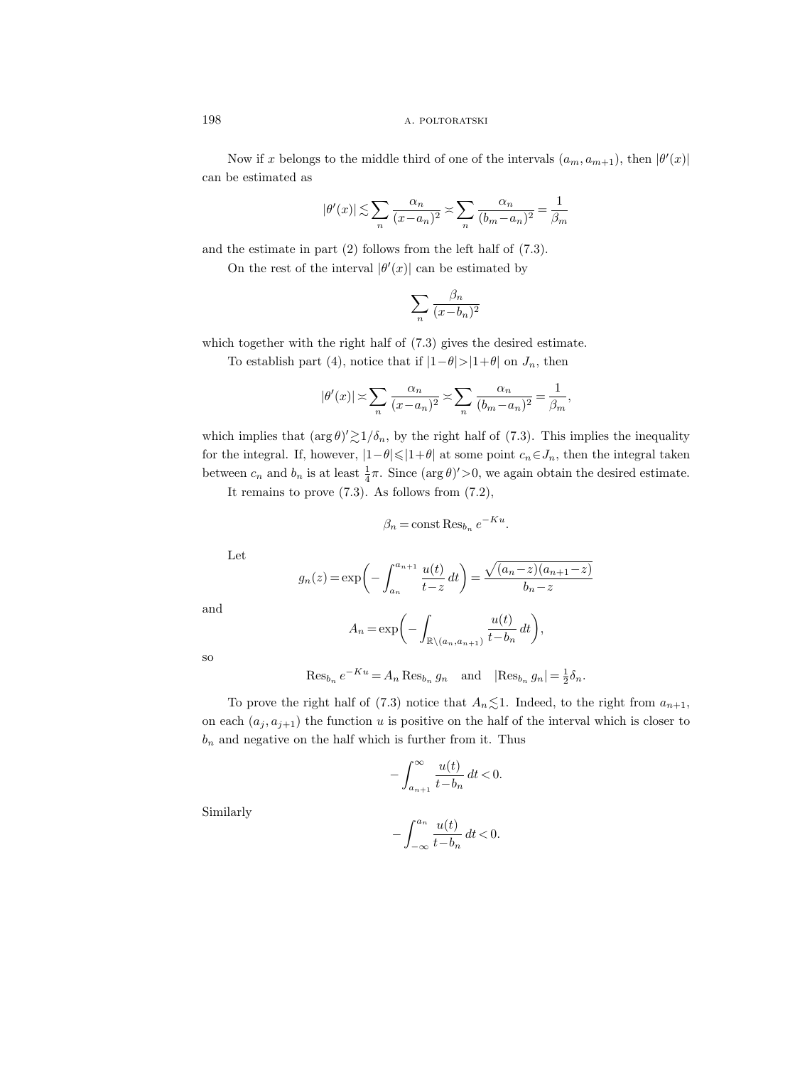Now if $x$ belongs to the middle third of one of the intervals $(a_m, a_{m+1})$, then $|\theta'(x)|$ can be estimated as

$$|\theta'(x)| \lesssim \sum_n \frac{\alpha_n}{(x-a_n)^2} \asymp \sum_n \frac{\alpha_n}{(b_m-a_n)^2} = \frac{1}{\beta_m}$$

and the estimate in part (2) follows from the left half of (7.3).

On the rest of the interval $|\theta'(x)|$ can be estimated by

$$\sum_n \frac{\beta_n}{(x-b_n)^2}$$

which together with the right half of (7.3) gives the desired estimate.

To establish part (4), notice that if $|1-\theta|>|1+\theta|$ on $J_n$, then

$$|\theta'(x)| \asymp \sum_n \frac{\alpha_n}{(x-a_n)^2} \asymp \sum_n \frac{\alpha_n}{(b_m-a_n)^2} = \frac{1}{\beta_m},$$

which implies that $(\arg\theta)' \gtrsim 1/\delta_n$, by the right half of (7.3). This implies the inequality for the integral. If, however, $|1-\theta| \leqslant |1+\theta|$ at some point $c_n \in J_n$, then the integral taken between $c_n$ and $b_n$ is at least $\frac{1}{4}\pi$. Since $(\arg\theta)'>0$, we again obtain the desired estimate.

It remains to prove (7.3). As follows from (7.2),

$$\beta_n = \text{const}\,\text{Res}_{b_n}\, e^{-Ku}.$$

Let

$$g_n(z) = \exp\left(-\int_{a_n}^{a_{n+1}} \frac{u(t)}{t-z}\,dt\right) = \frac{\sqrt{(a_n-z)(a_{n+1}-z)}}{b_n-z}$$

and

$$A_n = \exp\left(-\int_{\mathbb{R}\setminus(a_n,a_{n+1})} \frac{u(t)}{t-b_n}\,dt\right),$$

so

$$\text{Res}_{b_n}\, e^{-Ku} = A_n\,\text{Res}_{b_n}\, g_n \quad \text{and} \quad |\text{Res}_{b_n}\, g_n| = \tfrac{1}{2}\delta_n.$$

To prove the right half of (7.3) notice that $A_n \lesssim 1$. Indeed, to the right from $a_{n+1}$, on each $(a_j, a_{j+1})$ the function $u$ is positive on the half of the interval which is closer to $b_n$ and negative on the half which is further from it. Thus

$$-\int_{a_{n+1}}^{\infty} \frac{u(t)}{t-b_n}\,dt < 0.$$

Similarly

$$-\int_{-\infty}^{a_n} \frac{u(t)}{t-b_n}\,dt < 0.$$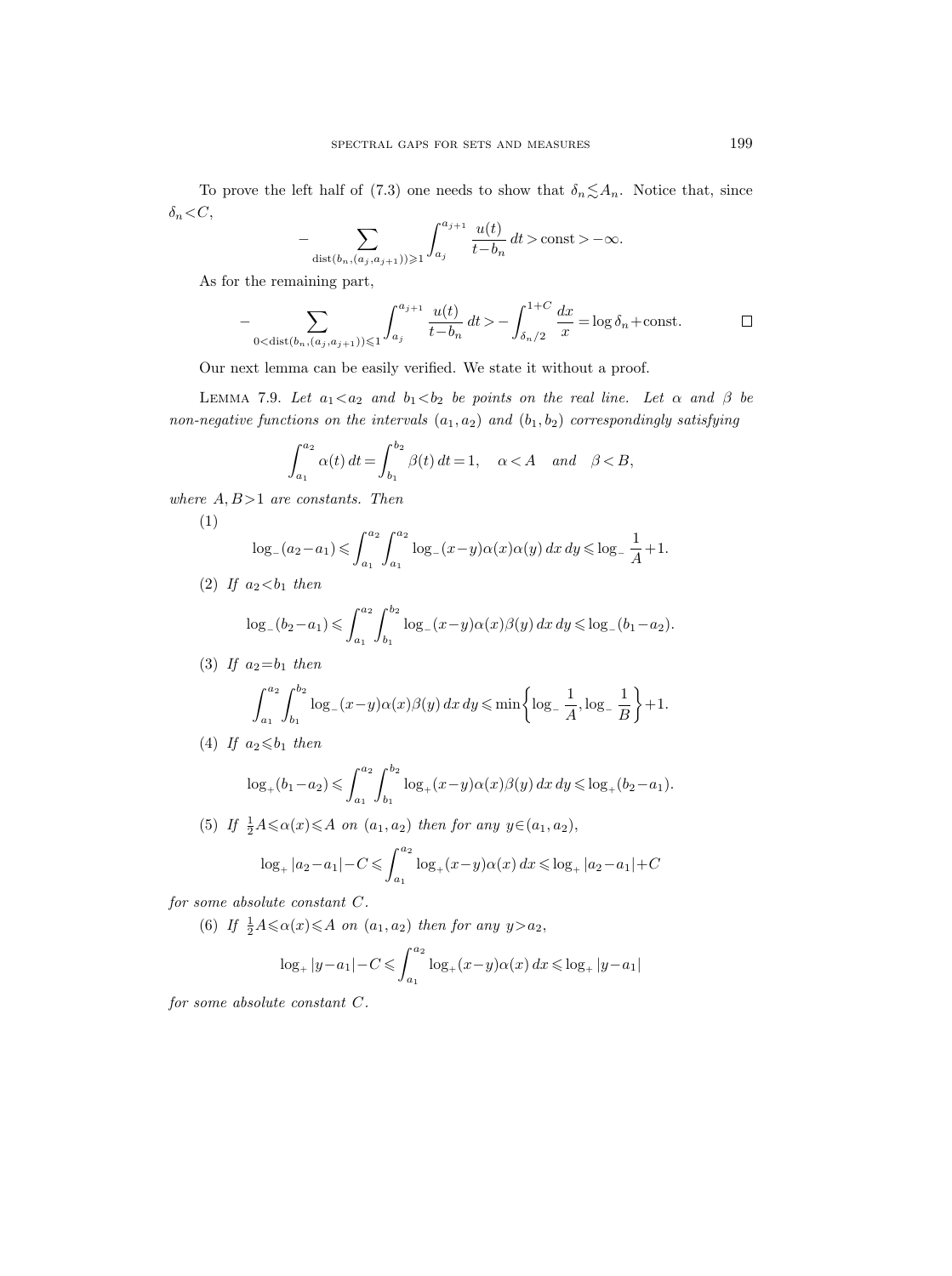To prove the left half of (7.3) one needs to show that $\delta_n \lesssim A_n$. Notice that, since $\delta_n < C$,

$$-\sum_{\operatorname{dist}(b_n,(a_j,a_{j+1}))\geqslant 1} \int_{a_j}^{a_{j+1}} \frac{u(t)}{t-b_n}\,dt > \text{const} > -\infty.$$

As for the remaining part,

$$-\sum_{0<\operatorname{dist}(b_n,(a_j,a_{j+1}))\leqslant 1} \int_{a_j}^{a_{j+1}} \frac{u(t)}{t-b_n}\,dt > -\int_{\delta_n/2}^{1+C} \frac{dx}{x} = \log \delta_n + \text{const}. \qquad \square$$

Our next lemma can be easily verified. We state it without a proof.

Lemma 7.9. *Let $a_1 < a_2$ and $b_1 < b_2$ be points on the real line. Let $\alpha$ and $\beta$ be non-negative functions on the intervals $(a_1, a_2)$ and $(b_1, b_2)$ correspondingly satisfying*

$$\int_{a_1}^{a_2} \alpha(t)\,dt = \int_{b_1}^{b_2} \beta(t)\,dt = 1, \quad \alpha < A \quad \text{and} \quad \beta < B,$$

*where $A, B > 1$ are constants. Then*

(1)
$$\log_-(a_2-a_1) \leqslant \int_{a_1}^{a_2}\int_{a_1}^{a_2} \log_-(x-y)\alpha(x)\alpha(y)\,dx\,dy \leqslant \log_- \frac{1}{A} + 1.$$

(2) *If $a_2 < b_1$ then*

$$\log_-(b_2-a_1) \leqslant \int_{a_1}^{a_2}\int_{b_1}^{b_2} \log_-(x-y)\alpha(x)\beta(y)\,dx\,dy \leqslant \log_-(b_1-a_2).$$

(3) *If $a_2 = b_1$ then*

$$\int_{a_1}^{a_2}\int_{b_1}^{b_2} \log_-(x-y)\alpha(x)\beta(y)\,dx\,dy \leqslant \min\left\{\log_- \frac{1}{A}, \log_- \frac{1}{B}\right\} + 1.$$

(4) *If $a_2 \leqslant b_1$ then*

$$\log_+(b_1-a_2) \leqslant \int_{a_1}^{a_2}\int_{b_1}^{b_2} \log_+(x-y)\alpha(x)\beta(y)\,dx\,dy \leqslant \log_+(b_2-a_1).$$

(5) *If $\frac{1}{2}A \leqslant \alpha(x) \leqslant A$ on $(a_1, a_2)$ then for any $y \in (a_1, a_2)$,*

$$\log_+|a_2-a_1| - C \leqslant \int_{a_1}^{a_2} \log_+(x-y)\alpha(x)\,dx \leqslant \log_+|a_2-a_1| + C$$

*for some absolute constant $C$.*

(6) *If $\frac{1}{2}A \leqslant \alpha(x) \leqslant A$ on $(a_1, a_2)$ then for any $y > a_2$,*

$$\log_+|y-a_1| - C \leqslant \int_{a_1}^{a_2} \log_+(x-y)\alpha(x)\,dx \leqslant \log_+|y-a_1|$$

*for some absolute constant $C$.*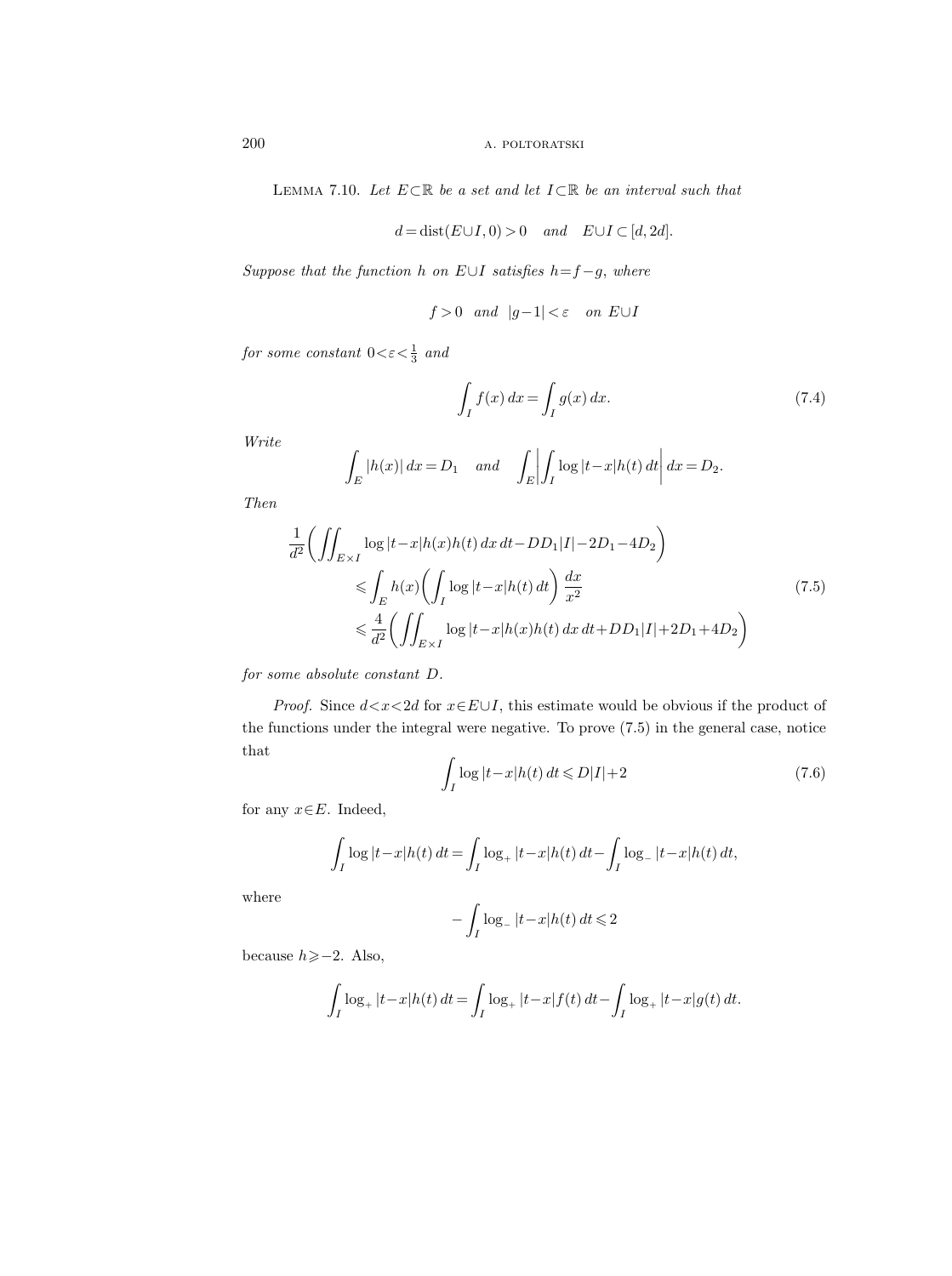LEMMA 7.10. *Let $E\subset\mathbb{R}$ be a set and let $I\subset\mathbb{R}$ be an interval such that*

$$d=\operatorname{dist}(E\cup I,0)>0 \quad \text{and} \quad E\cup I\subset[d,2d].$$

*Suppose that the function $h$ on $E\cup I$ satisfies $h=f-g$, where*

$$f>0 \quad \text{and} \quad |g-1|<\varepsilon \quad \text{on } E\cup I$$

*for some constant $0<\varepsilon<\frac{1}{3}$ and*

$$\int_I f(x)\,dx=\int_I g(x)\,dx. \tag{7.4}$$

*Write*

$$\int_E |h(x)|\,dx=D_1 \quad \text{and} \quad \int_E\left|\int_I \log|t-x|h(t)\,dt\right|dx=D_2.$$

*Then*

$$\begin{aligned}
\frac{1}{d^2}\biggl(\iint_{E\times I}&\log|t-x|h(x)h(t)\,dx\,dt-DD_1|I|-2D_1-4D_2\biggr)\\
&\leqslant\int_E h(x)\biggl(\int_I\log|t-x|h(t)\,dt\biggr)\,\frac{dx}{x^2}\\
&\leqslant\frac{4}{d^2}\biggl(\iint_{E\times I}\log|t-x|h(x)h(t)\,dx\,dt+DD_1|I|+2D_1+4D_2\biggr)
\end{aligned}\tag{7.5}$$

*for some absolute constant $D$.*

*Proof.* Since $d<x<2d$ for $x\in E\cup I$, this estimate would be obvious if the product of the functions under the integral were negative. To prove (7.5) in the general case, notice that

$$\int_I\log|t-x|h(t)\,dt\leqslant D|I|+2 \tag{7.6}$$

for any $x\in E$. Indeed,

$$\int_I\log|t-x|h(t)\,dt=\int_I\log_+|t-x|h(t)\,dt-\int_I\log_-|t-x|h(t)\,dt,$$

where

$$-\int_I\log_-|t-x|h(t)\,dt\leqslant 2$$

because $h\geqslant -2$. Also,

$$\int_I\log_+|t-x|h(t)\,dt=\int_I\log_+|t-x|f(t)\,dt-\int_I\log_+|t-x|g(t)\,dt.$$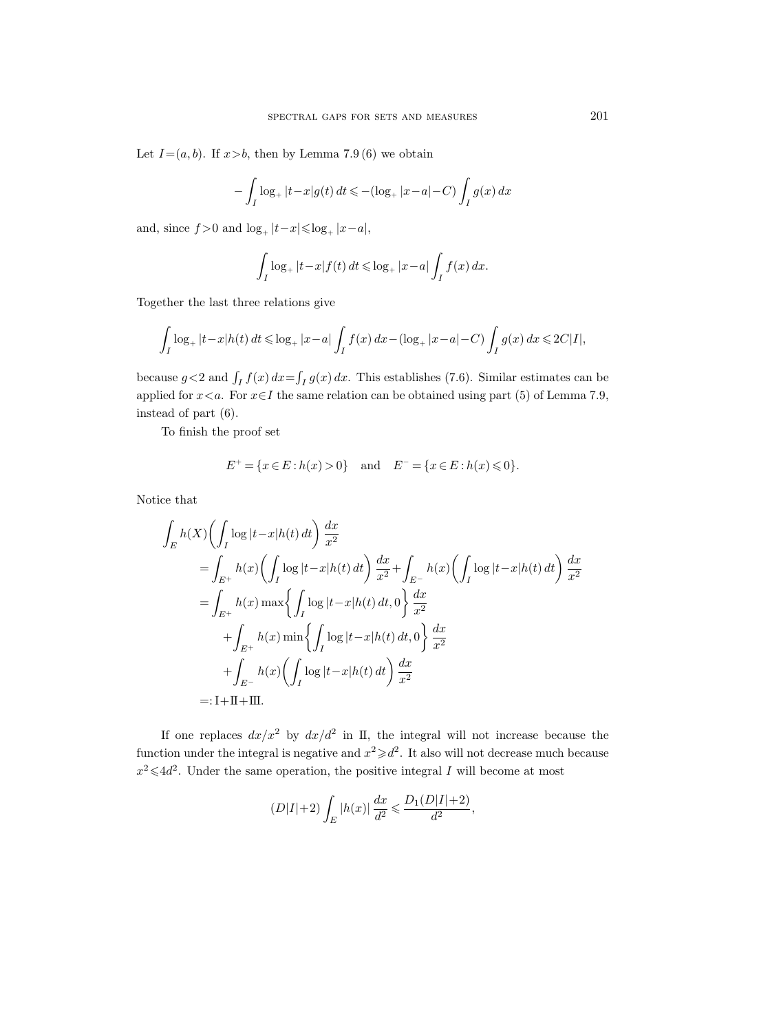Let $I=(a,b)$. If $x>b$, then by Lemma 7.9 (6) we obtain

$$-\int_I \log_+|t-x| g(t)\,dt \leqslant -(\log_+|x-a|-C)\int_I g(x)\,dx$$

and, since $f>0$ and $\log_+|t-x|\leqslant \log_+|x-a|$,

$$\int_I \log_+|t-x| f(t)\,dt \leqslant \log_+|x-a|\int_I f(x)\,dx.$$

Together the last three relations give

$$\int_I \log_+|t-x| h(t)\,dt \leqslant \log_+|x-a|\int_I f(x)\,dx-(\log_+|x-a|-C)\int_I g(x)\,dx \leqslant 2C|I|,$$

because $g<2$ and $\int_I f(x)\,dx=\int_I g(x)\,dx$. This establishes (7.6). Similar estimates can be applied for $x<a$. For $x\in I$ the same relation can be obtained using part (5) of Lemma 7.9, instead of part (6).

To finish the proof set

$$E^+=\{x\in E: h(x)>0\} \quad \text{and} \quad E^-=\{x\in E: h(x)\leqslant 0\}.$$

Notice that

$$\begin{aligned}
\int_E h(X)\biggl(\int_I \log|t-x| h(t)\,dt\biggr)\frac{dx}{x^2}
&= \int_{E^+} h(x)\biggl(\int_I \log|t-x| h(t)\,dt\biggr)\frac{dx}{x^2}+\int_{E^-} h(x)\biggl(\int_I \log|t-x| h(t)\,dt\biggr)\frac{dx}{x^2}\\
&= \int_{E^+} h(x)\max\biggl\{\int_I \log|t-x| h(t)\,dt,0\biggr\}\frac{dx}{x^2}\\
&\quad +\int_{E^+} h(x)\min\biggl\{\int_I \log|t-x| h(t)\,dt,0\biggr\}\frac{dx}{x^2}\\
&\quad +\int_{E^-} h(x)\biggl(\int_I \log|t-x| h(t)\,dt\biggr)\frac{dx}{x^2}\\
&=: \mathrm{I}+\mathrm{II}+\mathrm{III}.
\end{aligned}$$

If one replaces $dx/x^2$ by $dx/d^2$ in II, the integral will not increase because the function under the integral is negative and $x^2\geqslant d^2$. It also will not decrease much because $x^2\leqslant 4d^2$. Under the same operation, the positive integral $I$ will become at most

$$(D|I|+2)\int_E |h(x)|\frac{dx}{d^2}\leqslant \frac{D_1(D|I|+2)}{d^2},$$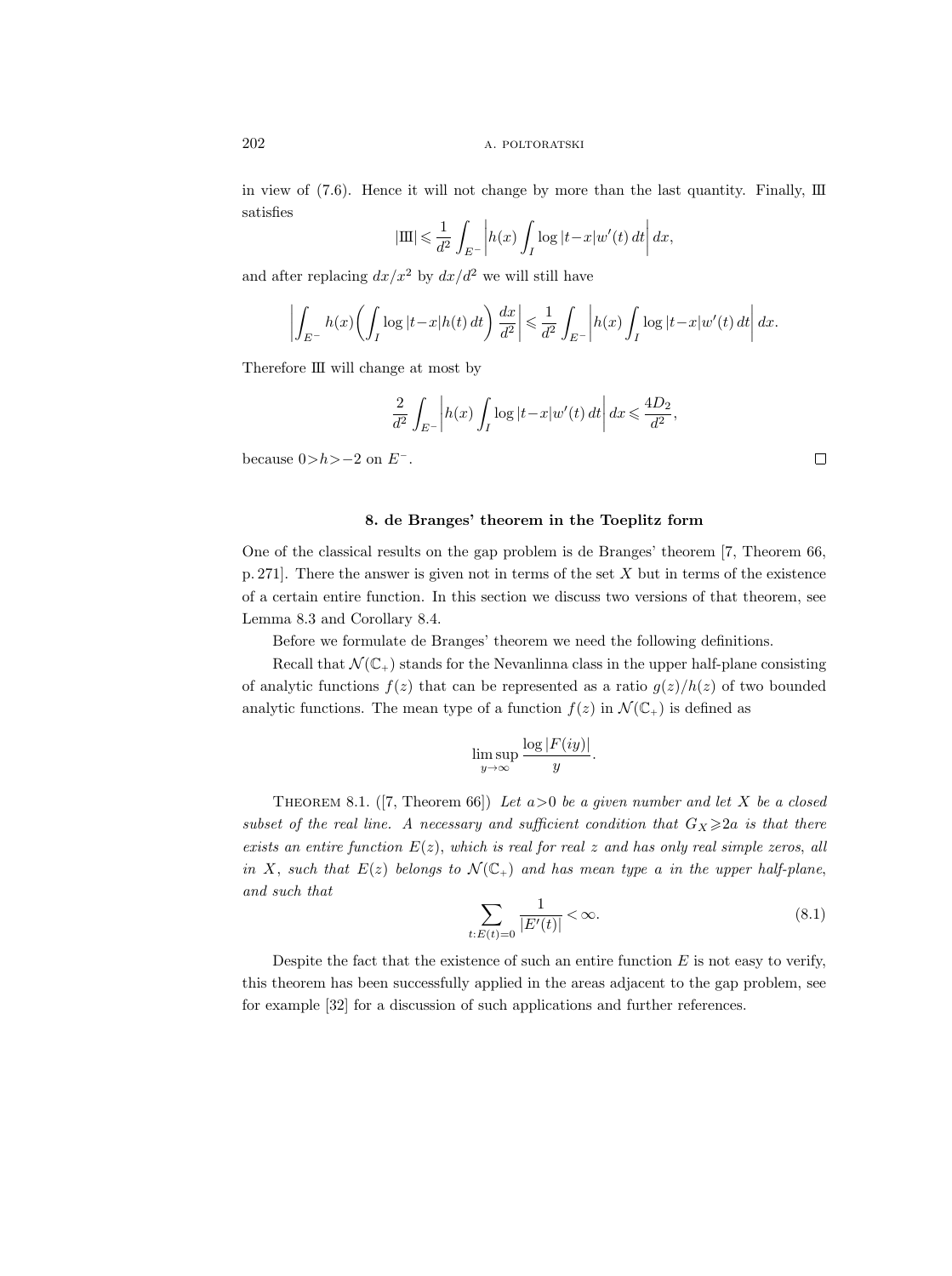in view of (7.6). Hence it will not change by more than the last quantity. Finally, Ⅲ satisfies

$$|\text{Ⅲ}| \leqslant \frac{1}{d^2} \int_{E^-} \left| h(x) \int_I \log|t-x| w'(t)\, dt \right| dx,$$

and after replacing $dx/x^2$ by $dx/d^2$ we will still have

$$\left| \int_{E^-} h(x) \left( \int_I \log|t-x| h(t)\, dt \right) \frac{dx}{d^2} \right| \leqslant \frac{1}{d^2} \int_{E^-} \left| h(x) \int_I \log|t-x| w'(t)\, dt \right| dx.$$

Therefore Ⅲ will change at most by

$$\frac{2}{d^2} \int_{E^-} \left| h(x) \int_I \log|t-x| w'(t)\, dt \right| dx \leqslant \frac{4D_2}{d^2},$$

because $0>h>-2$ on $E^-$. □

## 8. de Branges' theorem in the Toeplitz form

One of the classical results on the gap problem is de Branges' theorem [7, Theorem 66, p. 271]. There the answer is given not in terms of the set $X$ but in terms of the existence of a certain entire function. In this section we discuss two versions of that theorem, see Lemma 8.3 and Corollary 8.4.

Before we formulate de Branges' theorem we need the following definitions.

Recall that $\mathcal{N}(\mathbb{C}_+)$ stands for the Nevanlinna class in the upper half-plane consisting of analytic functions $f(z)$ that can be represented as a ratio $g(z)/h(z)$ of two bounded analytic functions. The mean type of a function $f(z)$ in $\mathcal{N}(\mathbb{C}_+)$ is defined as

$$\limsup_{y\to\infty} \frac{\log|F(iy)|}{y}.$$

Theorem 8.1. ([7, Theorem 66]) *Let $a>0$ be a given number and let $X$ be a closed subset of the real line. A necessary and sufficient condition that $G_X \geqslant 2a$ is that there exists an entire function $E(z)$, which is real for real $z$ and has only real simple zeros, all in $X$, such that $E(z)$ belongs to $\mathcal{N}(\mathbb{C}_+)$ and has mean type $a$ in the upper half-plane, and such that*

$$\sum_{t:E(t)=0} \frac{1}{|E'(t)|} < \infty. \tag{8.1}$$

Despite the fact that the existence of such an entire function $E$ is not easy to verify, this theorem has been successfully applied in the areas adjacent to the gap problem, see for example [32] for a discussion of such applications and further references.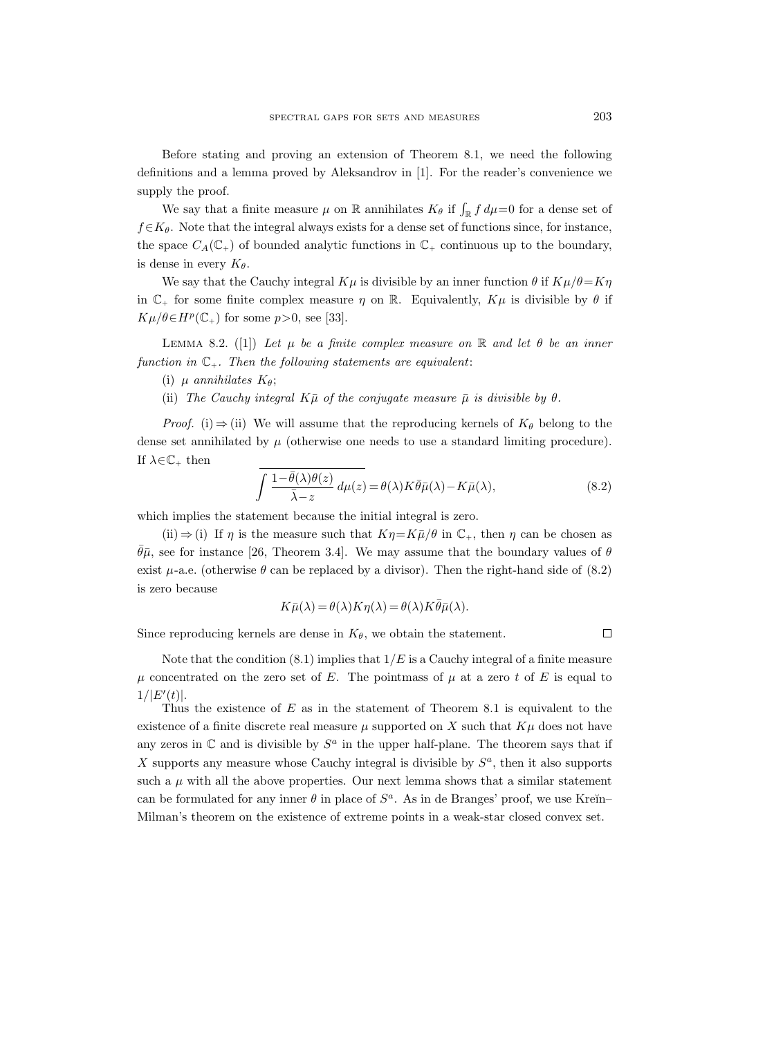Before stating and proving an extension of Theorem 8.1, we need the following definitions and a lemma proved by Aleksandrov in [1]. For the reader's convenience we supply the proof.

We say that a finite measure $\mu$ on $\mathbb{R}$ annihilates $K_\theta$ if $\int_{\mathbb{R}} f\,d\mu=0$ for a dense set of $f\in K_\theta$. Note that the integral always exists for a dense set of functions since, for instance, the space $C_A(\mathbb{C}_+)$ of bounded analytic functions in $\mathbb{C}_+$ continuous up to the boundary, is dense in every $K_\theta$.

We say that the Cauchy integral $K\mu$ is divisible by an inner function $\theta$ if $K\mu/\theta=K\eta$ in $\mathbb{C}_+$ for some finite complex measure $\eta$ on $\mathbb{R}$. Equivalently, $K\mu$ is divisible by $\theta$ if $K\mu/\theta\in H^p(\mathbb{C}_+)$ for some $p>0$, see [33].

Lemma 8.2. ([1]) *Let $\mu$ be a finite complex measure on $\mathbb{R}$ and let $\theta$ be an inner function in $\mathbb{C}_+$. Then the following statements are equivalent*:

(i) *$\mu$ annihilates $K_\theta$*;

(ii) *The Cauchy integral $K\bar{\mu}$ of the conjugate measure $\bar{\mu}$ is divisible by $\theta$.*

*Proof.* (i) $\Rightarrow$ (ii) We will assume that the reproducing kernels of $K_\theta$ belong to the dense set annihilated by $\mu$ (otherwise one needs to use a standard limiting procedure). If $\lambda\in\mathbb{C}_+$ then

$$\overline{\int \frac{1-\bar{\theta}(\lambda)\theta(z)}{\bar{\lambda}-z}\,d\mu(z)}=\theta(\lambda)K\bar{\theta}\bar{\mu}(\lambda)-K\bar{\mu}(\lambda), \tag{8.2}$$

which implies the statement because the initial integral is zero.

(ii) $\Rightarrow$ (i) If $\eta$ is the measure such that $K\eta=K\bar{\mu}/\theta$ in $\mathbb{C}_+$, then $\eta$ can be chosen as $\bar{\theta}\bar{\mu}$, see for instance [26, Theorem 3.4]. We may assume that the boundary values of $\theta$ exist $\mu$-a.e. (otherwise $\theta$ can be replaced by a divisor). Then the right-hand side of (8.2) is zero because

$$K\bar{\mu}(\lambda)=\theta(\lambda)K\eta(\lambda)=\theta(\lambda)K\bar{\theta}\bar{\mu}(\lambda).$$

Since reproducing kernels are dense in $K_\theta$, we obtain the statement. $\square$

Note that the condition (8.1) implies that $1/E$ is a Cauchy integral of a finite measure $\mu$ concentrated on the zero set of $E$. The pointmass of $\mu$ at a zero $t$ of $E$ is equal to $1/|E'(t)|$.

Thus the existence of $E$ as in the statement of Theorem 8.1 is equivalent to the existence of a finite discrete real measure $\mu$ supported on $X$ such that $K\mu$ does not have any zeros in $\mathbb{C}$ and is divisible by $S^a$ in the upper half-plane. The theorem says that if $X$ supports any measure whose Cauchy integral is divisible by $S^a$, then it also supports such a $\mu$ with all the above properties. Our next lemma shows that a similar statement can be formulated for any inner $\theta$ in place of $S^a$. As in de Branges' proof, we use Kreĭn–Milman's theorem on the existence of extreme points in a weak-star closed convex set.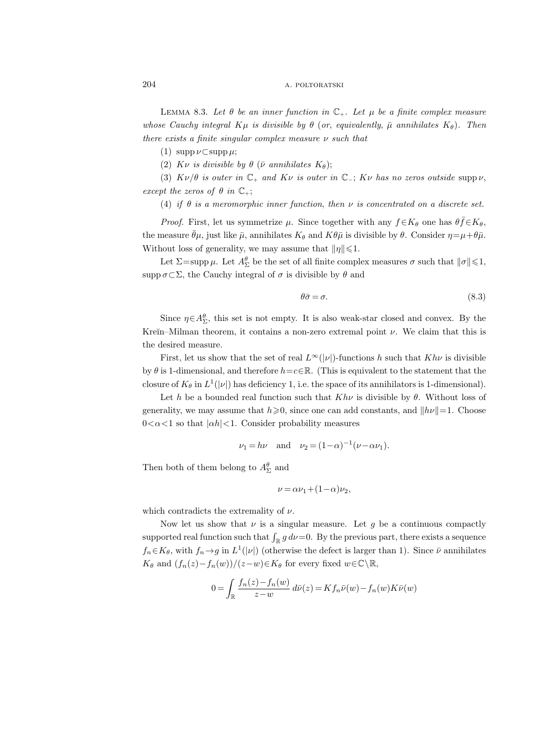LEMMA 8.3. *Let $\theta$ be an inner function in $\mathbb{C}_+$. Let $\mu$ be a finite complex measure whose Cauchy integral $K\mu$ is divisible by $\theta$ (or, equivalently, $\bar{\mu}$ annihilates $K_\theta$). Then there exists a finite singular complex measure $\nu$ such that*

(1) $\operatorname{supp} \nu \subset \operatorname{supp} \mu$;

(2) *$K\nu$ is divisible by $\theta$ ($\bar{\nu}$ annihilates $K_\theta$);*

(3) *$K\nu/\theta$ is outer in $\mathbb{C}_+$ and $K\nu$ is outer in $\mathbb{C}_-$; $K\nu$ has no zeros outside* $\operatorname{supp} \nu$, *except the zeros of $\theta$ in $\mathbb{C}_+$;*

(4) *if $\theta$ is a meromorphic inner function, then $\nu$ is concentrated on a discrete set.*

*Proof.* First, let us symmetrize $\mu$. Since together with any $f \in K_\theta$ one has $\theta \bar{f} \in K_\theta$, the measure $\bar{\theta}\mu$, just like $\bar{\mu}$, annihilates $K_\theta$ and $K\theta\bar{\mu}$ is divisible by $\theta$. Consider $\eta = \mu + \theta\bar{\mu}$. Without loss of generality, we may assume that $\|\eta\| \leqslant 1$.

Let $\Sigma = \operatorname{supp} \mu$. Let $A^\theta_\Sigma$ be the set of all finite complex measures $\sigma$ such that $\|\sigma\| \leqslant 1$, $\operatorname{supp} \sigma \subset \Sigma$, the Cauchy integral of $\sigma$ is divisible by $\theta$ and

$$\theta \bar{\sigma} = \sigma. \tag{8.3}$$

Since $\eta \in A^\theta_\Sigma$, this set is not empty. It is also weak-star closed and convex. By the Kreĭn–Milman theorem, it contains a non-zero extremal point $\nu$. We claim that this is the desired measure.

First, let us show that the set of real $L^\infty(|\nu|)$-functions $h$ such that $Kh\nu$ is divisible by $\theta$ is 1-dimensional, and therefore $h = c \in \mathbb{R}$. (This is equivalent to the statement that the closure of $K_\theta$ in $L^1(|\nu|)$ has deficiency 1, i.e. the space of its annihilators is 1-dimensional).

Let $h$ be a bounded real function such that $Kh\nu$ is divisible by $\theta$. Without loss of generality, we may assume that $h \geqslant 0$, since one can add constants, and $\|h\nu\| = 1$. Choose $0 < \alpha < 1$ so that $|\alpha h| < 1$. Consider probability measures

$$\nu_1 = h\nu \quad \text{and} \quad \nu_2 = (1-\alpha)^{-1}(\nu - \alpha\nu_1).$$

Then both of them belong to $A^\theta_\Sigma$ and

$$\nu = \alpha\nu_1 + (1-\alpha)\nu_2,$$

which contradicts the extremality of $\nu$.

Now let us show that $\nu$ is a singular measure. Let $g$ be a continuous compactly supported real function such that $\int_{\mathbb{R}} g \, d\nu = 0$. By the previous part, there exists a sequence $f_n \in K_\theta$, with $f_n \to g$ in $L^1(|\nu|)$ (otherwise the defect is larger than 1). Since $\bar{\nu}$ annihilates $K_\theta$ and $(f_n(z) - f_n(w))/(z-w) \in K_\theta$ for every fixed $w \in \mathbb{C} \setminus \mathbb{R}$,

$$0 = \int_{\mathbb{R}} \frac{f_n(z) - f_n(w)}{z-w} \, d\bar{\nu}(z) = Kf_n\bar{\nu}(w) - f_n(w)K\bar{\nu}(w)$$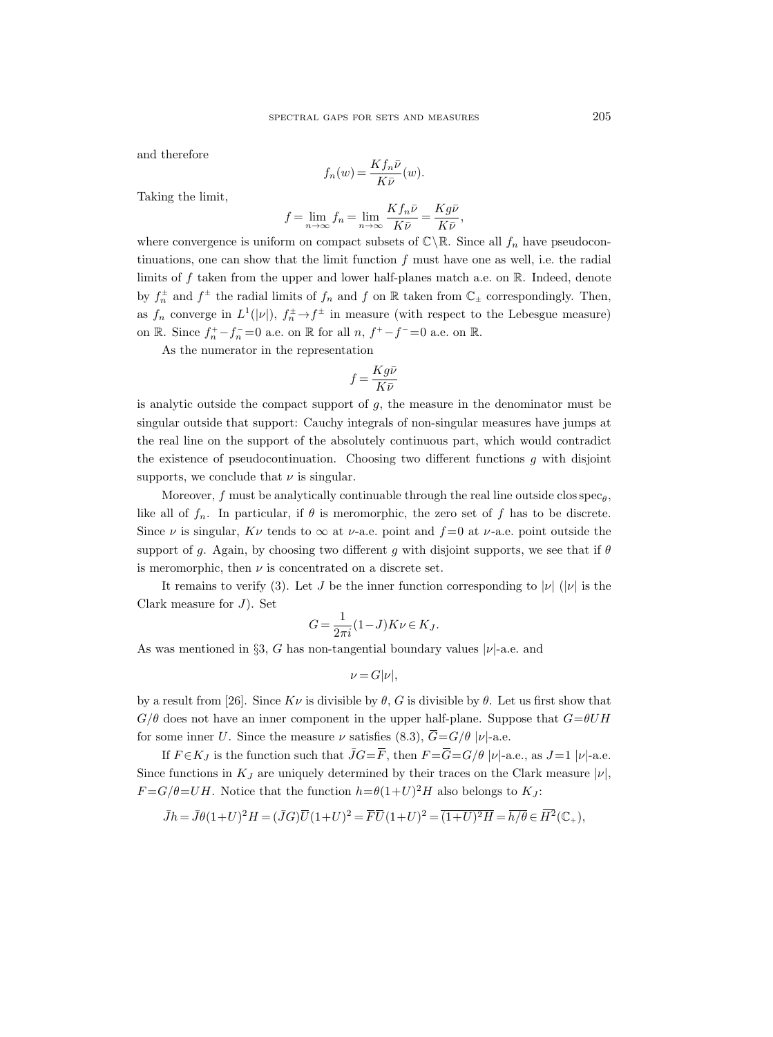and therefore

$$f_n(w) = \frac{Kf_n\bar{\nu}}{K\bar{\nu}}(w).$$

Taking the limit,

$$f = \lim_{n\to\infty} f_n = \lim_{n\to\infty} \frac{Kf_n\bar{\nu}}{K\bar{\nu}} = \frac{Kg\bar{\nu}}{K\bar{\nu}},$$

where convergence is uniform on compact subsets of $\mathbb{C}\setminus\mathbb{R}$. Since all $f_n$ have pseudocontinuations, one can show that the limit function $f$ must have one as well, i.e. the radial limits of $f$ taken from the upper and lower half-planes match a.e. on $\mathbb{R}$. Indeed, denote by $f_n^{\pm}$ and $f^{\pm}$ the radial limits of $f_n$ and $f$ on $\mathbb{R}$ taken from $\mathbb{C}_{\pm}$ correspondingly. Then, as $f_n$ converge in $L^1(|\nu|)$, $f_n^{\pm}\to f^{\pm}$ in measure (with respect to the Lebesgue measure) on $\mathbb{R}$. Since $f_n^+ - f_n^- = 0$ a.e. on $\mathbb{R}$ for all $n$, $f^+ - f^- = 0$ a.e. on $\mathbb{R}$.

As the numerator in the representation

$$f = \frac{Kg\bar{\nu}}{K\bar{\nu}}$$

is analytic outside the compact support of $g$, the measure in the denominator must be singular outside that support: Cauchy integrals of non-singular measures have jumps at the real line on the support of the absolutely continuous part, which would contradict the existence of pseudocontinuation. Choosing two different functions $g$ with disjoint supports, we conclude that $\nu$ is singular.

Moreover, $f$ must be analytically continuable through the real line outside $\operatorname{clos}\operatorname{spec}_\theta$, like all of $f_n$. In particular, if $\theta$ is meromorphic, the zero set of $f$ has to be discrete. Since $\nu$ is singular, $K\nu$ tends to $\infty$ at $\nu$-a.e. point and $f=0$ at $\nu$-a.e. point outside the support of $g$. Again, by choosing two different $g$ with disjoint supports, we see that if $\theta$ is meromorphic, then $\nu$ is concentrated on a discrete set.

It remains to verify (3). Let $J$ be the inner function corresponding to $|\nu|$ ($|\nu|$ is the Clark measure for $J$). Set

$$G = \frac{1}{2\pi i}(1-J)K\nu \in K_J.$$

As was mentioned in §3, $G$ has non-tangential boundary values $|\nu|$-a.e. and

$$\nu = G|\nu|,$$

by a result from [26]. Since $K\nu$ is divisible by $\theta$, $G$ is divisible by $\theta$. Let us first show that $G/\theta$ does not have an inner component in the upper half-plane. Suppose that $G=\theta UH$ for some inner $U$. Since the measure $\nu$ satisfies (8.3), $\overline{G} = G/\theta$ $|\nu|$-a.e.

If $F\in K_J$ is the function such that $\bar{J}G = \overline{F}$, then $F = \overline{G} = G/\theta$ $|\nu|$-a.e., as $J=1$ $|\nu|$-a.e. Since functions in $K_J$ are uniquely determined by their traces on the Clark measure $|\nu|$, $F = G/\theta = UH$. Notice that the function $h = \theta(1+U)^2H$ also belongs to $K_J$:

$$\bar{J}h = \bar{J}\theta(1+U)^2H = (\bar{J}G)\overline{U}(1+U)^2 = \overline{F}\,\overline{U}(1+U)^2 = \overline{(1+U)^2H} = \overline{h/\theta} \in \overline{H^2}(\mathbb{C}_+),$$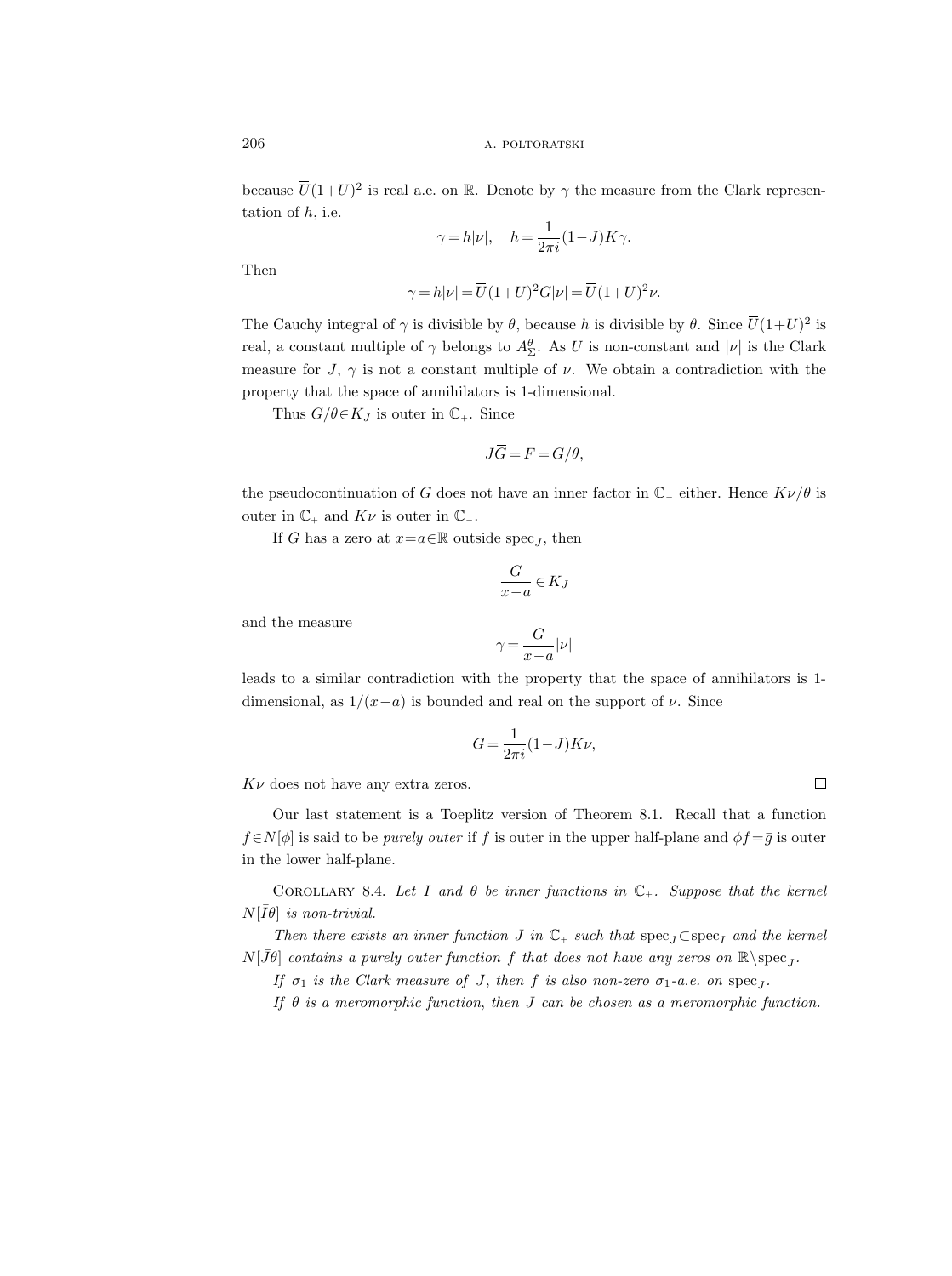because $\overline{U}(1+U)^2$ is real a.e. on $\mathbb{R}$. Denote by $\gamma$ the measure from the Clark representation of $h$, i.e.

$$\gamma = h|\nu|, \quad h = \frac{1}{2\pi i}(1-J)K\gamma.$$

Then

$$\gamma = h|\nu| = \overline{U}(1+U)^2 G|\nu| = \overline{U}(1+U)^2\nu.$$

The Cauchy integral of $\gamma$ is divisible by $\theta$, because $h$ is divisible by $\theta$. Since $\overline{U}(1+U)^2$ is real, a constant multiple of $\gamma$ belongs to $A^\theta_\Sigma$. As $U$ is non-constant and $|\nu|$ is the Clark measure for $J$, $\gamma$ is not a constant multiple of $\nu$. We obtain a contradiction with the property that the space of annihilators is 1-dimensional.

Thus $G/\theta \in K_J$ is outer in $\mathbb{C}_+$. Since

$$J\overline{G} = F = G/\theta,$$

the pseudocontinuation of $G$ does not have an inner factor in $\mathbb{C}_-$ either. Hence $K\nu/\theta$ is outer in $\mathbb{C}_+$ and $K\nu$ is outer in $\mathbb{C}_-$.

If $G$ has a zero at $x=a\in\mathbb{R}$ outside $\operatorname{spec}_J$, then

$$\frac{G}{x-a} \in K_J$$

and the measure

$$\gamma = \frac{G}{x-a}|\nu|$$

leads to a similar contradiction with the property that the space of annihilators is 1-dimensional, as $1/(x-a)$ is bounded and real on the support of $\nu$. Since

$$G = \frac{1}{2\pi i}(1-J)K\nu,$$

$K\nu$ does not have any extra zeros. □

Our last statement is a Toeplitz version of Theorem 8.1. Recall that a function $f\in N[\phi]$ is said to be *purely outer* if $f$ is outer in the upper half-plane and $\phi f = \bar{g}$ is outer in the lower half-plane.

Corollary 8.4. *Let $I$ and $\theta$ be inner functions in $\mathbb{C}_+$. Suppose that the kernel $N[\bar{I}\theta]$ is non-trivial.*

*Then there exists an inner function $J$ in $\mathbb{C}_+$ such that $\operatorname{spec}_J \subset \operatorname{spec}_I$ and the kernel $N[\bar{J}\theta]$ contains a purely outer function $f$ that does not have any zeros on $\mathbb{R}\setminus\operatorname{spec}_J$.*

*If $\sigma_1$ is the Clark measure of $J$, then $f$ is also non-zero $\sigma_1$-a.e. on $\operatorname{spec}_J$.*

*If $\theta$ is a meromorphic function, then $J$ can be chosen as a meromorphic function.*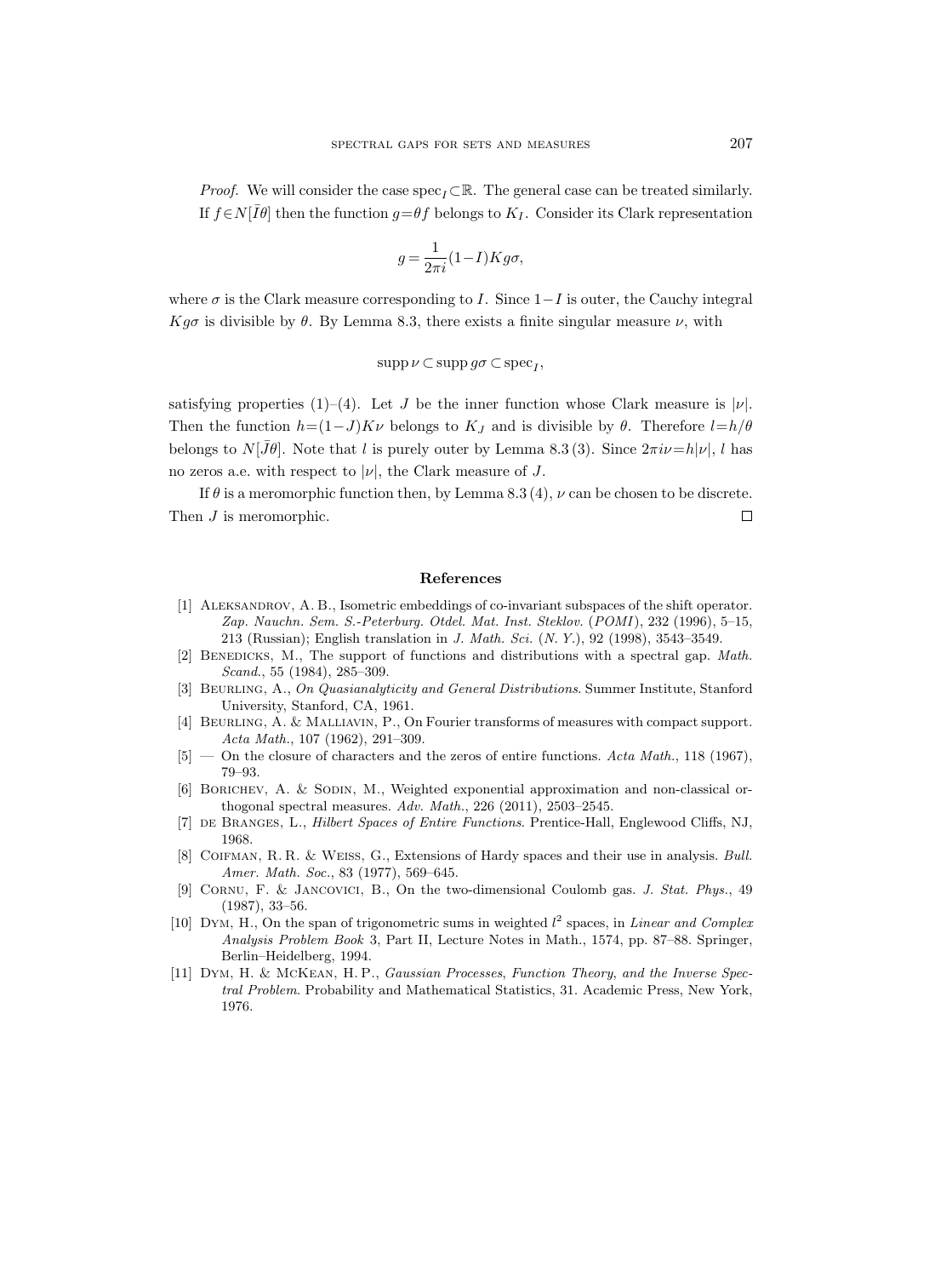*Proof.* We will consider the case $\operatorname{spec}_I \subset \mathbb{R}$. The general case can be treated similarly. If $f \in N[\bar{I}\theta]$ then the function $g=\theta f$ belongs to $K_I$. Consider its Clark representation

$$g = \frac{1}{2\pi i}(1-I)Kg\sigma,$$

where $\sigma$ is the Clark measure corresponding to $I$. Since $1-I$ is outer, the Cauchy integral $Kg\sigma$ is divisible by $\theta$. By Lemma 8.3, there exists a finite singular measure $\nu$, with

$$\operatorname{supp} \nu \subset \operatorname{supp} g\sigma \subset \operatorname{spec}_I,$$

satisfying properties (1)–(4). Let $J$ be the inner function whose Clark measure is $|\nu|$. Then the function $h=(1-J)K\nu$ belongs to $K_J$ and is divisible by $\theta$. Therefore $l=h/\theta$ belongs to $N[\bar{J}\theta]$. Note that $l$ is purely outer by Lemma 8.3 (3). Since $2\pi i\nu = h|\nu|$, $l$ has no zeros a.e. with respect to $|\nu|$, the Clark measure of $J$.

If $\theta$ is a meromorphic function then, by Lemma 8.3 (4), $\nu$ can be chosen to be discrete. Then $J$ is meromorphic. $\square$

## References

[1] Aleksandrov, A. B., Isometric embeddings of co-invariant subspaces of the shift operator. *Zap. Nauchn. Sem. S.-Peterburg. Otdel. Mat. Inst. Steklov.* (*POMI*), 232 (1996), 5–15, 213 (Russian); English translation in *J. Math. Sci.* (*N. Y.*), 92 (1998), 3543–3549.

[2] Benedicks, M., The support of functions and distributions with a spectral gap. *Math. Scand.*, 55 (1984), 285–309.

[3] Beurling, A., *On Quasianalyticity and General Distributions*. Summer Institute, Stanford University, Stanford, CA, 1961.

[4] Beurling, A. & Malliavin, P., On Fourier transforms of measures with compact support. *Acta Math.*, 107 (1962), 291–309.

[5] — On the closure of characters and the zeros of entire functions. *Acta Math.*, 118 (1967), 79–93.

[6] Borichev, A. & Sodin, M., Weighted exponential approximation and non-classical orthogonal spectral measures. *Adv. Math.*, 226 (2011), 2503–2545.

[7] de Branges, L., *Hilbert Spaces of Entire Functions*. Prentice-Hall, Englewood Cliffs, NJ, 1968.

[8] Coifman, R. R. & Weiss, G., Extensions of Hardy spaces and their use in analysis. *Bull. Amer. Math. Soc.*, 83 (1977), 569–645.

[9] Cornu, F. & Jancovici, B., On the two-dimensional Coulomb gas. *J. Stat. Phys.*, 49 (1987), 33–56.

[10] Dym, H., On the span of trigonometric sums in weighted $l^2$ spaces, in *Linear and Complex Analysis Problem Book* 3, Part II, Lecture Notes in Math., 1574, pp. 87–88. Springer, Berlin–Heidelberg, 1994.

[11] Dym, H. & McKean, H. P., *Gaussian Processes, Function Theory, and the Inverse Spectral Problem*. Probability and Mathematical Statistics, 31. Academic Press, New York, 1976.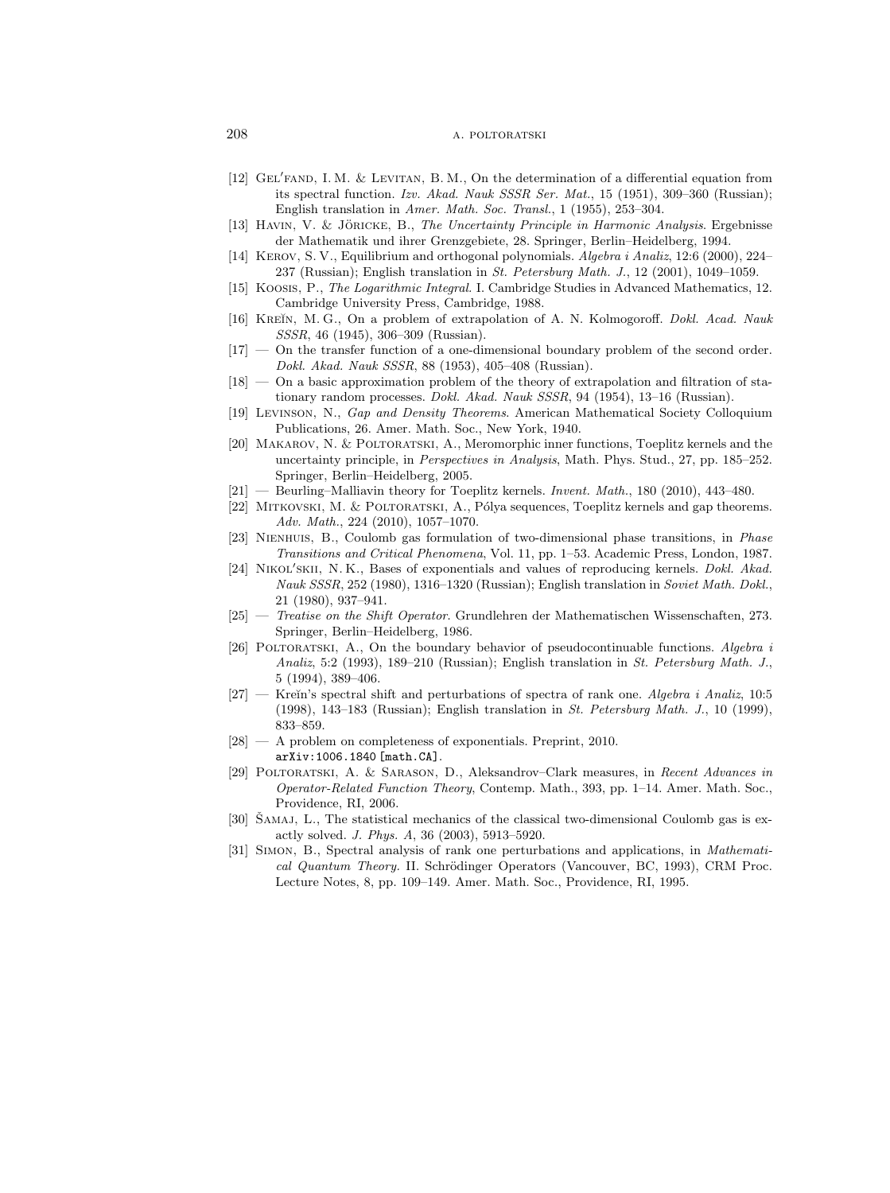[12] Gel′fand, I. M. & Levitan, B. M., On the determination of a differential equation from its spectral function. *Izv. Akad. Nauk SSSR Ser. Mat.*, 15 (1951), 309–360 (Russian); English translation in *Amer. Math. Soc. Transl.*, 1 (1955), 253–304.

[13] Havin, V. & Jöricke, B., *The Uncertainty Principle in Harmonic Analysis*. Ergebnisse der Mathematik und ihrer Grenzgebiete, 28. Springer, Berlin–Heidelberg, 1994.

[14] Kerov, S. V., Equilibrium and orthogonal polynomials. *Algebra i Analiz*, 12:6 (2000), 224–237 (Russian); English translation in *St. Petersburg Math. J.*, 12 (2001), 1049–1059.

[15] Koosis, P., *The Logarithmic Integral*. I. Cambridge Studies in Advanced Mathematics, 12. Cambridge University Press, Cambridge, 1988.

[16] Kreĭn, M. G., On a problem of extrapolation of A. N. Kolmogoroff. *Dokl. Acad. Nauk SSSR*, 46 (1945), 306–309 (Russian).

[17] — On the transfer function of a one-dimensional boundary problem of the second order. *Dokl. Akad. Nauk SSSR*, 88 (1953), 405–408 (Russian).

[18] — On a basic approximation problem of the theory of extrapolation and filtration of stationary random processes. *Dokl. Akad. Nauk SSSR*, 94 (1954), 13–16 (Russian).

[19] Levinson, N., *Gap and Density Theorems*. American Mathematical Society Colloquium Publications, 26. Amer. Math. Soc., New York, 1940.

[20] Makarov, N. & Poltoratski, A., Meromorphic inner functions, Toeplitz kernels and the uncertainty principle, in *Perspectives in Analysis*, Math. Phys. Stud., 27, pp. 185–252. Springer, Berlin–Heidelberg, 2005.

[21] — Beurling–Malliavin theory for Toeplitz kernels. *Invent. Math.*, 180 (2010), 443–480.

[22] Mitkovski, M. & Poltoratski, A., Pólya sequences, Toeplitz kernels and gap theorems. *Adv. Math.*, 224 (2010), 1057–1070.

[23] Nienhuis, B., Coulomb gas formulation of two-dimensional phase transitions, in *Phase Transitions and Critical Phenomena*, Vol. 11, pp. 1–53. Academic Press, London, 1987.

[24] Nikol′skii, N. K., Bases of exponentials and values of reproducing kernels. *Dokl. Akad. Nauk SSSR*, 252 (1980), 1316–1320 (Russian); English translation in *Soviet Math. Dokl.*, 21 (1980), 937–941.

[25] — *Treatise on the Shift Operator*. Grundlehren der Mathematischen Wissenschaften, 273. Springer, Berlin–Heidelberg, 1986.

[26] Poltoratski, A., On the boundary behavior of pseudocontinuable functions. *Algebra i Analiz*, 5:2 (1993), 189–210 (Russian); English translation in *St. Petersburg Math. J.*, 5 (1994), 389–406.

[27] — Kreĭn's spectral shift and perturbations of spectra of rank one. *Algebra i Analiz*, 10:5 (1998), 143–183 (Russian); English translation in *St. Petersburg Math. J.*, 10 (1999), 833–859.

[28] — A problem on completeness of exponentials. Preprint, 2010. `arXiv:1006.1840 [math.CA]`.

[29] Poltoratski, A. & Sarason, D., Aleksandrov–Clark measures, in *Recent Advances in Operator-Related Function Theory*, Contemp. Math., 393, pp. 1–14. Amer. Math. Soc., Providence, RI, 2006.

[30] Šamaj, L., The statistical mechanics of the classical two-dimensional Coulomb gas is exactly solved. *J. Phys. A*, 36 (2003), 5913–5920.

[31] Simon, B., Spectral analysis of rank one perturbations and applications, in *Mathematical Quantum Theory*. II. Schrödinger Operators (Vancouver, BC, 1993), CRM Proc. Lecture Notes, 8, pp. 109–149. Amer. Math. Soc., Providence, RI, 1995.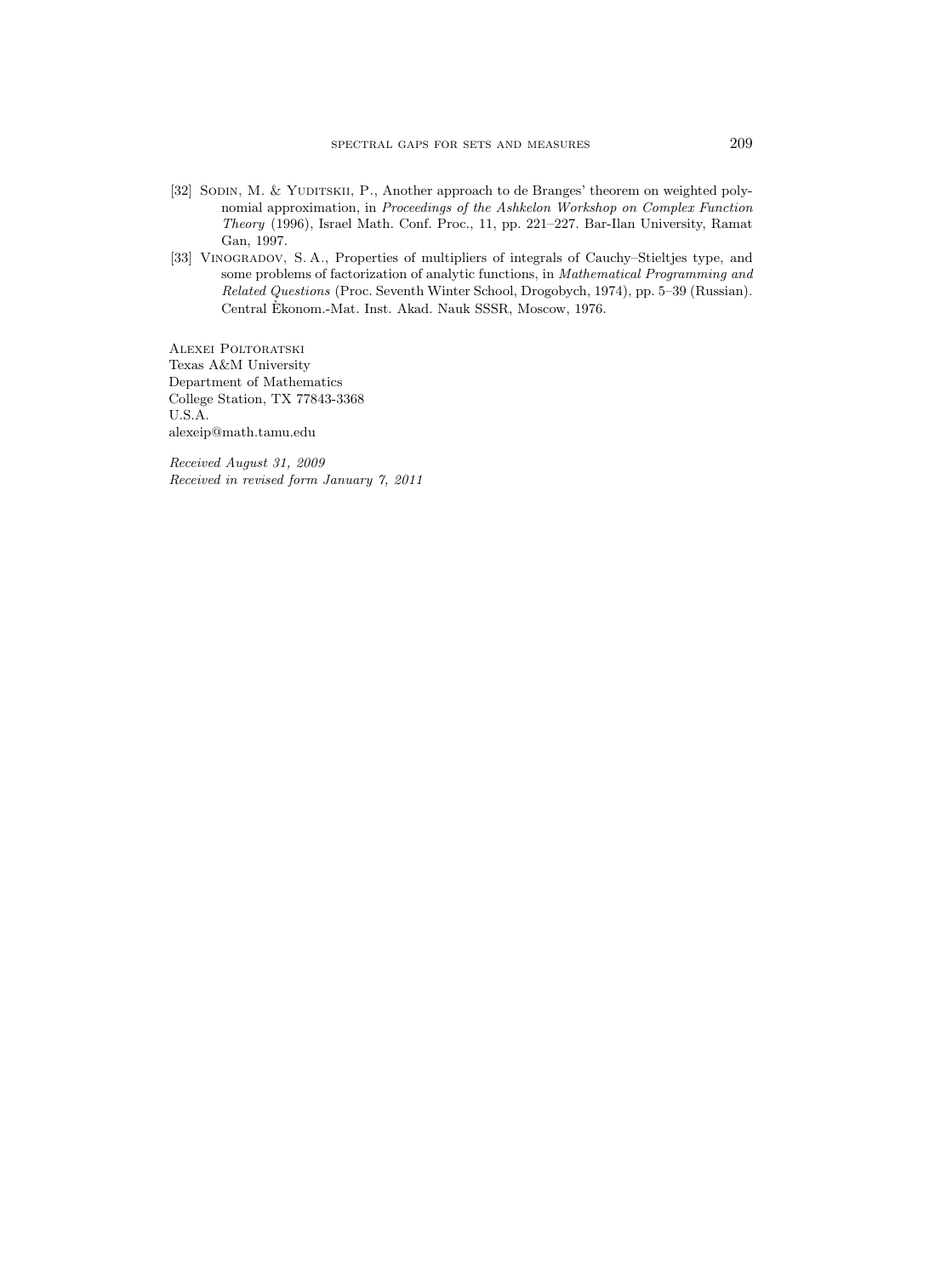[32] Sodin, M. & Yuditskii, P., Another approach to de Branges' theorem on weighted polynomial approximation, in *Proceedings of the Ashkelon Workshop on Complex Function Theory* (1996), Israel Math. Conf. Proc., 11, pp. 221–227. Bar-Ilan University, Ramat Gan, 1997.

[33] Vinogradov, S. A., Properties of multipliers of integrals of Cauchy–Stieltjes type, and some problems of factorization of analytic functions, in *Mathematical Programming and Related Questions* (Proc. Seventh Winter School, Drogobych, 1974), pp. 5–39 (Russian). Central Èkonom.-Mat. Inst. Akad. Nauk SSSR, Moscow, 1976.

Alexei Poltoratski
Texas A&M University
Department of Mathematics
College Station, TX 77843-3368
U.S.A.
alexeip@math.tamu.edu

*Received August 31, 2009*
*Received in revised form January 7, 2011*